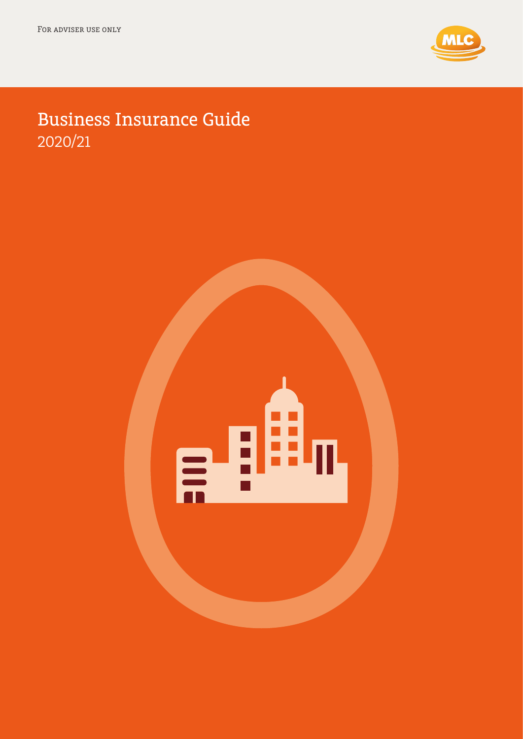For adviser use only

# Business Insurance Guide
2020/21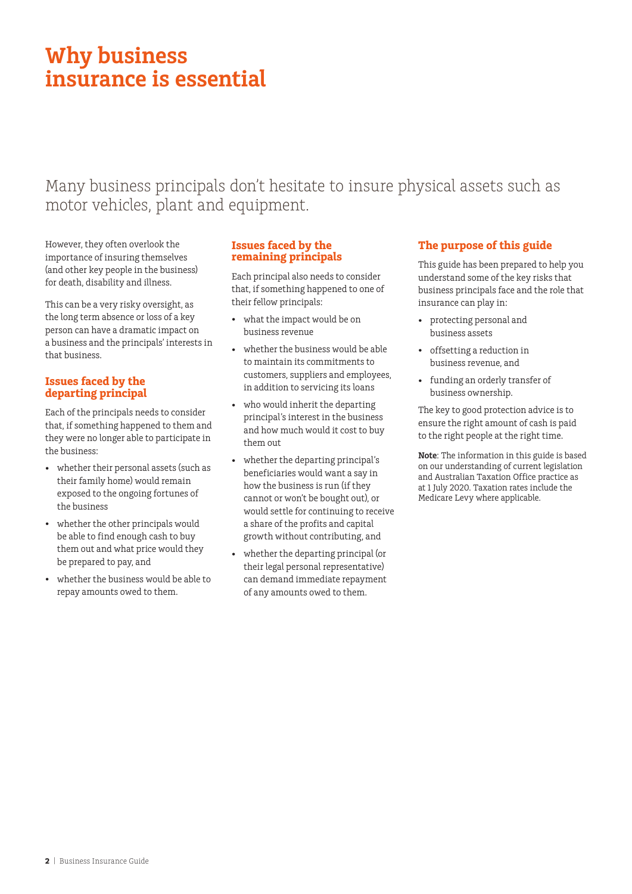# Why business insurance is essential

Many business principals don't hesitate to insure physical assets such as motor vehicles, plant and equipment.

However, they often overlook the importance of insuring themselves (and other key people in the business) for death, disability and illness.

This can be a very risky oversight, as the long term absence or loss of a key person can have a dramatic impact on a business and the principals' interests in that business.

## Issues faced by the departing principal

Each of the principals needs to consider that, if something happened to them and they were no longer able to participate in the business:

- whether their personal assets (such as their family home) would remain exposed to the ongoing fortunes of the business
- whether the other principals would be able to find enough cash to buy them out and what price would they be prepared to pay, and
- whether the business would be able to repay amounts owed to them.

## Issues faced by the remaining principals

Each principal also needs to consider that, if something happened to one of their fellow principals:

- what the impact would be on business revenue
- whether the business would be able to maintain its commitments to customers, suppliers and employees, in addition to servicing its loans
- who would inherit the departing principal's interest in the business and how much would it cost to buy them out
- whether the departing principal's beneficiaries would want a say in how the business is run (if they cannot or won't be bought out), or would settle for continuing to receive a share of the profits and capital growth without contributing, and
- whether the departing principal (or their legal personal representative) can demand immediate repayment of any amounts owed to them.

## The purpose of this guide

This guide has been prepared to help you understand some of the key risks that business principals face and the role that insurance can play in:

- protecting personal and business assets
- offsetting a reduction in business revenue, and
- funding an orderly transfer of business ownership.

The key to good protection advice is to ensure the right amount of cash is paid to the right people at the right time.

**Note**: The information in this guide is based on our understanding of current legislation and Australian Taxation Office practice as at 1 July 2020. Taxation rates include the Medicare Levy where applicable.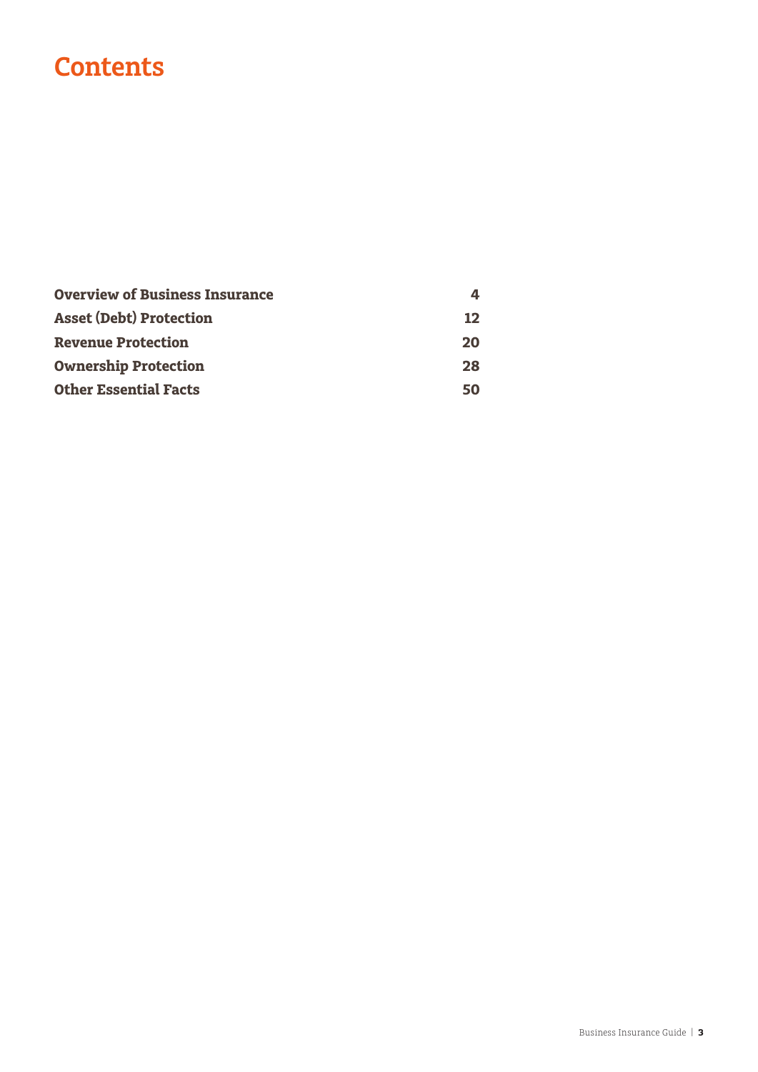# Contents

| | |
|---|---|
| **Overview of Business Insurance** | **4** |
| **Asset (Debt) Protection** | **12** |
| **Revenue Protection** | **20** |
| **Ownership Protection** | **28** |
| **Other Essential Facts** | **50** |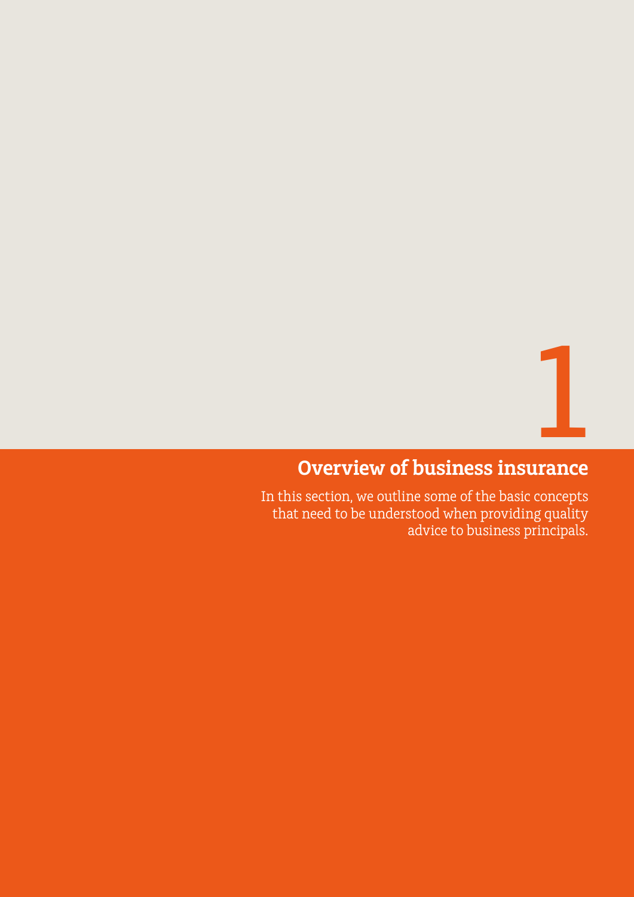# 1

## Overview of business insurance

In this section, we outline some of the basic concepts that need to be understood when providing quality advice to business principals.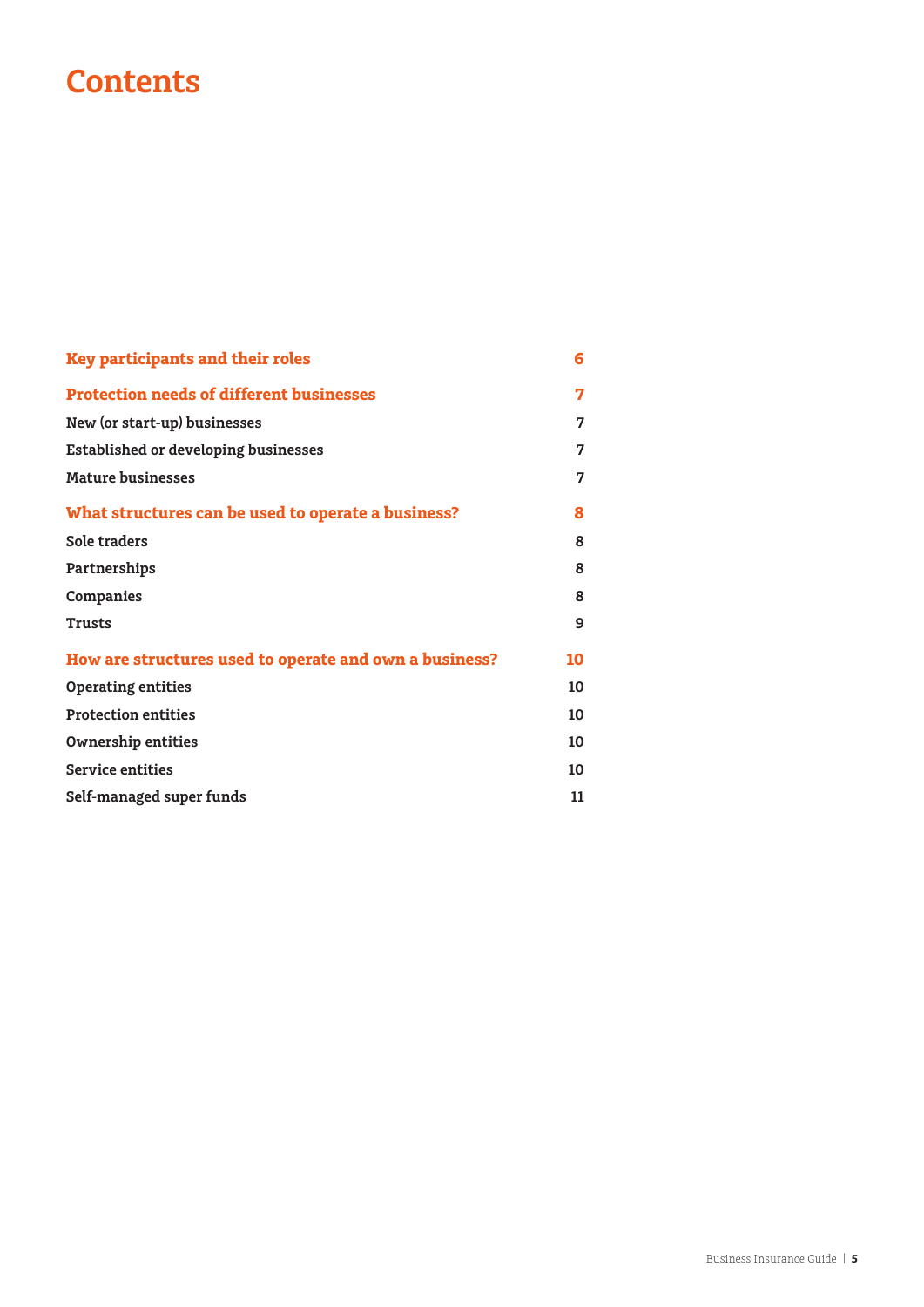# Contents

| | |
|---|---|
| **Key participants and their roles** | **6** |
| **Protection needs of different businesses** | **7** |
| New (or start-up) businesses | 7 |
| Established or developing businesses | 7 |
| Mature businesses | 7 |
| **What structures can be used to operate a business?** | **8** |
| Sole traders | 8 |
| Partnerships | 8 |
| Companies | 8 |
| Trusts | 9 |
| **How are structures used to operate and own a business?** | **10** |
| Operating entities | 10 |
| Protection entities | 10 |
| Ownership entities | 10 |
| Service entities | 10 |
| Self-managed super funds | 11 |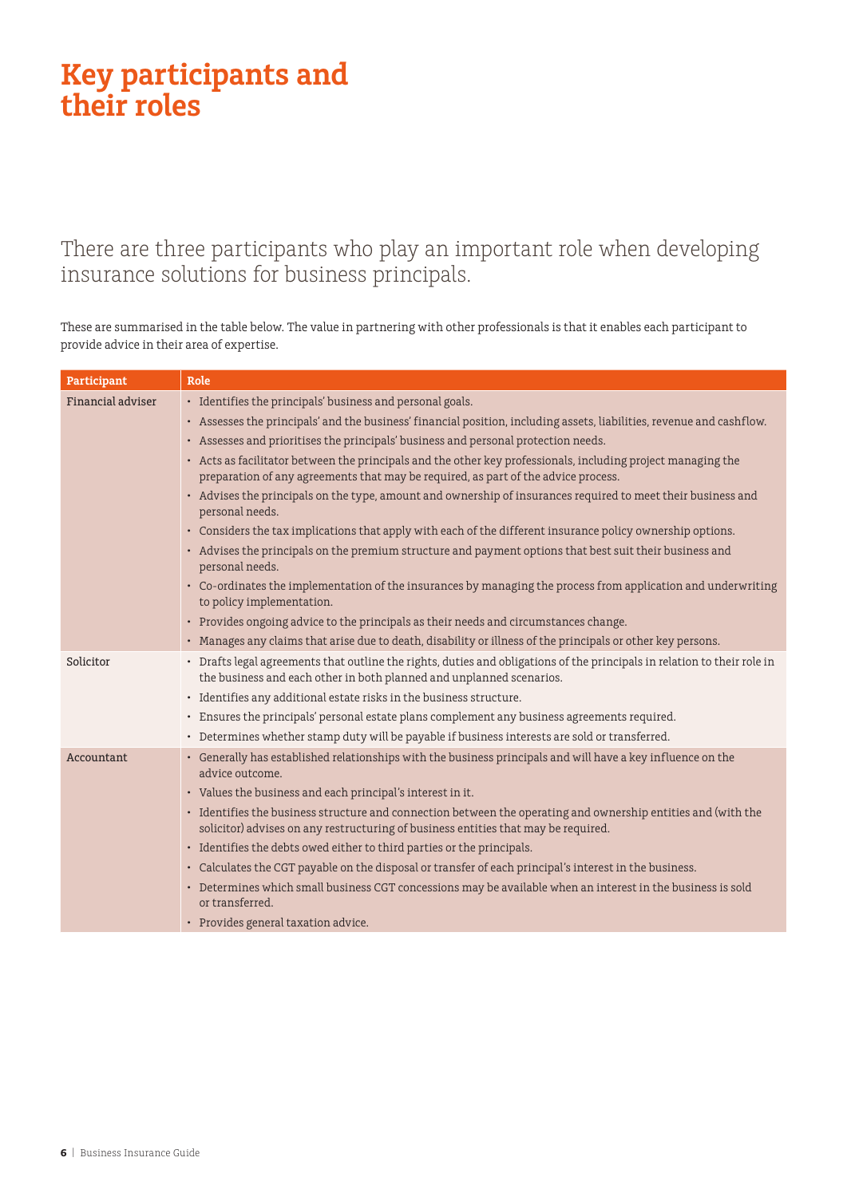# Key participants and their roles

## There are three participants who play an important role when developing insurance solutions for business principals.

These are summarised in the table below. The value in partnering with other professionals is that it enables each participant to provide advice in their area of expertise.

| Participant | Role |
|---|---|
| Financial adviser | • Identifies the principals' business and personal goals.<br>• Assesses the principals' and the business' financial position, including assets, liabilities, revenue and cashflow.<br>• Assesses and prioritises the principals' business and personal protection needs.<br>• Acts as facilitator between the principals and the other key professionals, including project managing the preparation of any agreements that may be required, as part of the advice process.<br>• Advises the principals on the type, amount and ownership of insurances required to meet their business and personal needs.<br>• Considers the tax implications that apply with each of the different insurance policy ownership options.<br>• Advises the principals on the premium structure and payment options that best suit their business and personal needs.<br>• Co-ordinates the implementation of the insurances by managing the process from application and underwriting to policy implementation.<br>• Provides ongoing advice to the principals as their needs and circumstances change.<br>• Manages any claims that arise due to death, disability or illness of the principals or other key persons. |
| Solicitor | • Drafts legal agreements that outline the rights, duties and obligations of the principals in relation to their role in the business and each other in both planned and unplanned scenarios.<br>• Identifies any additional estate risks in the business structure.<br>• Ensures the principals' personal estate plans complement any business agreements required.<br>• Determines whether stamp duty will be payable if business interests are sold or transferred. |
| Accountant | • Generally has established relationships with the business principals and will have a key influence on the advice outcome.<br>• Values the business and each principal's interest in it.<br>• Identifies the business structure and connection between the operating and ownership entities and (with the solicitor) advises on any restructuring of business entities that may be required.<br>• Identifies the debts owed either to third parties or the principals.<br>• Calculates the CGT payable on the disposal or transfer of each principal's interest in the business.<br>• Determines which small business CGT concessions may be available when an interest in the business is sold or transferred.<br>• Provides general taxation advice. |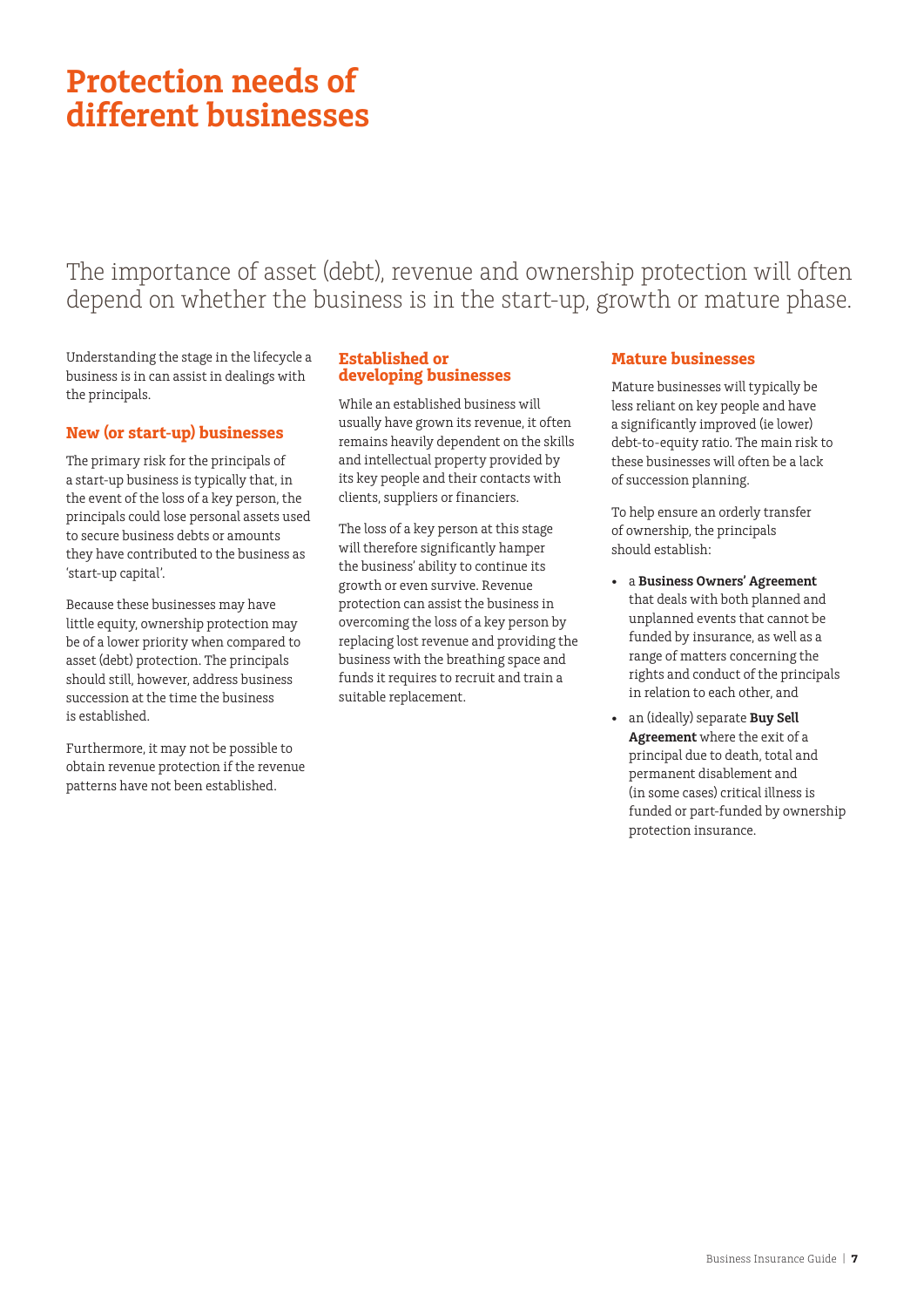# Protection needs of different businesses

The importance of asset (debt), revenue and ownership protection will often depend on whether the business is in the start-up, growth or mature phase.

Understanding the stage in the lifecycle a business is in can assist in dealings with the principals.

## New (or start-up) businesses

The primary risk for the principals of a start-up business is typically that, in the event of the loss of a key person, the principals could lose personal assets used to secure business debts or amounts they have contributed to the business as 'start-up capital'.

Because these businesses may have little equity, ownership protection may be of a lower priority when compared to asset (debt) protection. The principals should still, however, address business succession at the time the business is established.

Furthermore, it may not be possible to obtain revenue protection if the revenue patterns have not been established.

## Established or developing businesses

While an established business will usually have grown its revenue, it often remains heavily dependent on the skills and intellectual property provided by its key people and their contacts with clients, suppliers or financiers.

The loss of a key person at this stage will therefore significantly hamper the business' ability to continue its growth or even survive. Revenue protection can assist the business in overcoming the loss of a key person by replacing lost revenue and providing the business with the breathing space and funds it requires to recruit and train a suitable replacement.

## Mature businesses

Mature businesses will typically be less reliant on key people and have a significantly improved (ie lower) debt-to-equity ratio. The main risk to these businesses will often be a lack of succession planning.

To help ensure an orderly transfer of ownership, the principals should establish:

- a **Business Owners' Agreement** that deals with both planned and unplanned events that cannot be funded by insurance, as well as a range of matters concerning the rights and conduct of the principals in relation to each other, and
- an (ideally) separate **Buy Sell Agreement** where the exit of a principal due to death, total and permanent disablement and (in some cases) critical illness is funded or part-funded by ownership protection insurance.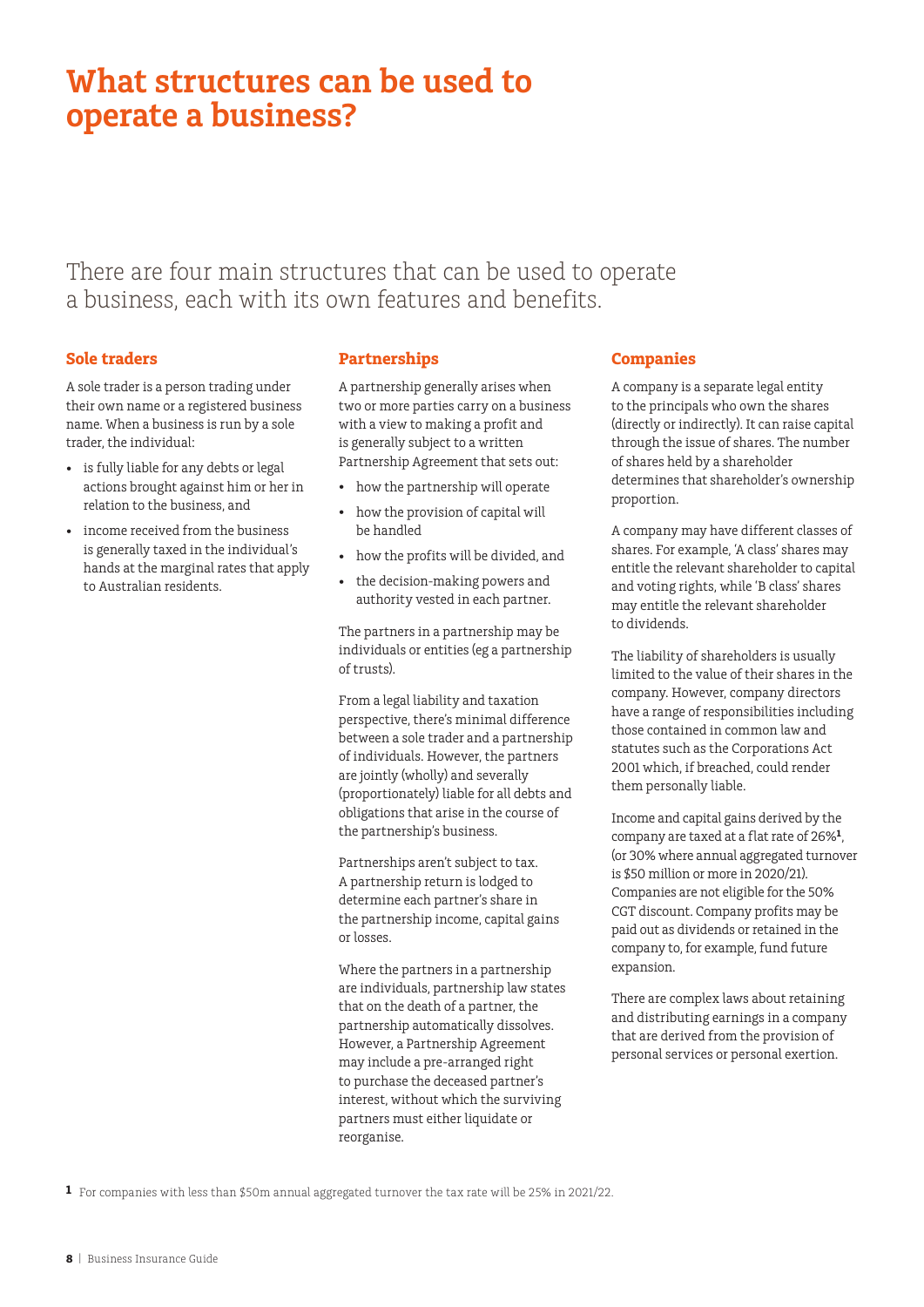# What structures can be used to operate a business?

There are four main structures that can be used to operate a business, each with its own features and benefits.

## Sole traders

A sole trader is a person trading under their own name or a registered business name. When a business is run by a sole trader, the individual:

- is fully liable for any debts or legal actions brought against him or her in relation to the business, and
- income received from the business is generally taxed in the individual's hands at the marginal rates that apply to Australian residents.

## Partnerships

A partnership generally arises when two or more parties carry on a business with a view to making a profit and is generally subject to a written Partnership Agreement that sets out:

- how the partnership will operate
- how the provision of capital will be handled
- how the profits will be divided, and
- the decision-making powers and authority vested in each partner.

The partners in a partnership may be individuals or entities (eg a partnership of trusts).

From a legal liability and taxation perspective, there's minimal difference between a sole trader and a partnership of individuals. However, the partners are jointly (wholly) and severally (proportionately) liable for all debts and obligations that arise in the course of the partnership's business.

Partnerships aren't subject to tax. A partnership return is lodged to determine each partner's share in the partnership income, capital gains or losses.

Where the partners in a partnership are individuals, partnership law states that on the death of a partner, the partnership automatically dissolves. However, a Partnership Agreement may include a pre-arranged right to purchase the deceased partner's interest, without which the surviving partners must either liquidate or reorganise.

## Companies

A company is a separate legal entity to the principals who own the shares (directly or indirectly). It can raise capital through the issue of shares. The number of shares held by a shareholder determines that shareholder's ownership proportion.

A company may have different classes of shares. For example, 'A class' shares may entitle the relevant shareholder to capital and voting rights, while 'B class' shares may entitle the relevant shareholder to dividends.

The liability of shareholders is usually limited to the value of their shares in the company. However, company directors have a range of responsibilities including those contained in common law and statutes such as the Corporations Act 2001 which, if breached, could render them personally liable.

Income and capital gains derived by the company are taxed at a flat rate of 26%[1], (or 30% where annual aggregated turnover is $50 million or more in 2020/21). Companies are not eligible for the 50% CGT discount. Company profits may be paid out as dividends or retained in the company to, for example, fund future expansion.

There are complex laws about retaining and distributing earnings in a company that are derived from the provision of personal services or personal exertion.

[1] For companies with less than $50m annual aggregated turnover the tax rate will be 25% in 2021/22.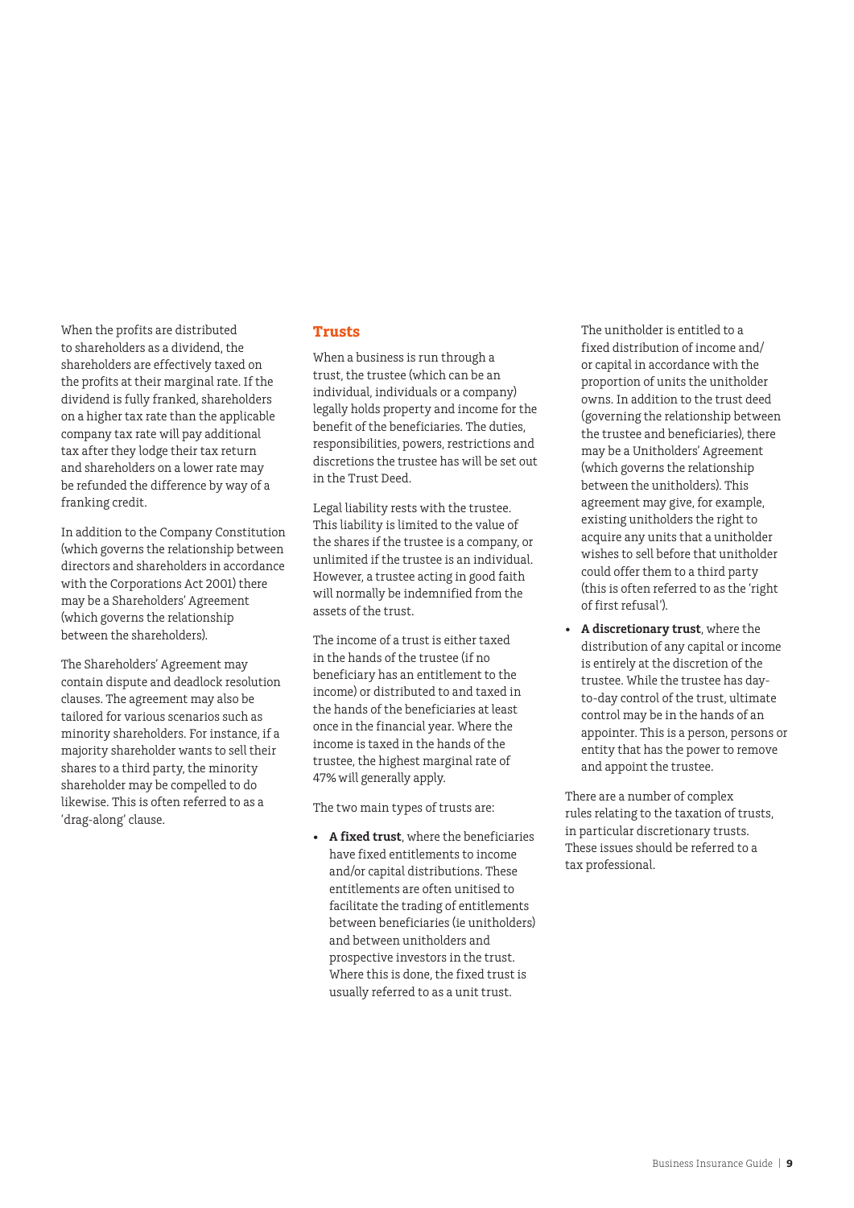When the profits are distributed to shareholders as a dividend, the shareholders are effectively taxed on the profits at their marginal rate. If the dividend is fully franked, shareholders on a higher tax rate than the applicable company tax rate will pay additional tax after they lodge their tax return and shareholders on a lower rate may be refunded the difference by way of a franking credit.

In addition to the Company Constitution (which governs the relationship between directors and shareholders in accordance with the Corporations Act 2001) there may be a Shareholders' Agreement (which governs the relationship between the shareholders).

The Shareholders' Agreement may contain dispute and deadlock resolution clauses. The agreement may also be tailored for various scenarios such as minority shareholders. For instance, if a majority shareholder wants to sell their shares to a third party, the minority shareholder may be compelled to do likewise. This is often referred to as a 'drag-along' clause.

## Trusts

When a business is run through a trust, the trustee (which can be an individual, individuals or a company) legally holds property and income for the benefit of the beneficiaries. The duties, responsibilities, powers, restrictions and discretions the trustee has will be set out in the Trust Deed.

Legal liability rests with the trustee. This liability is limited to the value of the shares if the trustee is a company, or unlimited if the trustee is an individual. However, a trustee acting in good faith will normally be indemnified from the assets of the trust.

The income of a trust is either taxed in the hands of the trustee (if no beneficiary has an entitlement to the income) or distributed to and taxed in the hands of the beneficiaries at least once in the financial year. Where the income is taxed in the hands of the trustee, the highest marginal rate of 47% will generally apply.

The two main types of trusts are:

- **A fixed trust**, where the beneficiaries have fixed entitlements to income and/or capital distributions. These entitlements are often unitised to facilitate the trading of entitlements between beneficiaries (ie unitholders) and between unitholders and prospective investors in the trust. Where this is done, the fixed trust is usually referred to as a unit trust.

  The unitholder is entitled to a fixed distribution of income and/or capital in accordance with the proportion of units the unitholder owns. In addition to the trust deed (governing the relationship between the trustee and beneficiaries), there may be a Unitholders' Agreement (which governs the relationship between the unitholders). This agreement may give, for example, existing unitholders the right to acquire any units that a unitholder wishes to sell before that unitholder could offer them to a third party (this is often referred to as the 'right of first refusal').
- **A discretionary trust**, where the distribution of any capital or income is entirely at the discretion of the trustee. While the trustee has day-to-day control of the trust, ultimate control may be in the hands of an appointer. This is a person, persons or entity that has the power to remove and appoint the trustee.

There are a number of complex rules relating to the taxation of trusts, in particular discretionary trusts. These issues should be referred to a tax professional.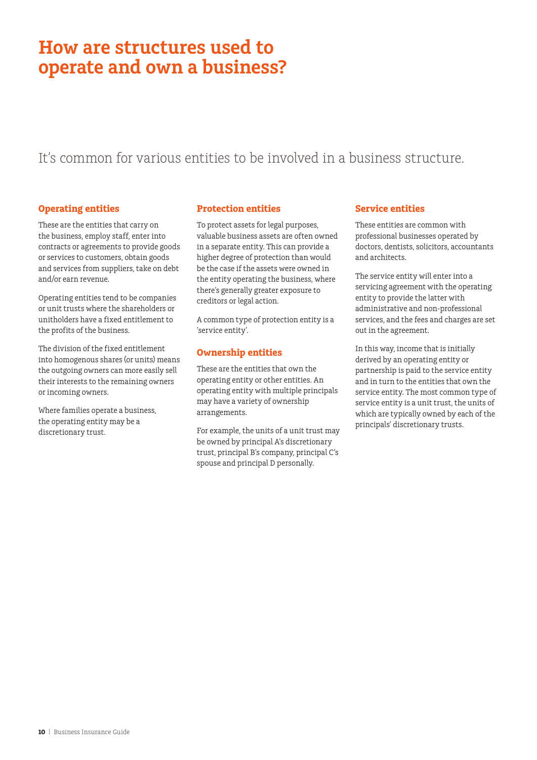# How are structures used to operate and own a business?

It's common for various entities to be involved in a business structure.

### Operating entities

These are the entities that carry on the business, employ staff, enter into contracts or agreements to provide goods or services to customers, obtain goods and services from suppliers, take on debt and/or earn revenue.

Operating entities tend to be companies or unit trusts where the shareholders or unitholders have a fixed entitlement to the profits of the business.

The division of the fixed entitlement into homogenous shares (or units) means the outgoing owners can more easily sell their interests to the remaining owners or incoming owners.

Where families operate a business, the operating entity may be a discretionary trust.

### Protection entities

To protect assets for legal purposes, valuable business assets are often owned in a separate entity. This can provide a higher degree of protection than would be the case if the assets were owned in the entity operating the business, where there's generally greater exposure to creditors or legal action.

A common type of protection entity is a 'service entity'.

### Ownership entities

These are the entities that own the operating entity or other entities. An operating entity with multiple principals may have a variety of ownership arrangements.

For example, the units of a unit trust may be owned by principal A's discretionary trust, principal B's company, principal C's spouse and principal D personally.

### Service entities

These entities are common with professional businesses operated by doctors, dentists, solicitors, accountants and architects.

The service entity will enter into a servicing agreement with the operating entity to provide the latter with administrative and non-professional services, and the fees and charges are set out in the agreement.

In this way, income that is initially derived by an operating entity or partnership is paid to the service entity and in turn to the entities that own the service entity. The most common type of service entity is a unit trust, the units of which are typically owned by each of the principals' discretionary trusts.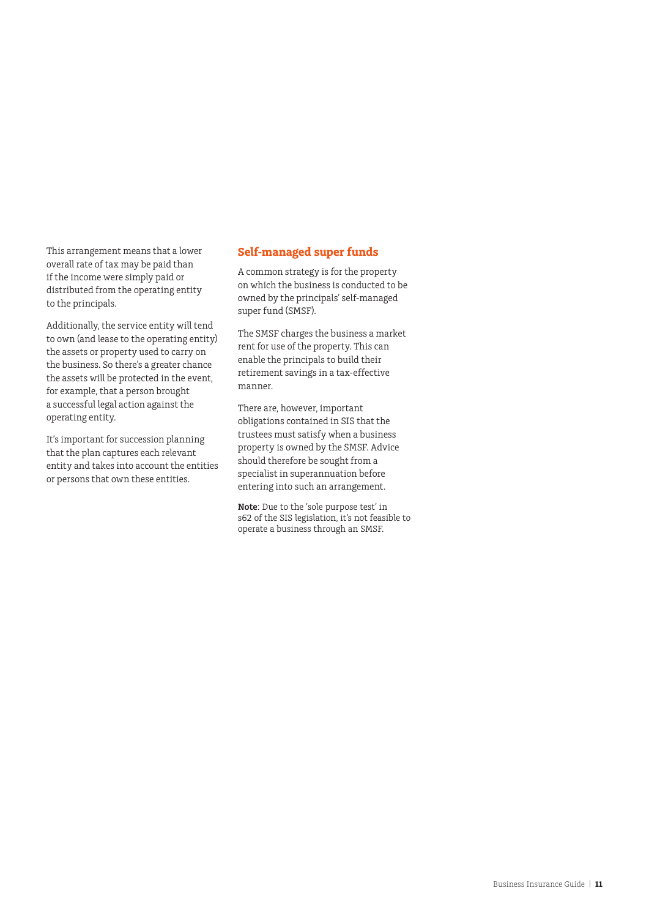This arrangement means that a lower overall rate of tax may be paid than if the income were simply paid or distributed from the operating entity to the principals.

Additionally, the service entity will tend to own (and lease to the operating entity) the assets or property used to carry on the business. So there's a greater chance the assets will be protected in the event, for example, that a person brought a successful legal action against the operating entity.

It's important for succession planning that the plan captures each relevant entity and takes into account the entities or persons that own these entities.

## Self-managed super funds

A common strategy is for the property on which the business is conducted to be owned by the principals' self-managed super fund (SMSF).

The SMSF charges the business a market rent for use of the property. This can enable the principals to build their retirement savings in a tax-effective manner.

There are, however, important obligations contained in SIS that the trustees must satisfy when a business property is owned by the SMSF. Advice should therefore be sought from a specialist in superannuation before entering into such an arrangement.

**Note**: Due to the 'sole purpose test' in s62 of the SIS legislation, it's not feasible to operate a business through an SMSF.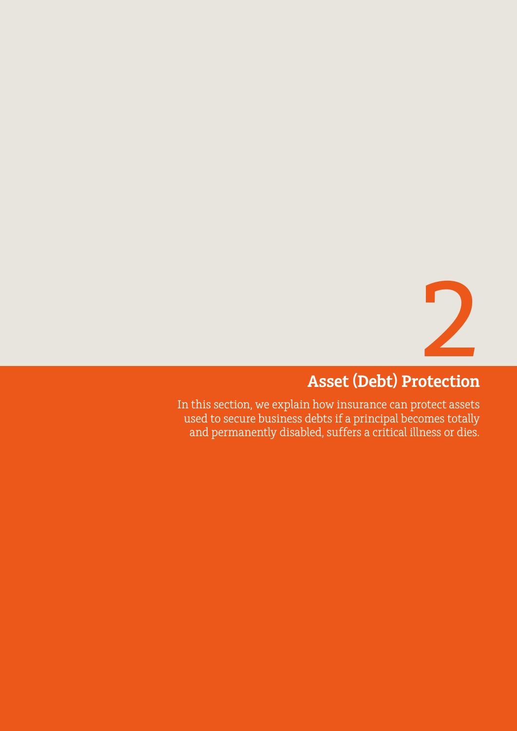# 2

## Asset (Debt) Protection

In this section, we explain how insurance can protect assets used to secure business debts if a principal becomes totally and permanently disabled, suffers a critical illness or dies.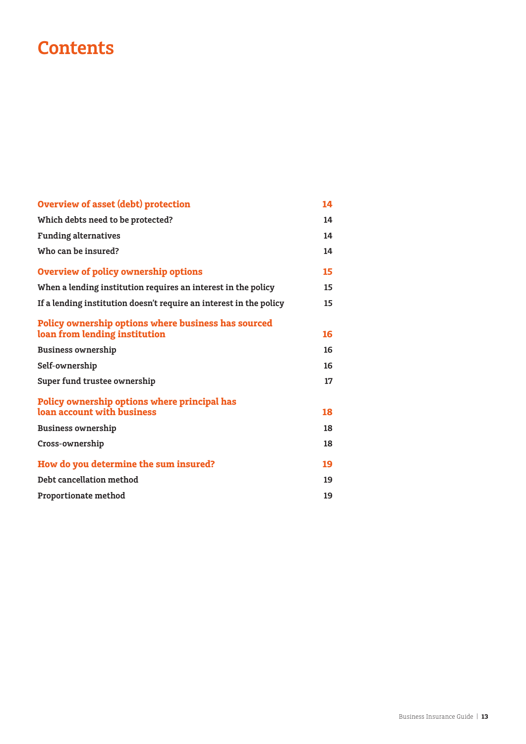# Contents

| | |
|---|---|
| **Overview of asset (debt) protection** | **14** |
| Which debts need to be protected? | 14 |
| Funding alternatives | 14 |
| Who can be insured? | 14 |
| **Overview of policy ownership options** | **15** |
| When a lending institution requires an interest in the policy | 15 |
| If a lending institution doesn't require an interest in the policy | 15 |
| **Policy ownership options where business has sourced loan from lending institution** | **16** |
| Business ownership | 16 |
| Self-ownership | 16 |
| Super fund trustee ownership | 17 |
| **Policy ownership options where principal has loan account with business** | **18** |
| Business ownership | 18 |
| Cross-ownership | 18 |
| **How do you determine the sum insured?** | **19** |
| Debt cancellation method | 19 |
| Proportionate method | 19 |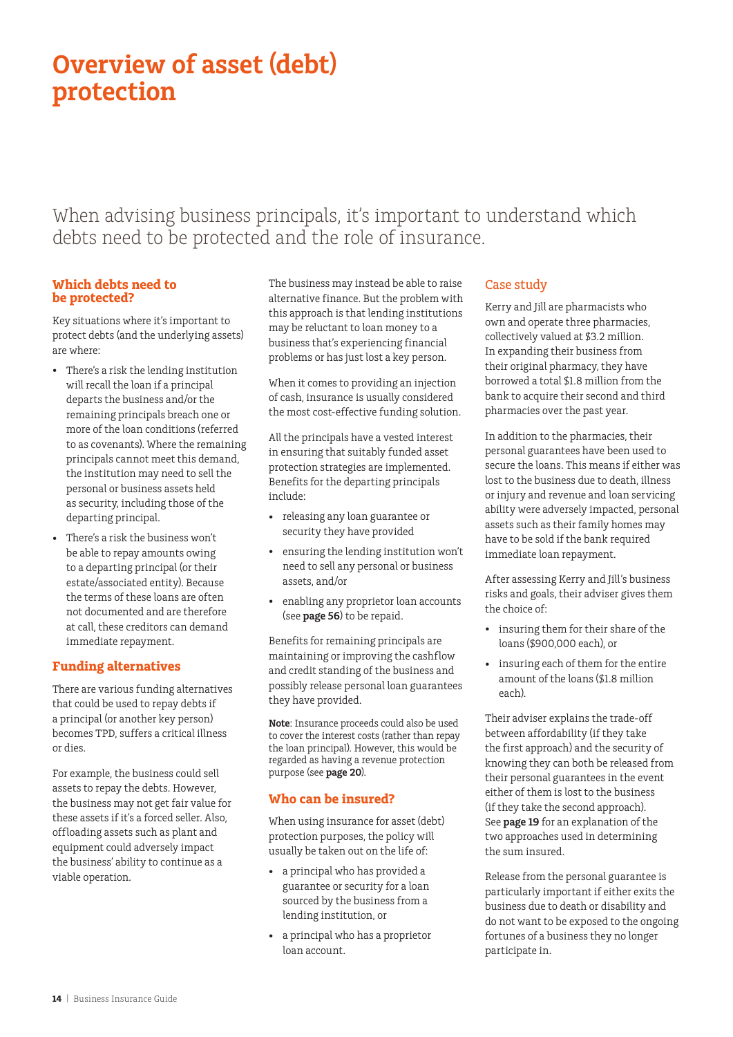# Overview of asset (debt) protection

When advising business principals, it's important to understand which debts need to be protected and the role of insurance.

## Which debts need to be protected?

Key situations where it's important to protect debts (and the underlying assets) are where:

- There's a risk the lending institution will recall the loan if a principal departs the business and/or the remaining principals breach one or more of the loan conditions (referred to as covenants). Where the remaining principals cannot meet this demand, the institution may need to sell the personal or business assets held as security, including those of the departing principal.
- There's a risk the business won't be able to repay amounts owing to a departing principal (or their estate/associated entity). Because the terms of these loans are often not documented and are therefore at call, these creditors can demand immediate repayment.

## Funding alternatives

There are various funding alternatives that could be used to repay debts if a principal (or another key person) becomes TPD, suffers a critical illness or dies.

For example, the business could sell assets to repay the debts. However, the business may not get fair value for these assets if it's a forced seller. Also, offloading assets such as plant and equipment could adversely impact the business' ability to continue as a viable operation.

The business may instead be able to raise alternative finance. But the problem with this approach is that lending institutions may be reluctant to loan money to a business that's experiencing financial problems or has just lost a key person.

When it comes to providing an injection of cash, insurance is usually considered the most cost-effective funding solution.

All the principals have a vested interest in ensuring that suitably funded asset protection strategies are implemented. Benefits for the departing principals include:

- releasing any loan guarantee or security they have provided
- ensuring the lending institution won't need to sell any personal or business assets, and/or
- enabling any proprietor loan accounts (see **page 56**) to be repaid.

Benefits for remaining principals are maintaining or improving the cashflow and credit standing of the business and possibly release personal loan guarantees they have provided.

**Note**: Insurance proceeds could also be used to cover the interest costs (rather than repay the loan principal). However, this would be regarded as having a revenue protection purpose (see **page 20**).

## Who can be insured?

When using insurance for asset (debt) protection purposes, the policy will usually be taken out on the life of:

- a principal who has provided a guarantee or security for a loan sourced by the business from a lending institution, or
- a principal who has a proprietor loan account.

### Case study

Kerry and Jill are pharmacists who own and operate three pharmacies, collectively valued at $3.2 million. In expanding their business from their original pharmacy, they have borrowed a total $1.8 million from the bank to acquire their second and third pharmacies over the past year.

In addition to the pharmacies, their personal guarantees have been used to secure the loans. This means if either was lost to the business due to death, illness or injury and revenue and loan servicing ability were adversely impacted, personal assets such as their family homes may have to be sold if the bank required immediate loan repayment.

After assessing Kerry and Jill's business risks and goals, their adviser gives them the choice of:

- insuring them for their share of the loans ($900,000 each), or
- insuring each of them for the entire amount of the loans ($1.8 million each).

Their adviser explains the trade-off between affordability (if they take the first approach) and the security of knowing they can both be released from their personal guarantees in the event either of them is lost to the business (if they take the second approach). See **page 19** for an explanation of the two approaches used in determining the sum insured.

Release from the personal guarantee is particularly important if either exits the business due to death or disability and do not want to be exposed to the ongoing fortunes of a business they no longer participate in.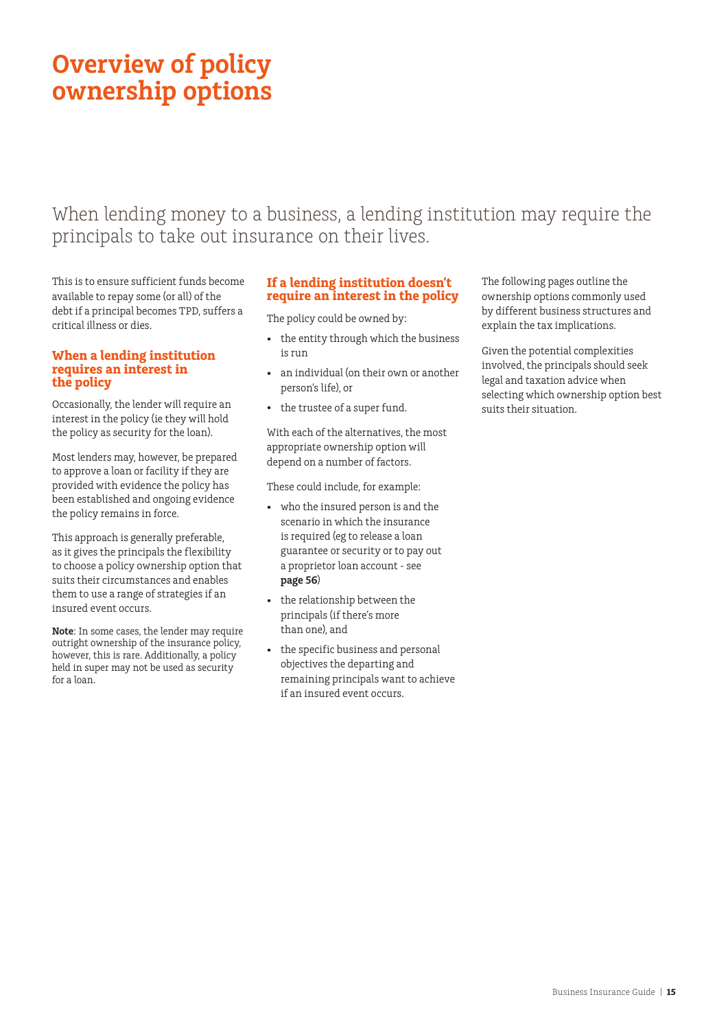# Overview of policy ownership options

When lending money to a business, a lending institution may require the principals to take out insurance on their lives.

This is to ensure sufficient funds become available to repay some (or all) of the debt if a principal becomes TPD, suffers a critical illness or dies.

## When a lending institution requires an interest in the policy

Occasionally, the lender will require an interest in the policy (ie they will hold the policy as security for the loan).

Most lenders may, however, be prepared to approve a loan or facility if they are provided with evidence the policy has been established and ongoing evidence the policy remains in force.

This approach is generally preferable, as it gives the principals the flexibility to choose a policy ownership option that suits their circumstances and enables them to use a range of strategies if an insured event occurs.

**Note**: In some cases, the lender may require outright ownership of the insurance policy, however, this is rare. Additionally, a policy held in super may not be used as security for a loan.

## If a lending institution doesn't require an interest in the policy

The policy could be owned by:

- the entity through which the business is run
- an individual (on their own or another person's life), or
- the trustee of a super fund.

With each of the alternatives, the most appropriate ownership option will depend on a number of factors.

These could include, for example:

- who the insured person is and the scenario in which the insurance is required (eg to release a loan guarantee or security or to pay out a proprietor loan account - see **page 56**)
- the relationship between the principals (if there's more than one), and
- the specific business and personal objectives the departing and remaining principals want to achieve if an insured event occurs.

The following pages outline the ownership options commonly used by different business structures and explain the tax implications.

Given the potential complexities involved, the principals should seek legal and taxation advice when selecting which ownership option best suits their situation.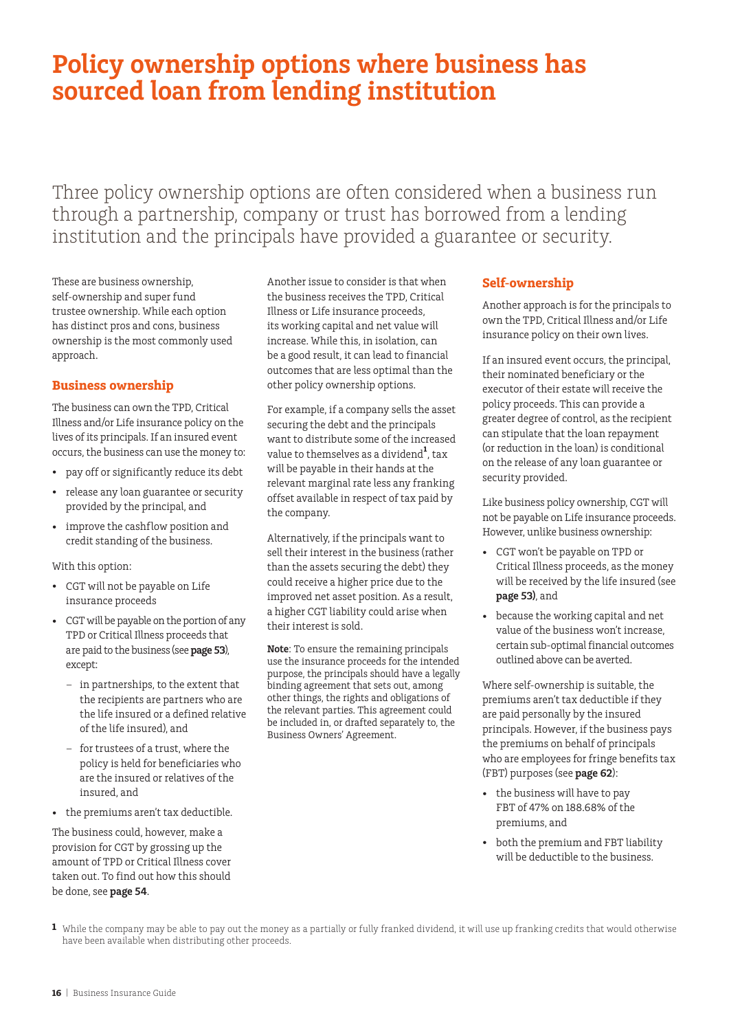# Policy ownership options where business has sourced loan from lending institution

Three policy ownership options are often considered when a business run through a partnership, company or trust has borrowed from a lending institution and the principals have provided a guarantee or security.

These are business ownership, self-ownership and super fund trustee ownership. While each option has distinct pros and cons, business ownership is the most commonly used approach.

## Business ownership

The business can own the TPD, Critical Illness and/or Life insurance policy on the lives of its principals. If an insured event occurs, the business can use the money to:

- pay off or significantly reduce its debt
- release any loan guarantee or security provided by the principal, and
- improve the cashflow position and credit standing of the business.

With this option:

- CGT will not be payable on Life insurance proceeds
- CGT will be payable on the portion of any TPD or Critical Illness proceeds that are paid to the business (see **page 53**), except:
  - in partnerships, to the extent that the recipients are partners who are the life insured or a defined relative of the life insured), and
  - for trustees of a trust, where the policy is held for beneficiaries who are the insured or relatives of the insured, and
- the premiums aren't tax deductible.

The business could, however, make a provision for CGT by grossing up the amount of TPD or Critical Illness cover taken out. To find out how this should be done, see **page 54**.

Another issue to consider is that when the business receives the TPD, Critical Illness or Life insurance proceeds, its working capital and net value will increase. While this, in isolation, can be a good result, it can lead to financial outcomes that are less optimal than the other policy ownership options.

For example, if a company sells the asset securing the debt and the principals want to distribute some of the increased value to themselves as a dividend[1], tax will be payable in their hands at the relevant marginal rate less any franking offset available in respect of tax paid by the company.

Alternatively, if the principals want to sell their interest in the business (rather than the assets securing the debt) they could receive a higher price due to the improved net asset position. As a result, a higher CGT liability could arise when their interest is sold.

**Note**: To ensure the remaining principals use the insurance proceeds for the intended purpose, the principals should have a legally binding agreement that sets out, among other things, the rights and obligations of the relevant parties. This agreement could be included in, or drafted separately to, the Business Owners' Agreement.

## Self-ownership

Another approach is for the principals to own the TPD, Critical Illness and/or Life insurance policy on their own lives.

If an insured event occurs, the principal, their nominated beneficiary or the executor of their estate will receive the policy proceeds. This can provide a greater degree of control, as the recipient can stipulate that the loan repayment (or reduction in the loan) is conditional on the release of any loan guarantee or security provided.

Like business policy ownership, CGT will not be payable on Life insurance proceeds. However, unlike business ownership:

- CGT won't be payable on TPD or Critical Illness proceeds, as the money will be received by the life insured (see **page 53**), and
- because the working capital and net value of the business won't increase, certain sub-optimal financial outcomes outlined above can be averted.

Where self-ownership is suitable, the premiums aren't tax deductible if they are paid personally by the insured principals. However, if the business pays the premiums on behalf of principals who are employees for fringe benefits tax (FBT) purposes (see **page 62**):

- the business will have to pay FBT of 47% on 188.68% of the premiums, and
- both the premium and FBT liability will be deductible to the business.

[1] While the company may be able to pay out the money as a partially or fully franked dividend, it will use up franking credits that would otherwise have been available when distributing other proceeds.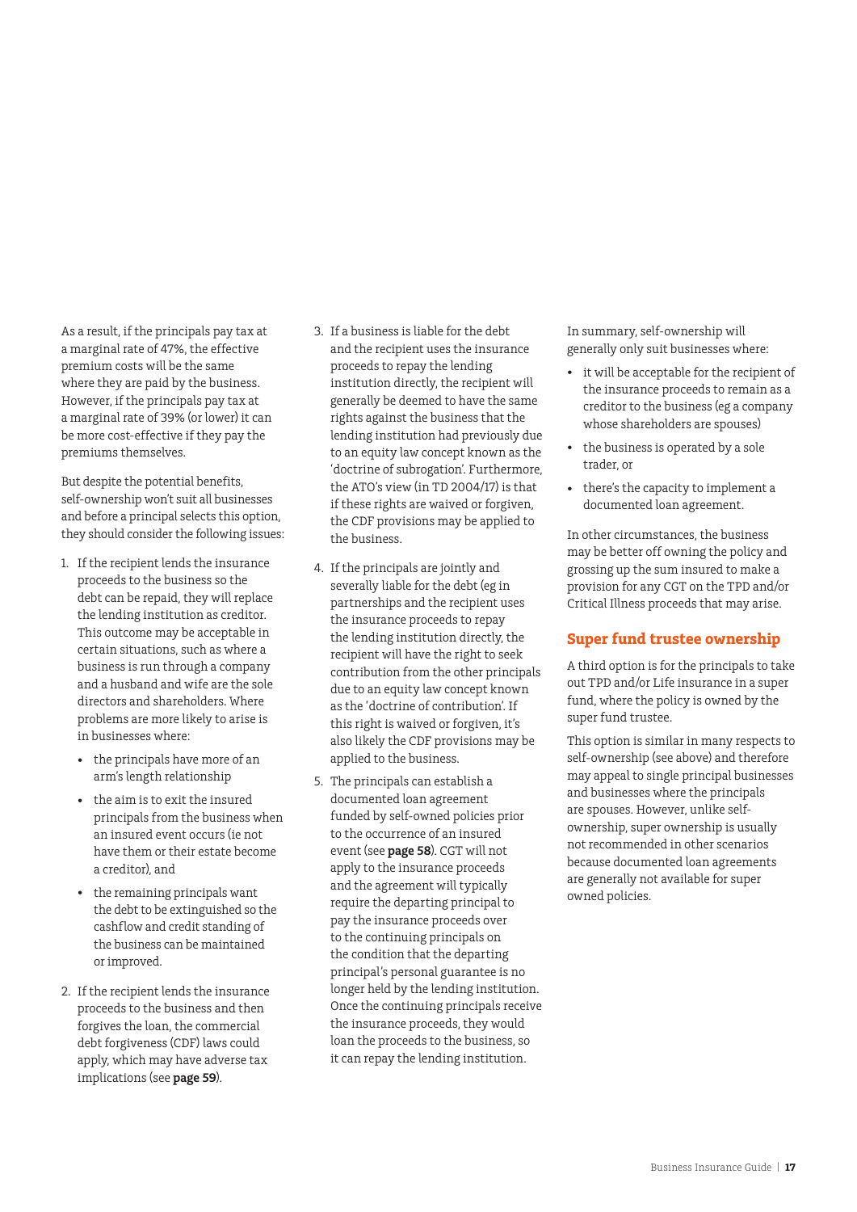As a result, if the principals pay tax at a marginal rate of 47%, the effective premium costs will be the same where they are paid by the business. However, if the principals pay tax at a marginal rate of 39% (or lower) it can be more cost-effective if they pay the premiums themselves.

But despite the potential benefits, self-ownership won't suit all businesses and before a principal selects this option, they should consider the following issues:

1. If the recipient lends the insurance proceeds to the business so the debt can be repaid, they will replace the lending institution as creditor. This outcome may be acceptable in certain situations, such as where a business is run through a company and a husband and wife are the sole directors and shareholders. Where problems are more likely to arise is in businesses where:
   - the principals have more of an arm's length relationship
   - the aim is to exit the insured principals from the business when an insured event occurs (ie not have them or their estate become a creditor), and
   - the remaining principals want the debt to be extinguished so the cashflow and credit standing of the business can be maintained or improved.
2. If the recipient lends the insurance proceeds to the business and then forgives the loan, the commercial debt forgiveness (CDF) laws could apply, which may have adverse tax implications (see **page 59**).
3. If a business is liable for the debt and the recipient uses the insurance proceeds to repay the lending institution directly, the recipient will generally be deemed to have the same rights against the business that the lending institution had previously due to an equity law concept known as the 'doctrine of subrogation'. Furthermore, the ATO's view (in TD 2004/17) is that if these rights are waived or forgiven, the CDF provisions may be applied to the business.
4. If the principals are jointly and severally liable for the debt (eg in partnerships and the recipient uses the insurance proceeds to repay the lending institution directly, the recipient will have the right to seek contribution from the other principals due to an equity law concept known as the 'doctrine of contribution'. If this right is waived or forgiven, it's also likely the CDF provisions may be applied to the business.
5. The principals can establish a documented loan agreement funded by self-owned policies prior to the occurrence of an insured event (see **page 58**). CGT will not apply to the insurance proceeds and the agreement will typically require the departing principal to pay the insurance proceeds over to the continuing principals on the condition that the departing principal's personal guarantee is no longer held by the lending institution. Once the continuing principals receive the insurance proceeds, they would loan the proceeds to the business, so it can repay the lending institution.

In summary, self-ownership will generally only suit businesses where:

- it will be acceptable for the recipient of the insurance proceeds to remain as a creditor to the business (eg a company whose shareholders are spouses)
- the business is operated by a sole trader, or
- there's the capacity to implement a documented loan agreement.

In other circumstances, the business may be better off owning the policy and grossing up the sum insured to make a provision for any CGT on the TPD and/or Critical Illness proceeds that may arise.

## Super fund trustee ownership

A third option is for the principals to take out TPD and/or Life insurance in a super fund, where the policy is owned by the super fund trustee.

This option is similar in many respects to self-ownership (see above) and therefore may appeal to single principal businesses and businesses where the principals are spouses. However, unlike self-ownership, super ownership is usually not recommended in other scenarios because documented loan agreements are generally not available for super owned policies.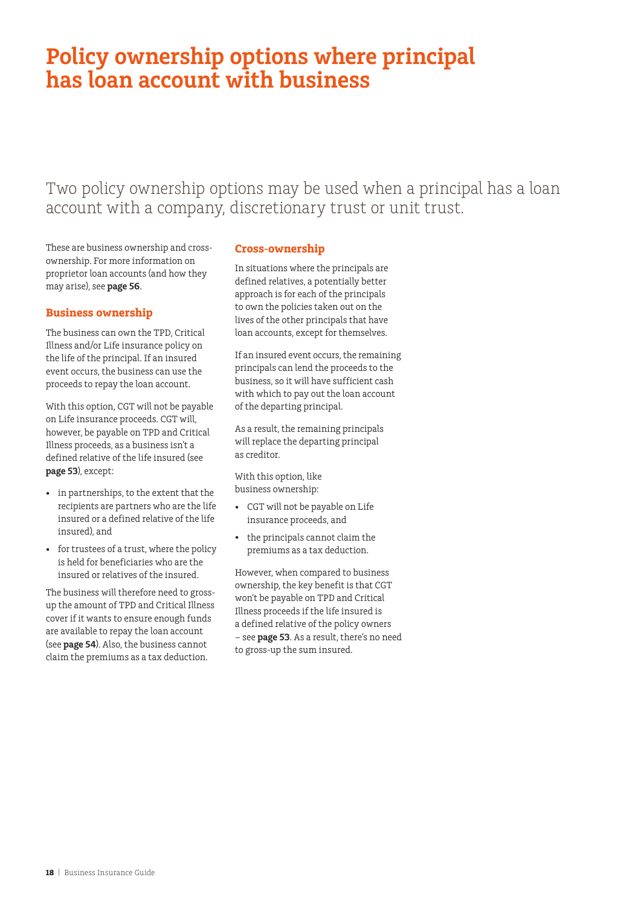# Policy ownership options where principal has loan account with business

Two policy ownership options may be used when a principal has a loan account with a company, discretionary trust or unit trust.

These are business ownership and cross-ownership. For more information on proprietor loan accounts (and how they may arise), see **page 56**.

## Business ownership

The business can own the TPD, Critical Illness and/or Life insurance policy on the life of the principal. If an insured event occurs, the business can use the proceeds to repay the loan account.

With this option, CGT will not be payable on Life insurance proceeds. CGT will, however, be payable on TPD and Critical Illness proceeds, as a business isn't a defined relative of the life insured (see **page 53**), except:

- in partnerships, to the extent that the recipients are partners who are the life insured or a defined relative of the life insured), and
- for trustees of a trust, where the policy is held for beneficiaries who are the insured or relatives of the insured.

The business will therefore need to gross-up the amount of TPD and Critical Illness cover if it wants to ensure enough funds are available to repay the loan account (see **page 54**). Also, the business cannot claim the premiums as a tax deduction.

## Cross-ownership

In situations where the principals are defined relatives, a potentially better approach is for each of the principals to own the policies taken out on the lives of the other principals that have loan accounts, except for themselves.

If an insured event occurs, the remaining principals can lend the proceeds to the business, so it will have sufficient cash with which to pay out the loan account of the departing principal.

As a result, the remaining principals will replace the departing principal as creditor.

With this option, like business ownership:

- CGT will not be payable on Life insurance proceeds, and
- the principals cannot claim the premiums as a tax deduction.

However, when compared to business ownership, the key benefit is that CGT won't be payable on TPD and Critical Illness proceeds if the life insured is a defined relative of the policy owners – see **page 53**. As a result, there's no need to gross-up the sum insured.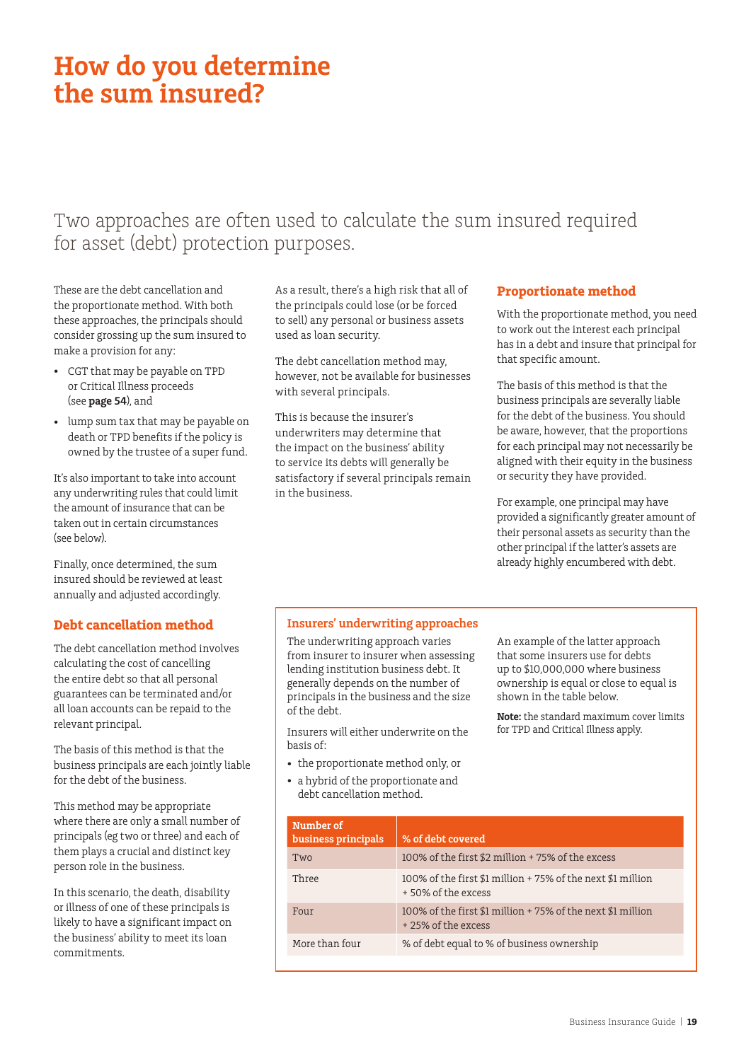# How do you determine the sum insured?

Two approaches are often used to calculate the sum insured required for asset (debt) protection purposes.

These are the debt cancellation and the proportionate method. With both these approaches, the principals should consider grossing up the sum insured to make a provision for any:

- CGT that may be payable on TPD or Critical Illness proceeds (see **page 54**), and
- lump sum tax that may be payable on death or TPD benefits if the policy is owned by the trustee of a super fund.

It's also important to take into account any underwriting rules that could limit the amount of insurance that can be taken out in certain circumstances (see below).

Finally, once determined, the sum insured should be reviewed at least annually and adjusted accordingly.

## Debt cancellation method

The debt cancellation method involves calculating the cost of cancelling the entire debt so that all personal guarantees can be terminated and/or all loan accounts can be repaid to the relevant principal.

The basis of this method is that the business principals are each jointly liable for the debt of the business.

This method may be appropriate where there are only a small number of principals (eg two or three) and each of them plays a crucial and distinct key person role in the business.

In this scenario, the death, disability or illness of one of these principals is likely to have a significant impact on the business' ability to meet its loan commitments.

As a result, there's a high risk that all of the principals could lose (or be forced to sell) any personal or business assets used as loan security.

The debt cancellation method may, however, not be available for businesses with several principals.

This is because the insurer's underwriters may determine that the impact on the business' ability to service its debts will generally be satisfactory if several principals remain in the business.

## Proportionate method

With the proportionate method, you need to work out the interest each principal has in a debt and insure that principal for that specific amount.

The basis of this method is that the business principals are severally liable for the debt of the business. You should be aware, however, that the proportions for each principal may not necessarily be aligned with their equity in the business or security they have provided.

For example, one principal may have provided a significantly greater amount of their personal assets as security than the other principal if the latter's assets are already highly encumbered with debt.

### Insurers' underwriting approaches

The underwriting approach varies from insurer to insurer when assessing lending institution business debt. It generally depends on the number of principals in the business and the size of the debt.

Insurers will either underwrite on the basis of:

- the proportionate method only, or
- a hybrid of the proportionate and debt cancellation method.

An example of the latter approach that some insurers use for debts up to $10,000,000 where business ownership is equal or close to equal is shown in the table below.

**Note:** the standard maximum cover limits for TPD and Critical Illness apply.

| Number of business principals | % of debt covered |
|---|---|
| Two | 100% of the first $2 million + 75% of the excess |
| Three | 100% of the first $1 million + 75% of the next $1 million + 50% of the excess |
| Four | 100% of the first $1 million + 75% of the next $1 million + 25% of the excess |
| More than four | % of debt equal to % of business ownership |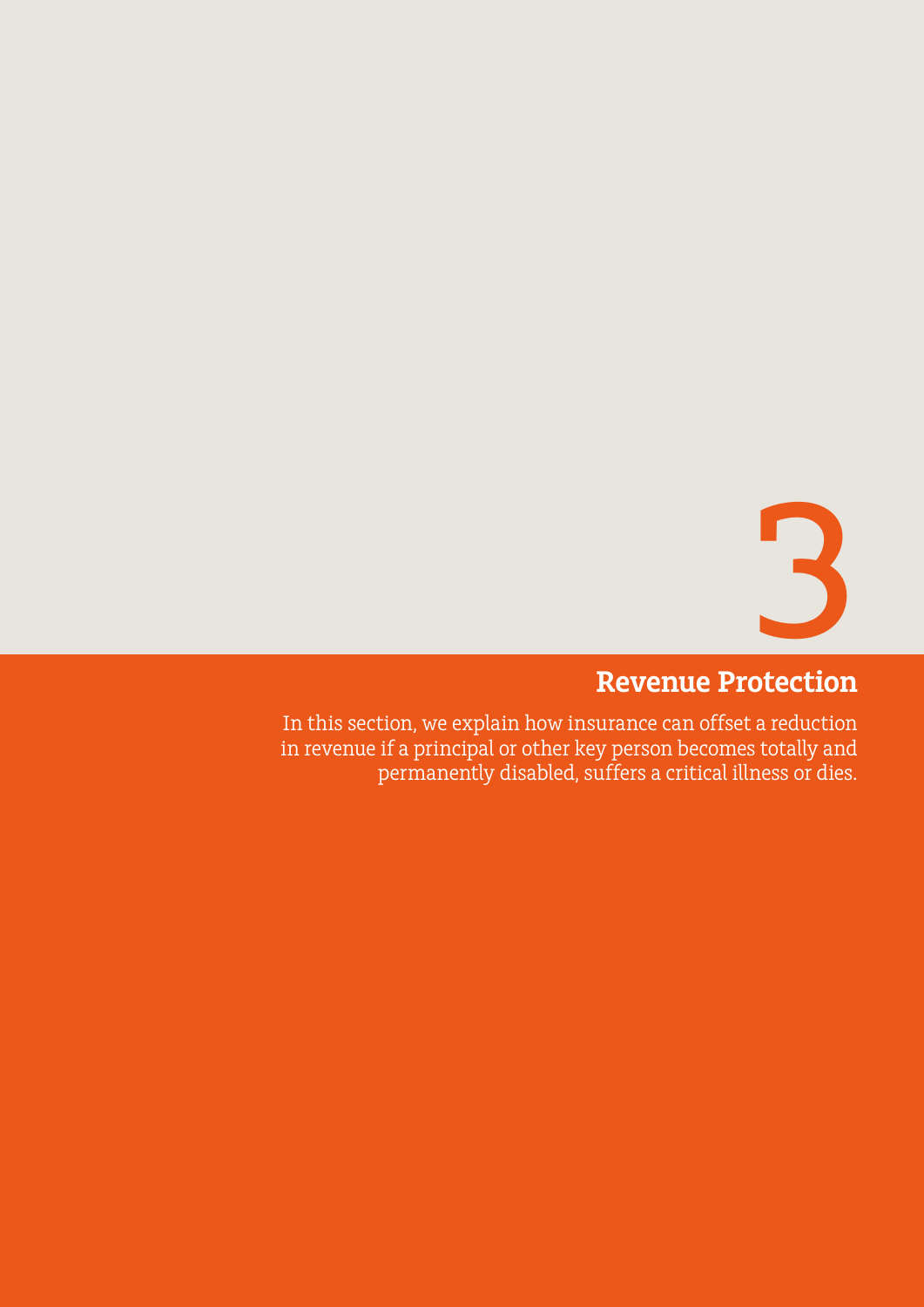3

# Revenue Protection

In this section, we explain how insurance can offset a reduction in revenue if a principal or other key person becomes totally and permanently disabled, suffers a critical illness or dies.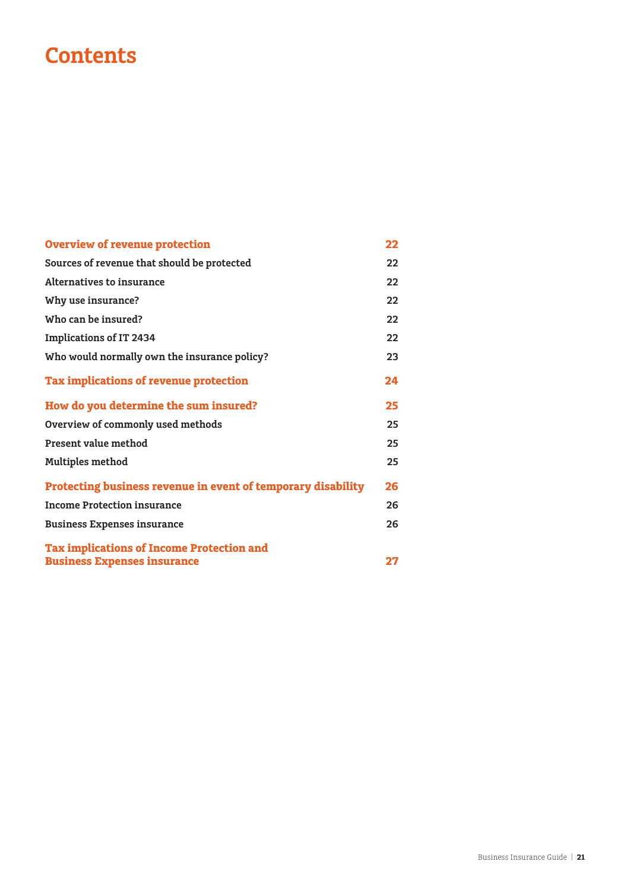# Contents

| | |
|---|---|
| **Overview of revenue protection** | **22** |
| Sources of revenue that should be protected | 22 |
| Alternatives to insurance | 22 |
| Why use insurance? | 22 |
| Who can be insured? | 22 |
| Implications of IT 2434 | 22 |
| Who would normally own the insurance policy? | 23 |
| **Tax implications of revenue protection** | **24** |
| **How do you determine the sum insured?** | **25** |
| Overview of commonly used methods | 25 |
| Present value method | 25 |
| Multiples method | 25 |
| **Protecting business revenue in event of temporary disability** | **26** |
| Income Protection insurance | 26 |
| Business Expenses insurance | 26 |
| **Tax implications of Income Protection and Business Expenses insurance** | **27** |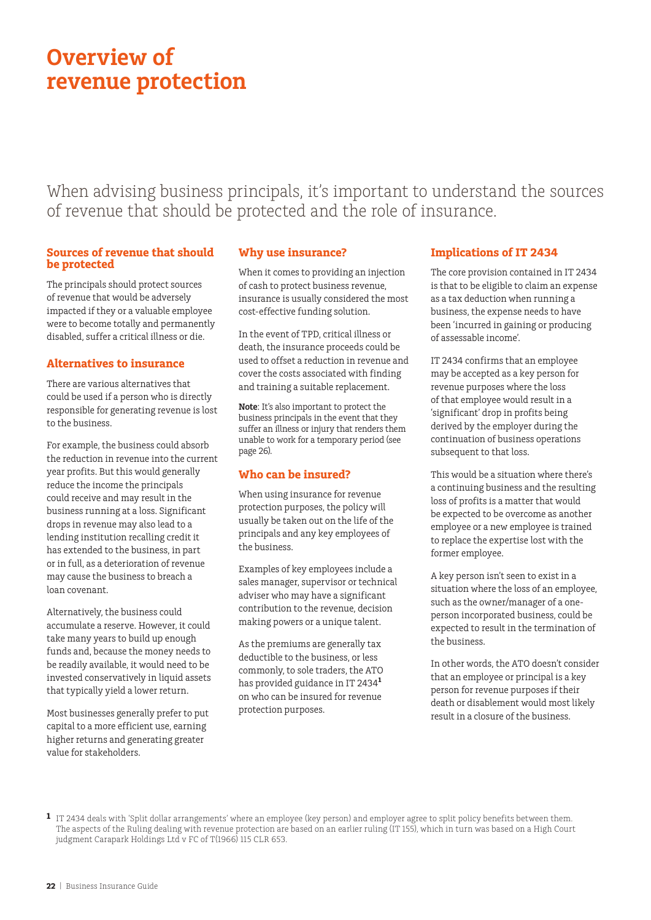# Overview of revenue protection

When advising business principals, it's important to understand the sources of revenue that should be protected and the role of insurance.

## Sources of revenue that should be protected

The principals should protect sources of revenue that would be adversely impacted if they or a valuable employee were to become totally and permanently disabled, suffer a critical illness or die.

## Alternatives to insurance

There are various alternatives that could be used if a person who is directly responsible for generating revenue is lost to the business.

For example, the business could absorb the reduction in revenue into the current year profits. But this would generally reduce the income the principals could receive and may result in the business running at a loss. Significant drops in revenue may also lead to a lending institution recalling credit it has extended to the business, in part or in full, as a deterioration of revenue may cause the business to breach a loan covenant.

Alternatively, the business could accumulate a reserve. However, it could take many years to build up enough funds and, because the money needs to be readily available, it would need to be invested conservatively in liquid assets that typically yield a lower return.

Most businesses generally prefer to put capital to a more efficient use, earning higher returns and generating greater value for stakeholders.

## Why use insurance?

When it comes to providing an injection of cash to protect business revenue, insurance is usually considered the most cost-effective funding solution.

In the event of TPD, critical illness or death, the insurance proceeds could be used to offset a reduction in revenue and cover the costs associated with finding and training a suitable replacement.

**Note**: It's also important to protect the business principals in the event that they suffer an illness or injury that renders them unable to work for a temporary period (see page 26).

## Who can be insured?

When using insurance for revenue protection purposes, the policy will usually be taken out on the life of the principals and any key employees of the business.

Examples of key employees include a sales manager, supervisor or technical adviser who may have a significant contribution to the revenue, decision making powers or a unique talent.

As the premiums are generally tax deductible to the business, or less commonly, to sole traders, the ATO has provided guidance in IT 2434[1] on who can be insured for revenue protection purposes.

## Implications of IT 2434

The core provision contained in IT 2434 is that to be eligible to claim an expense as a tax deduction when running a business, the expense needs to have been 'incurred in gaining or producing of assessable income'.

IT 2434 confirms that an employee may be accepted as a key person for revenue purposes where the loss of that employee would result in a 'significant' drop in profits being derived by the employer during the continuation of business operations subsequent to that loss.

This would be a situation where there's a continuing business and the resulting loss of profits is a matter that would be expected to be overcome as another employee or a new employee is trained to replace the expertise lost with the former employee.

A key person isn't seen to exist in a situation where the loss of an employee, such as the owner/manager of a one-person incorporated business, could be expected to result in the termination of the business.

In other words, the ATO doesn't consider that an employee or principal is a key person for revenue purposes if their death or disablement would most likely result in a closure of the business.

---

[1] IT 2434 deals with 'Split dollar arrangements' where an employee (key person) and employer agree to split policy benefits between them. The aspects of the Ruling dealing with revenue protection are based on an earlier ruling (IT 155), which in turn was based on a High Court judgment Carapark Holdings Ltd v FC of T(1966) 115 CLR 653.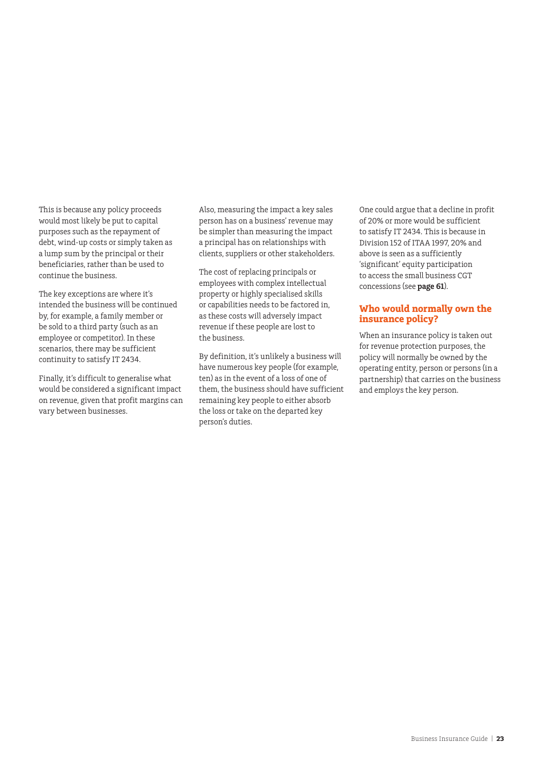This is because any policy proceeds would most likely be put to capital purposes such as the repayment of debt, wind-up costs or simply taken as a lump sum by the principal or their beneficiaries, rather than be used to continue the business.

The key exceptions are where it's intended the business will be continued by, for example, a family member or be sold to a third party (such as an employee or competitor). In these scenarios, there may be sufficient continuity to satisfy IT 2434.

Finally, it's difficult to generalise what would be considered a significant impact on revenue, given that profit margins can vary between businesses.

Also, measuring the impact a key sales person has on a business' revenue may be simpler than measuring the impact a principal has on relationships with clients, suppliers or other stakeholders.

The cost of replacing principals or employees with complex intellectual property or highly specialised skills or capabilities needs to be factored in, as these costs will adversely impact revenue if these people are lost to the business.

By definition, it's unlikely a business will have numerous key people (for example, ten) as in the event of a loss of one of them, the business should have sufficient remaining key people to either absorb the loss or take on the departed key person's duties.

One could argue that a decline in profit of 20% or more would be sufficient to satisfy IT 2434. This is because in Division 152 of ITAA 1997, 20% and above is seen as a sufficiently 'significant' equity participation to access the small business CGT concessions (see **page 61**).

## Who would normally own the insurance policy?

When an insurance policy is taken out for revenue protection purposes, the policy will normally be owned by the operating entity, person or persons (in a partnership) that carries on the business and employs the key person.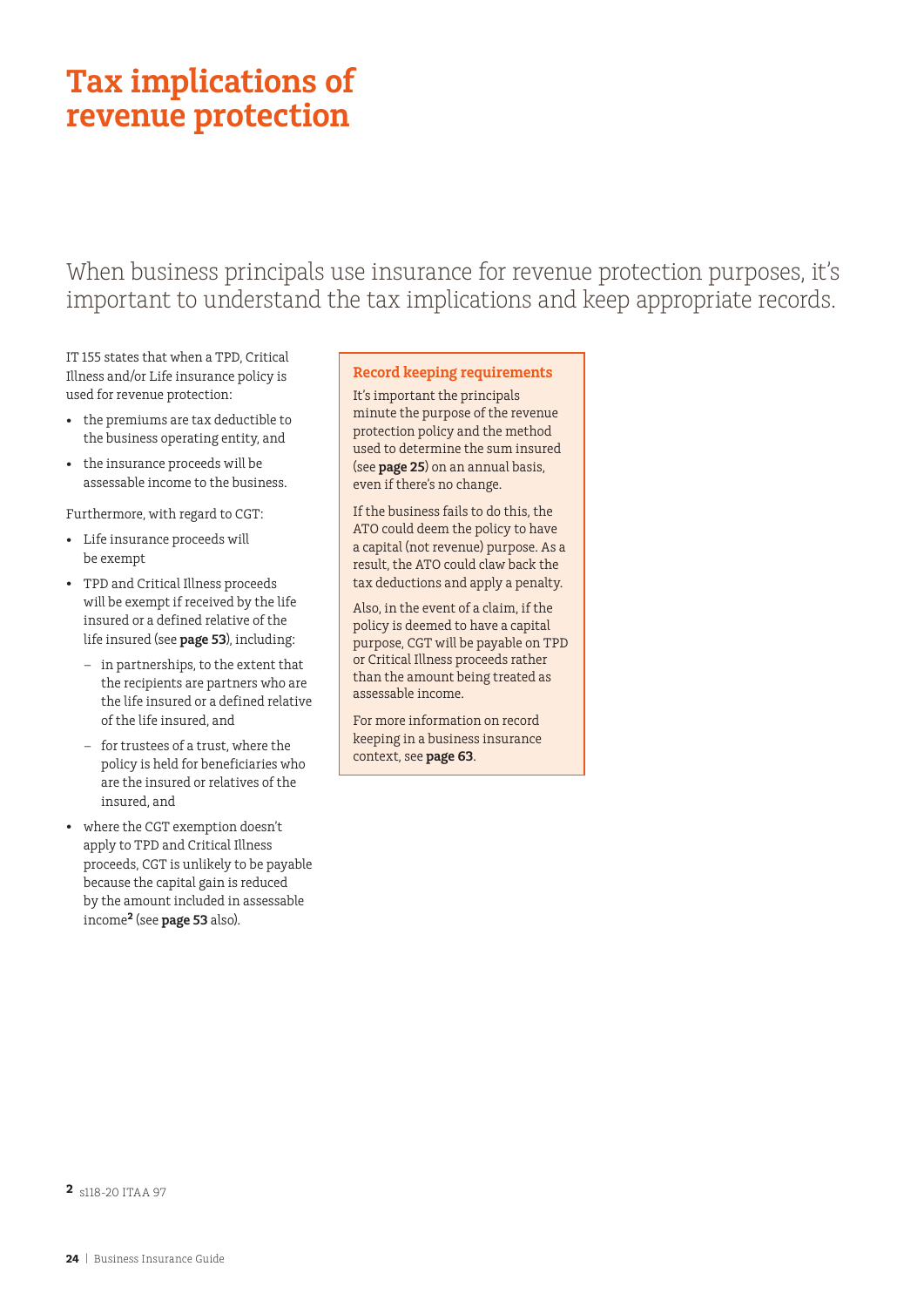# Tax implications of revenue protection

When business principals use insurance for revenue protection purposes, it's important to understand the tax implications and keep appropriate records.

IT 155 states that when a TPD, Critical Illness and/or Life insurance policy is used for revenue protection:

- the premiums are tax deductible to the business operating entity, and
- the insurance proceeds will be assessable income to the business.

Furthermore, with regard to CGT:

- Life insurance proceeds will be exempt
- TPD and Critical Illness proceeds will be exempt if received by the life insured or a defined relative of the life insured (see **page 53**), including:
  - in partnerships, to the extent that the recipients are partners who are the life insured or a defined relative of the life insured, and
  - for trustees of a trust, where the policy is held for beneficiaries who are the insured or relatives of the insured, and
- where the CGT exemption doesn't apply to TPD and Critical Illness proceeds, CGT is unlikely to be payable because the capital gain is reduced by the amount included in assessable income[2] (see **page 53** also).

### Record keeping requirements

It's important the principals minute the purpose of the revenue protection policy and the method used to determine the sum insured (see **page 25**) on an annual basis, even if there's no change.

If the business fails to do this, the ATO could deem the policy to have a capital (not revenue) purpose. As a result, the ATO could claw back the tax deductions and apply a penalty.

Also, in the event of a claim, if the policy is deemed to have a capital purpose, CGT will be payable on TPD or Critical Illness proceeds rather than the amount being treated as assessable income.

For more information on record keeping in a business insurance context, see **page 63**.

[2] s118-20 ITAA 97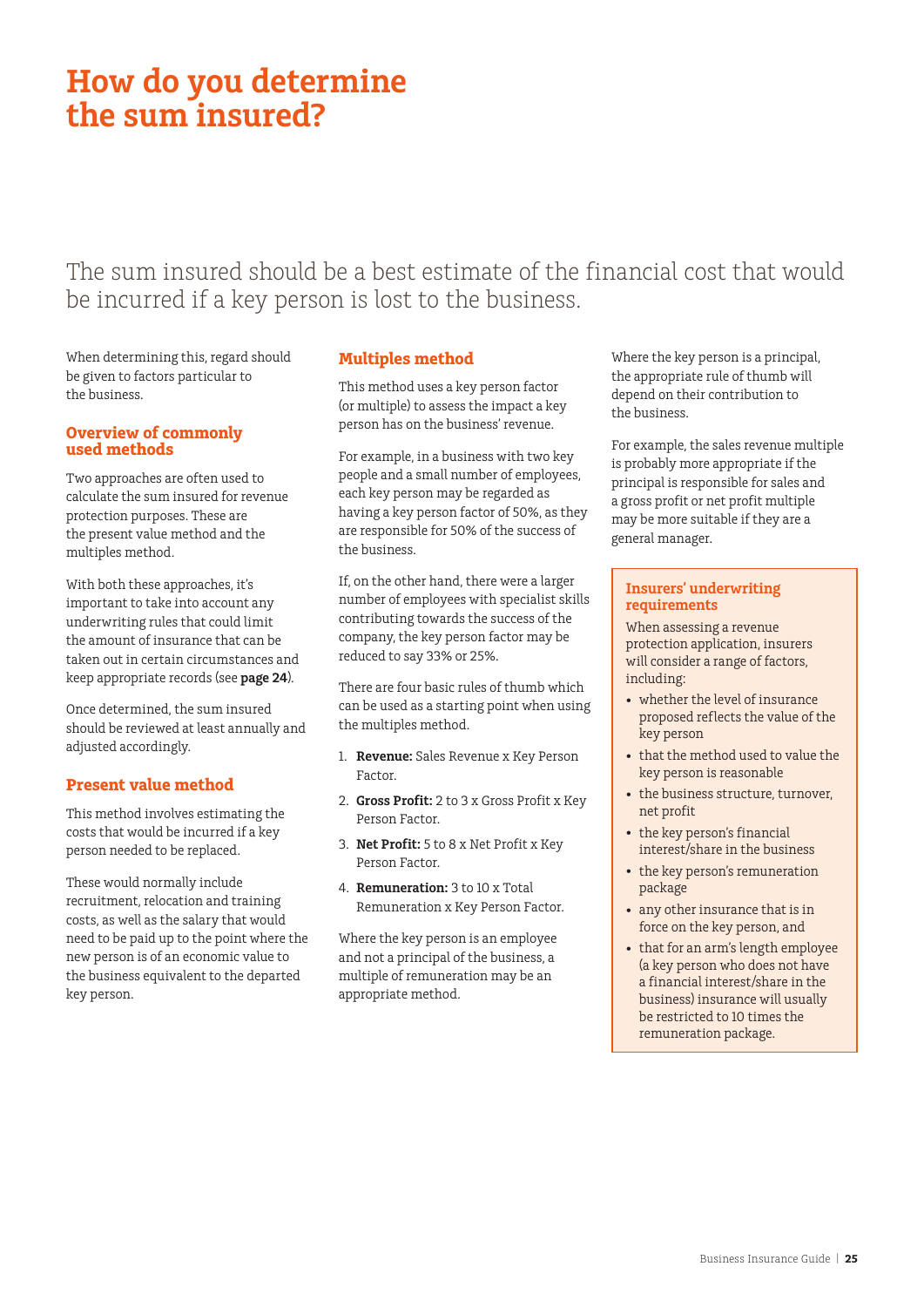# How do you determine the sum insured?

The sum insured should be a best estimate of the financial cost that would be incurred if a key person is lost to the business.

When determining this, regard should be given to factors particular to the business.

### Overview of commonly used methods

Two approaches are often used to calculate the sum insured for revenue protection purposes. These are the present value method and the multiples method.

With both these approaches, it's important to take into account any underwriting rules that could limit the amount of insurance that can be taken out in certain circumstances and keep appropriate records (see **page 24**).

Once determined, the sum insured should be reviewed at least annually and adjusted accordingly.

### Present value method

This method involves estimating the costs that would be incurred if a key person needed to be replaced.

These would normally include recruitment, relocation and training costs, as well as the salary that would need to be paid up to the point where the new person is of an economic value to the business equivalent to the departed key person.

### Multiples method

This method uses a key person factor (or multiple) to assess the impact a key person has on the business' revenue.

For example, in a business with two key people and a small number of employees, each key person may be regarded as having a key person factor of 50%, as they are responsible for 50% of the success of the business.

If, on the other hand, there were a larger number of employees with specialist skills contributing towards the success of the company, the key person factor may be reduced to say 33% or 25%.

There are four basic rules of thumb which can be used as a starting point when using the multiples method.

1. **Revenue:** Sales Revenue x Key Person Factor.
2. **Gross Profit:** 2 to 3 x Gross Profit x Key Person Factor.
3. **Net Profit:** 5 to 8 x Net Profit x Key Person Factor.
4. **Remuneration:** 3 to 10 x Total Remuneration x Key Person Factor.

Where the key person is an employee and not a principal of the business, a multiple of remuneration may be an appropriate method.

Where the key person is a principal, the appropriate rule of thumb will depend on their contribution to the business.

For example, the sales revenue multiple is probably more appropriate if the principal is responsible for sales and a gross profit or net profit multiple may be more suitable if they are a general manager.

### Insurers' underwriting requirements

When assessing a revenue protection application, insurers will consider a range of factors, including:

- whether the level of insurance proposed reflects the value of the key person
- that the method used to value the key person is reasonable
- the business structure, turnover, net profit
- the key person's financial interest/share in the business
- the key person's remuneration package
- any other insurance that is in force on the key person, and
- that for an arm's length employee (a key person who does not have a financial interest/share in the business) insurance will usually be restricted to 10 times the remuneration package.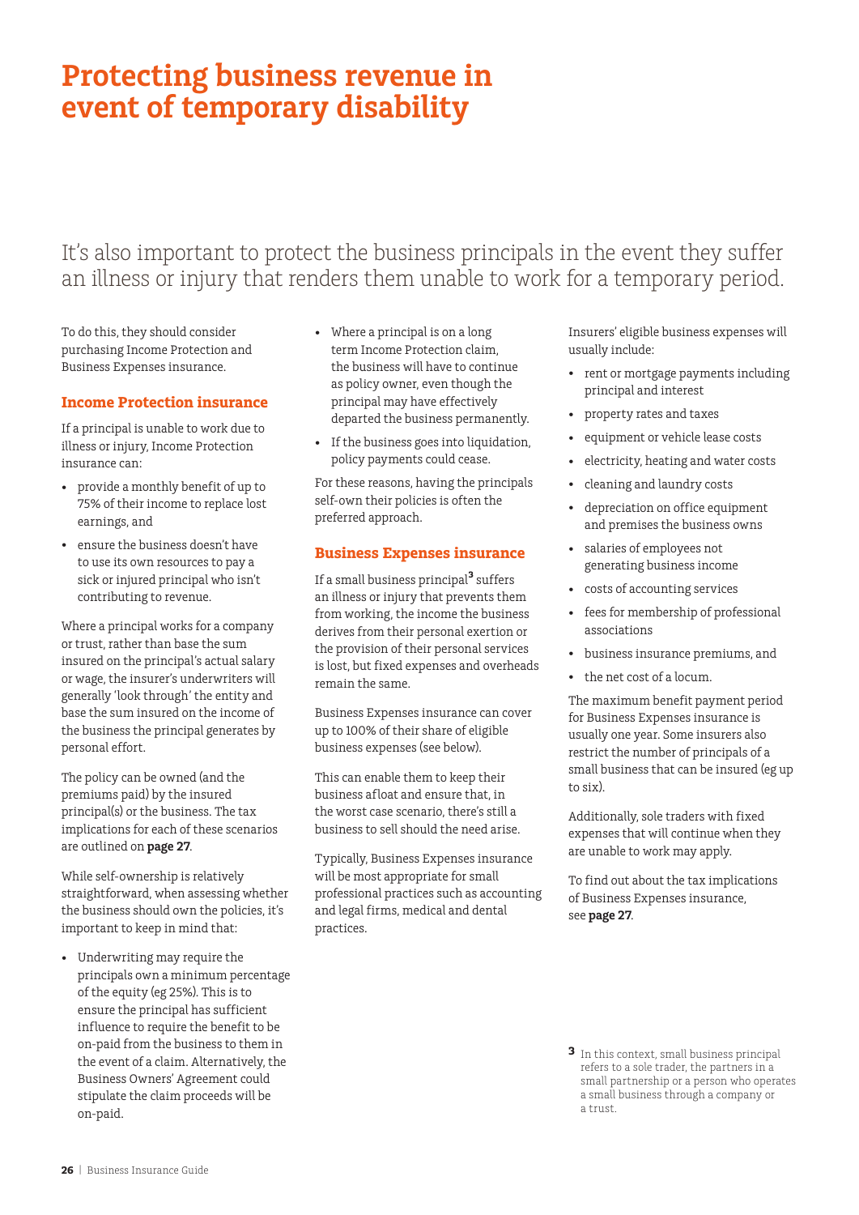# Protecting business revenue in event of temporary disability

It's also important to protect the business principals in the event they suffer an illness or injury that renders them unable to work for a temporary period.

To do this, they should consider purchasing Income Protection and Business Expenses insurance.

## Income Protection insurance

If a principal is unable to work due to illness or injury, Income Protection insurance can:

- provide a monthly benefit of up to 75% of their income to replace lost earnings, and
- ensure the business doesn't have to use its own resources to pay a sick or injured principal who isn't contributing to revenue.

Where a principal works for a company or trust, rather than base the sum insured on the principal's actual salary or wage, the insurer's underwriters will generally 'look through' the entity and base the sum insured on the income of the business the principal generates by personal effort.

The policy can be owned (and the premiums paid) by the insured principal(s) or the business. The tax implications for each of these scenarios are outlined on **page 27**.

While self-ownership is relatively straightforward, when assessing whether the business should own the policies, it's important to keep in mind that:

- Underwriting may require the principals own a minimum percentage of the equity (eg 25%). This is to ensure the principal has sufficient influence to require the benefit to be on-paid from the business to them in the event of a claim. Alternatively, the Business Owners' Agreement could stipulate the claim proceeds will be on-paid.
- Where a principal is on a long term Income Protection claim, the business will have to continue as policy owner, even though the principal may have effectively departed the business permanently.
- If the business goes into liquidation, policy payments could cease.

For these reasons, having the principals self-own their policies is often the preferred approach.

## Business Expenses insurance

If a small business principal[3] suffers an illness or injury that prevents them from working, the income the business derives from their personal exertion or the provision of their personal services is lost, but fixed expenses and overheads remain the same.

Business Expenses insurance can cover up to 100% of their share of eligible business expenses (see below).

This can enable them to keep their business afloat and ensure that, in the worst case scenario, there's still a business to sell should the need arise.

Typically, Business Expenses insurance will be most appropriate for small professional practices such as accounting and legal firms, medical and dental practices.

Insurers' eligible business expenses will usually include:

- rent or mortgage payments including principal and interest
- property rates and taxes
- equipment or vehicle lease costs
- electricity, heating and water costs
- cleaning and laundry costs
- depreciation on office equipment and premises the business owns
- salaries of employees not generating business income
- costs of accounting services
- fees for membership of professional associations
- business insurance premiums, and
- the net cost of a locum.

The maximum benefit payment period for Business Expenses insurance is usually one year. Some insurers also restrict the number of principals of a small business that can be insured (eg up to six).

Additionally, sole traders with fixed expenses that will continue when they are unable to work may apply.

To find out about the tax implications of Business Expenses insurance, see **page 27**.

[3] In this context, small business principal refers to a sole trader, the partners in a small partnership or a person who operates a small business through a company or a trust.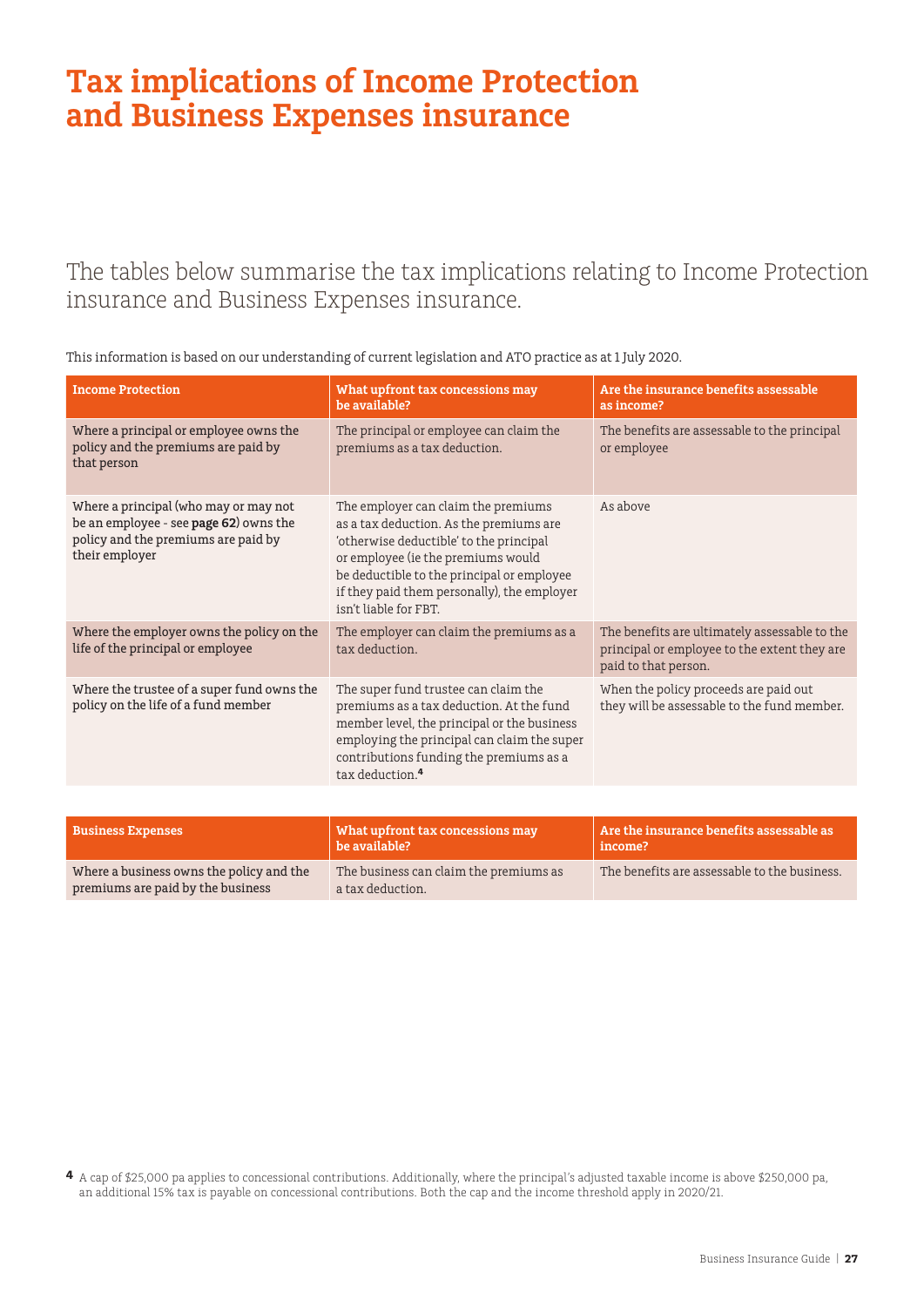# Tax implications of Income Protection and Business Expenses insurance

The tables below summarise the tax implications relating to Income Protection insurance and Business Expenses insurance.

This information is based on our understanding of current legislation and ATO practice as at 1 July 2020.

| Income Protection | What upfront tax concessions may be available? | Are the insurance benefits assessable as income? |
|---|---|---|
| Where a principal or employee owns the policy and the premiums are paid by that person | The principal or employee can claim the premiums as a tax deduction. | The benefits are assessable to the principal or employee |
| Where a principal (who may or may not be an employee - see **page 62**) owns the policy and the premiums are paid by their employer | The employer can claim the premiums as a tax deduction. As the premiums are 'otherwise deductible' to the principal or employee (ie the premiums would be deductible to the principal or employee if they paid them personally), the employer isn't liable for FBT. | As above |
| Where the employer owns the policy on the life of the principal or employee | The employer can claim the premiums as a tax deduction. | The benefits are ultimately assessable to the principal or employee to the extent they are paid to that person. |
| Where the trustee of a super fund owns the policy on the life of a fund member | The super fund trustee can claim the premiums as a tax deduction. At the fund member level, the principal or the business employing the principal can claim the super contributions funding the premiums as a tax deduction.[4] | When the policy proceeds are paid out they will be assessable to the fund member. |

| Business Expenses | What upfront tax concessions may be available? | Are the insurance benefits assessable as income? |
|---|---|---|
| Where a business owns the policy and the premiums are paid by the business | The business can claim the premiums as a tax deduction. | The benefits are assessable to the business. |

[4] A cap of $25,000 pa applies to concessional contributions. Additionally, where the principal's adjusted taxable income is above $250,000 pa, an additional 15% tax is payable on concessional contributions. Both the cap and the income threshold apply in 2020/21.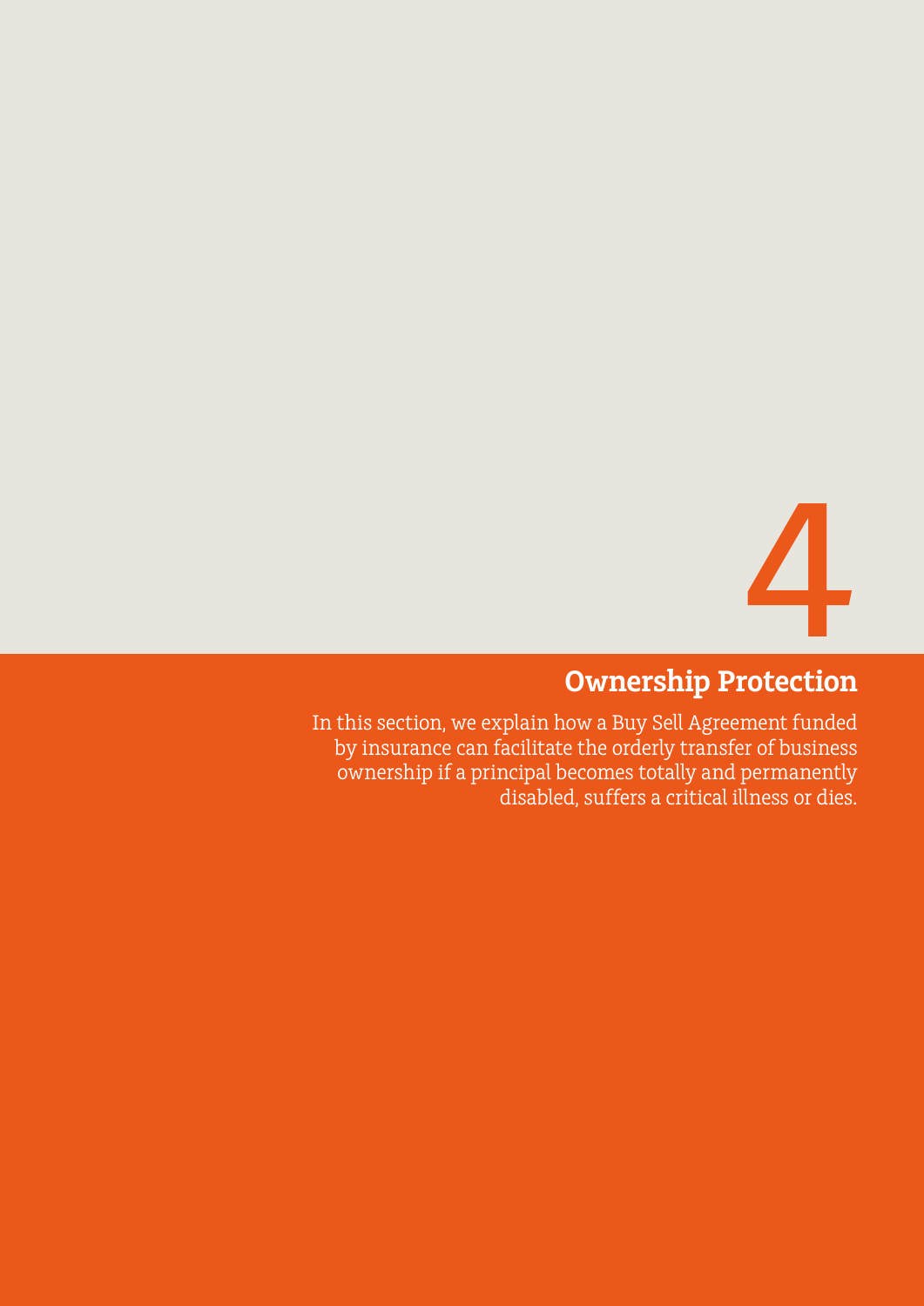# 4

## Ownership Protection

In this section, we explain how a Buy Sell Agreement funded by insurance can facilitate the orderly transfer of business ownership if a principal becomes totally and permanently disabled, suffers a critical illness or dies.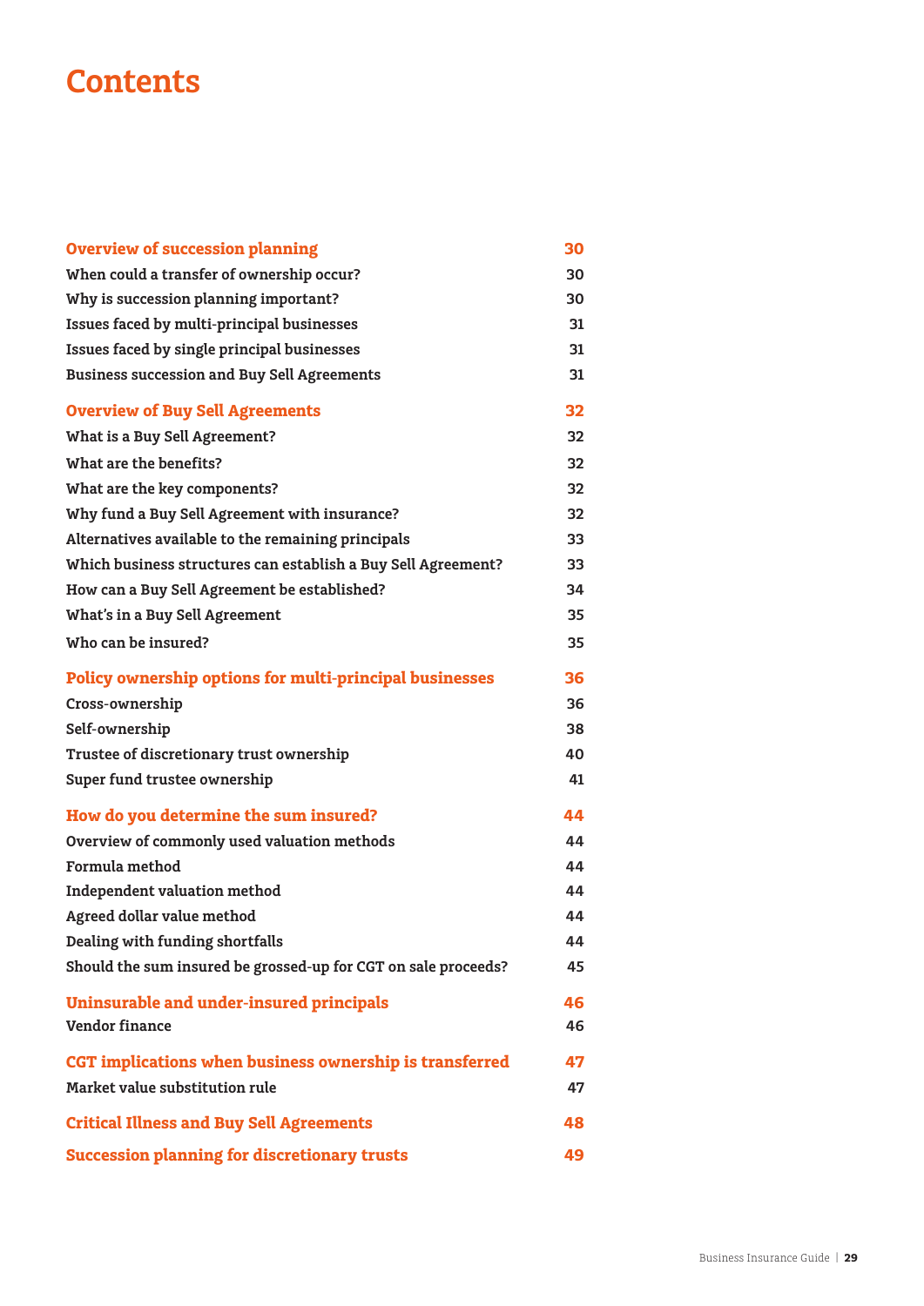# Contents

| | |
|---|---|
| **Overview of succession planning** | **30** |
| When could a transfer of ownership occur? | 30 |
| Why is succession planning important? | 30 |
| Issues faced by multi-principal businesses | 31 |
| Issues faced by single principal businesses | 31 |
| Business succession and Buy Sell Agreements | 31 |
| **Overview of Buy Sell Agreements** | **32** |
| What is a Buy Sell Agreement? | 32 |
| What are the benefits? | 32 |
| What are the key components? | 32 |
| Why fund a Buy Sell Agreement with insurance? | 32 |
| Alternatives available to the remaining principals | 33 |
| Which business structures can establish a Buy Sell Agreement? | 33 |
| How can a Buy Sell Agreement be established? | 34 |
| What's in a Buy Sell Agreement | 35 |
| Who can be insured? | 35 |
| **Policy ownership options for multi-principal businesses** | **36** |
| Cross-ownership | 36 |
| Self-ownership | 38 |
| Trustee of discretionary trust ownership | 40 |
| Super fund trustee ownership | 41 |
| **How do you determine the sum insured?** | **44** |
| Overview of commonly used valuation methods | 44 |
| Formula method | 44 |
| Independent valuation method | 44 |
| Agreed dollar value method | 44 |
| Dealing with funding shortfalls | 44 |
| Should the sum insured be grossed-up for CGT on sale proceeds? | 45 |
| **Uninsurable and under-insured principals** | **46** |
| Vendor finance | 46 |
| **CGT implications when business ownership is transferred** | **47** |
| Market value substitution rule | 47 |
| **Critical Illness and Buy Sell Agreements** | **48** |
| **Succession planning for discretionary trusts** | **49** |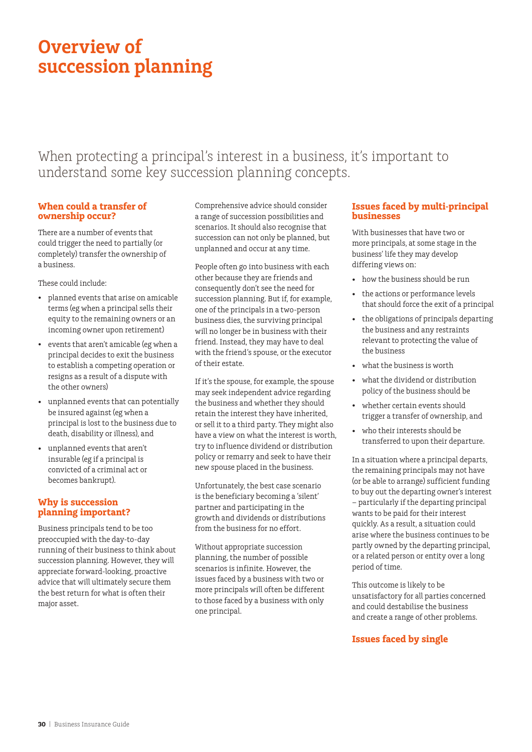# Overview of succession planning

When protecting a principal's interest in a business, it's important to understand some key succession planning concepts.

## When could a transfer of ownership occur?

There are a number of events that could trigger the need to partially (or completely) transfer the ownership of a business.

These could include:

- planned events that arise on amicable terms (eg when a principal sells their equity to the remaining owners or an incoming owner upon retirement)
- events that aren't amicable (eg when a principal decides to exit the business to establish a competing operation or resigns as a result of a dispute with the other owners)
- unplanned events that can potentially be insured against (eg when a principal is lost to the business due to death, disability or illness), and
- unplanned events that aren't insurable (eg if a principal is convicted of a criminal act or becomes bankrupt).

## Why is succession planning important?

Business principals tend to be too preoccupied with the day-to-day running of their business to think about succession planning. However, they will appreciate forward-looking, proactive advice that will ultimately secure them the best return for what is often their major asset.

Comprehensive advice should consider a range of succession possibilities and scenarios. It should also recognise that succession can not only be planned, but unplanned and occur at any time.

People often go into business with each other because they are friends and consequently don't see the need for succession planning. But if, for example, one of the principals in a two-person business dies, the surviving principal will no longer be in business with their friend. Instead, they may have to deal with the friend's spouse, or the executor of their estate.

If it's the spouse, for example, the spouse may seek independent advice regarding the business and whether they should retain the interest they have inherited, or sell it to a third party. They might also have a view on what the interest is worth, try to influence dividend or distribution policy or remarry and seek to have their new spouse placed in the business.

Unfortunately, the best case scenario is the beneficiary becoming a 'silent' partner and participating in the growth and dividends or distributions from the business for no effort.

Without appropriate succession planning, the number of possible scenarios is infinite. However, the issues faced by a business with two or more principals will often be different to those faced by a business with only one principal.

## Issues faced by multi-principal businesses

With businesses that have two or more principals, at some stage in the business' life they may develop differing views on:

- how the business should be run
- the actions or performance levels that should force the exit of a principal
- the obligations of principals departing the business and any restraints relevant to protecting the value of the business
- what the business is worth
- what the dividend or distribution policy of the business should be
- whether certain events should trigger a transfer of ownership, and
- who their interests should be transferred to upon their departure.

In a situation where a principal departs, the remaining principals may not have (or be able to arrange) sufficient funding to buy out the departing owner's interest – particularly if the departing principal wants to be paid for their interest quickly. As a result, a situation could arise where the business continues to be partly owned by the departing principal, or a related person or entity over a long period of time.

This outcome is likely to be unsatisfactory for all parties concerned and could destabilise the business and create a range of other problems.

## Issues faced by single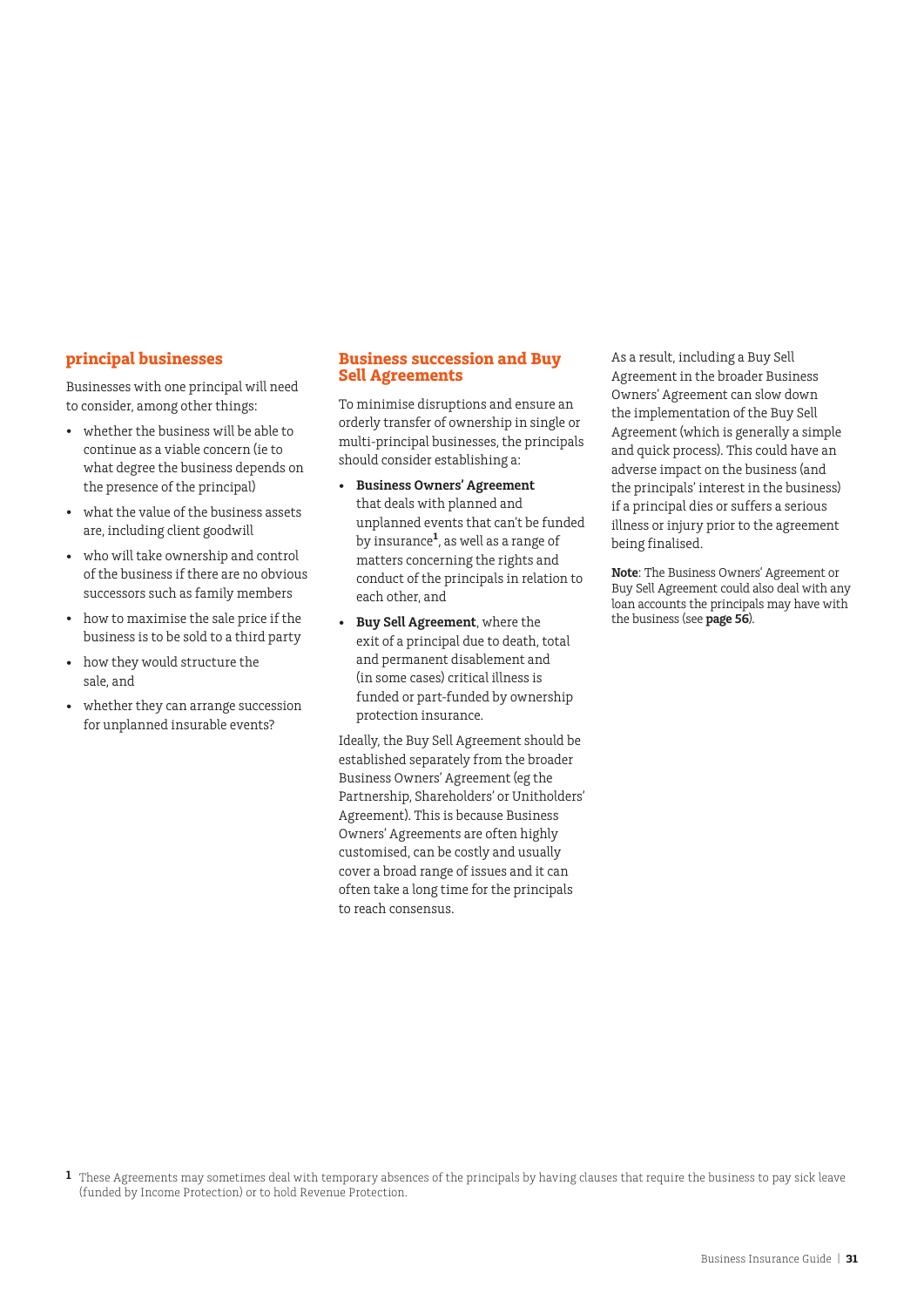## principal businesses

Businesses with one principal will need to consider, among other things:

- whether the business will be able to continue as a viable concern (ie to what degree the business depends on the presence of the principal)
- what the value of the business assets are, including client goodwill
- who will take ownership and control of the business if there are no obvious successors such as family members
- how to maximise the sale price if the business is to be sold to a third party
- how they would structure the sale, and
- whether they can arrange succession for unplanned insurable events?

## Business succession and Buy Sell Agreements

To minimise disruptions and ensure an orderly transfer of ownership in single or multi-principal businesses, the principals should consider establishing a:

- **Business Owners' Agreement** that deals with planned and unplanned events that can't be funded by insurance[1], as well as a range of matters concerning the rights and conduct of the principals in relation to each other, and
- **Buy Sell Agreement**, where the exit of a principal due to death, total and permanent disablement and (in some cases) critical illness is funded or part-funded by ownership protection insurance.

Ideally, the Buy Sell Agreement should be established separately from the broader Business Owners' Agreement (eg the Partnership, Shareholders' or Unitholders' Agreement). This is because Business Owners' Agreements are often highly customised, can be costly and usually cover a broad range of issues and it can often take a long time for the principals to reach consensus.

As a result, including a Buy Sell Agreement in the broader Business Owners' Agreement can slow down the implementation of the Buy Sell Agreement (which is generally a simple and quick process). This could have an adverse impact on the business (and the principals' interest in the business) if a principal dies or suffers a serious illness or injury prior to the agreement being finalised.

**Note**: The Business Owners' Agreement or Buy Sell Agreement could also deal with any loan accounts the principals may have with the business (see **page 56**).

[1] These Agreements may sometimes deal with temporary absences of the principals by having clauses that require the business to pay sick leave (funded by Income Protection) or to hold Revenue Protection.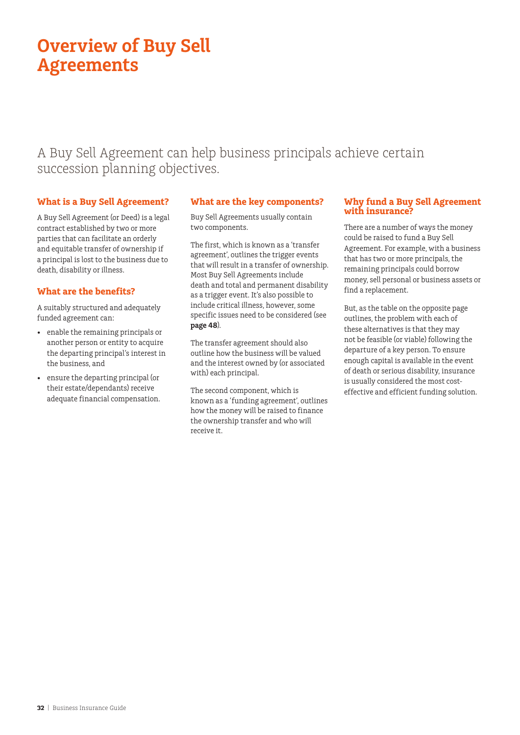# Overview of Buy Sell Agreements

A Buy Sell Agreement can help business principals achieve certain succession planning objectives.

### What is a Buy Sell Agreement?

A Buy Sell Agreement (or Deed) is a legal contract established by two or more parties that can facilitate an orderly and equitable transfer of ownership if a principal is lost to the business due to death, disability or illness.

### What are the benefits?

A suitably structured and adequately funded agreement can:

- enable the remaining principals or another person or entity to acquire the departing principal's interest in the business, and
- ensure the departing principal (or their estate/dependants) receive adequate financial compensation.

### What are the key components?

Buy Sell Agreements usually contain two components.

The first, which is known as a 'transfer agreement', outlines the trigger events that will result in a transfer of ownership. Most Buy Sell Agreements include death and total and permanent disability as a trigger event. It's also possible to include critical illness, however, some specific issues need to be considered (see **page 48**).

The transfer agreement should also outline how the business will be valued and the interest owned by (or associated with) each principal.

The second component, which is known as a 'funding agreement', outlines how the money will be raised to finance the ownership transfer and who will receive it.

### Why fund a Buy Sell Agreement with insurance?

There are a number of ways the money could be raised to fund a Buy Sell Agreement. For example, with a business that has two or more principals, the remaining principals could borrow money, sell personal or business assets or find a replacement.

But, as the table on the opposite page outlines, the problem with each of these alternatives is that they may not be feasible (or viable) following the departure of a key person. To ensure enough capital is available in the event of death or serious disability, insurance is usually considered the most cost-effective and efficient funding solution.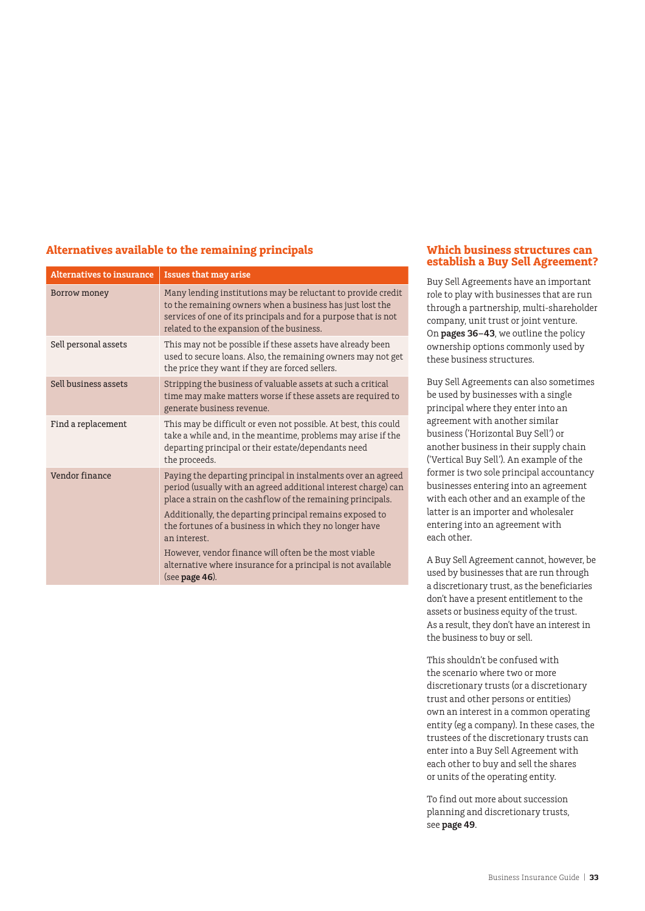## Alternatives available to the remaining principals

| Alternatives to insurance | Issues that may arise |
| --- | --- |
| Borrow money | Many lending institutions may be reluctant to provide credit to the remaining owners when a business has just lost the services of one of its principals and for a purpose that is not related to the expansion of the business. |
| Sell personal assets | This may not be possible if these assets have already been used to secure loans. Also, the remaining owners may not get the price they want if they are forced sellers. |
| Sell business assets | Stripping the business of valuable assets at such a critical time may make matters worse if these assets are required to generate business revenue. |
| Find a replacement | This may be difficult or even not possible. At best, this could take a while and, in the meantime, problems may arise if the departing principal or their estate/dependants need the proceeds. |
| Vendor finance | Paying the departing principal in instalments over an agreed period (usually with an agreed additional interest charge) can place a strain on the cashflow of the remaining principals.<br><br>Additionally, the departing principal remains exposed to the fortunes of a business in which they no longer have an interest.<br><br>However, vendor finance will often be the most viable alternative where insurance for a principal is not available (see **page 46**). |

## Which business structures can establish a Buy Sell Agreement?

Buy Sell Agreements have an important role to play with businesses that are run through a partnership, multi-shareholder company, unit trust or joint venture. On **pages 36–43**, we outline the policy ownership options commonly used by these business structures.

Buy Sell Agreements can also sometimes be used by businesses with a single principal where they enter into an agreement with another similar business ('Horizontal Buy Sell') or another business in their supply chain ('Vertical Buy Sell'). An example of the former is two sole principal accountancy businesses entering into an agreement with each other and an example of the latter is an importer and wholesaler entering into an agreement with each other.

A Buy Sell Agreement cannot, however, be used by businesses that are run through a discretionary trust, as the beneficiaries don't have a present entitlement to the assets or business equity of the trust. As a result, they don't have an interest in the business to buy or sell.

This shouldn't be confused with the scenario where two or more discretionary trusts (or a discretionary trust and other persons or entities) own an interest in a common operating entity (eg a company). In these cases, the trustees of the discretionary trusts can enter into a Buy Sell Agreement with each other to buy and sell the shares or units of the operating entity.

To find out more about succession planning and discretionary trusts, see **page 49**.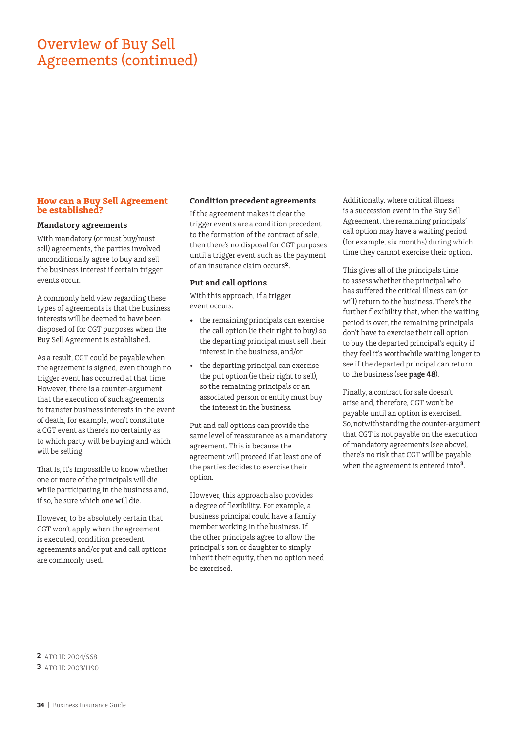# Overview of Buy Sell Agreements (continued)

## How can a Buy Sell Agreement be established?

### Mandatory agreements

With mandatory (or must buy/must sell) agreements, the parties involved unconditionally agree to buy and sell the business interest if certain trigger events occur.

A commonly held view regarding these types of agreements is that the business interests will be deemed to have been disposed of for CGT purposes when the Buy Sell Agreement is established.

As a result, CGT could be payable when the agreement is signed, even though no trigger event has occurred at that time. However, there is a counter-argument that the execution of such agreements to transfer business interests in the event of death, for example, won't constitute a CGT event as there's no certainty as to which party will be buying and which will be selling.

That is, it's impossible to know whether one or more of the principals will die while participating in the business and, if so, be sure which one will die.

However, to be absolutely certain that CGT won't apply when the agreement is executed, condition precedent agreements and/or put and call options are commonly used.

### Condition precedent agreements

If the agreement makes it clear the trigger events are a condition precedent to the formation of the contract of sale, then there's no disposal for CGT purposes until a trigger event such as the payment of an insurance claim occurs[2].

### Put and call options

With this approach, if a trigger event occurs:

- the remaining principals can exercise the call option (ie their right to buy) so the departing principal must sell their interest in the business, and/or
- the departing principal can exercise the put option (ie their right to sell), so the remaining principals or an associated person or entity must buy the interest in the business.

Put and call options can provide the same level of reassurance as a mandatory agreement. This is because the agreement will proceed if at least one of the parties decides to exercise their option.

However, this approach also provides a degree of flexibility. For example, a business principal could have a family member working in the business. If the other principals agree to allow the principal's son or daughter to simply inherit their equity, then no option need be exercised.

Additionally, where critical illness is a succession event in the Buy Sell Agreement, the remaining principals' call option may have a waiting period (for example, six months) during which time they cannot exercise their option.

This gives all of the principals time to assess whether the principal who has suffered the critical illness can (or will) return to the business. There's the further flexibility that, when the waiting period is over, the remaining principals don't have to exercise their call option to buy the departed principal's equity if they feel it's worthwhile waiting longer to see if the departed principal can return to the business (see **page 48**).

Finally, a contract for sale doesn't arise and, therefore, CGT won't be payable until an option is exercised. So, notwithstanding the counter-argument that CGT is not payable on the execution of mandatory agreements (see above), there's no risk that CGT will be payable when the agreement is entered into[3].

[2] ATO ID 2004/668

[3] ATO ID 2003/1190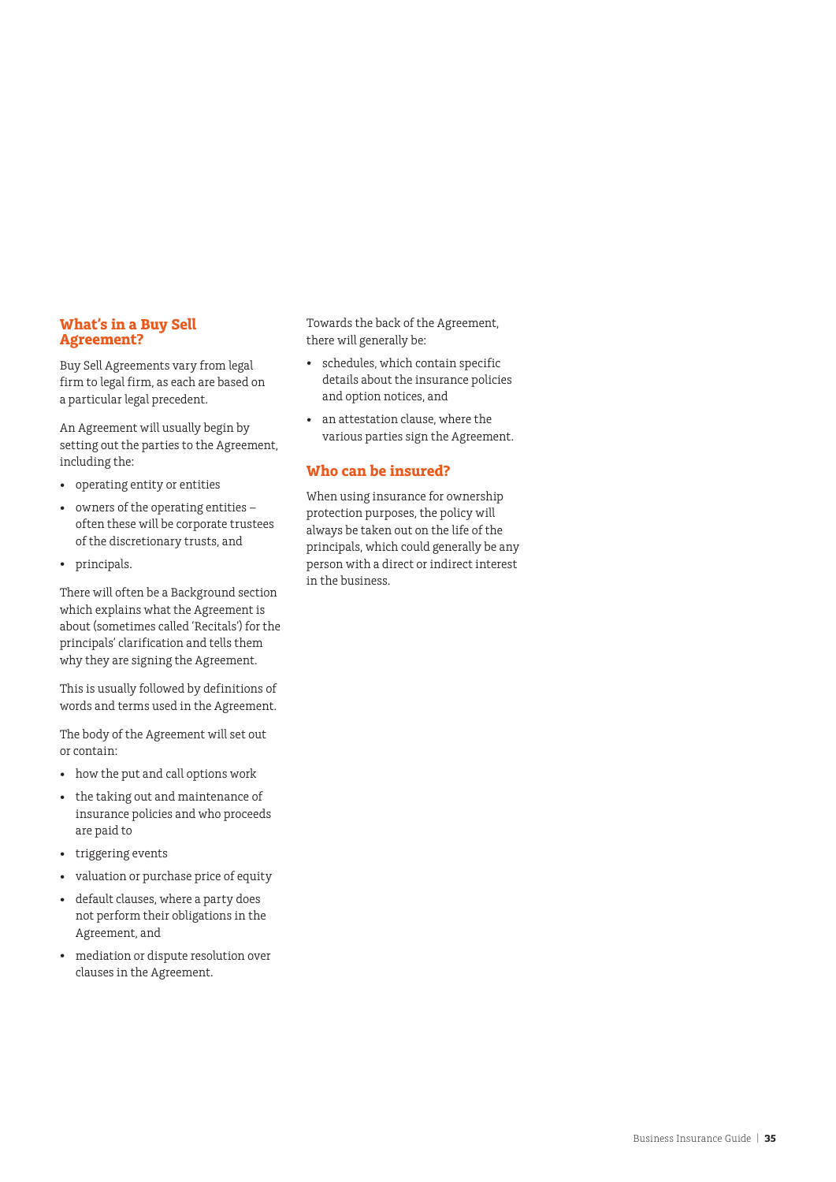## What's in a Buy Sell Agreement?

Buy Sell Agreements vary from legal firm to legal firm, as each are based on a particular legal precedent.

An Agreement will usually begin by setting out the parties to the Agreement, including the:

- operating entity or entities
- owners of the operating entities – often these will be corporate trustees of the discretionary trusts, and
- principals.

There will often be a Background section which explains what the Agreement is about (sometimes called 'Recitals') for the principals' clarification and tells them why they are signing the Agreement.

This is usually followed by definitions of words and terms used in the Agreement.

The body of the Agreement will set out or contain:

- how the put and call options work
- the taking out and maintenance of insurance policies and who proceeds are paid to
- triggering events
- valuation or purchase price of equity
- default clauses, where a party does not perform their obligations in the Agreement, and
- mediation or dispute resolution over clauses in the Agreement.

Towards the back of the Agreement, there will generally be:

- schedules, which contain specific details about the insurance policies and option notices, and
- an attestation clause, where the various parties sign the Agreement.

## Who can be insured?

When using insurance for ownership protection purposes, the policy will always be taken out on the life of the principals, which could generally be any person with a direct or indirect interest in the business.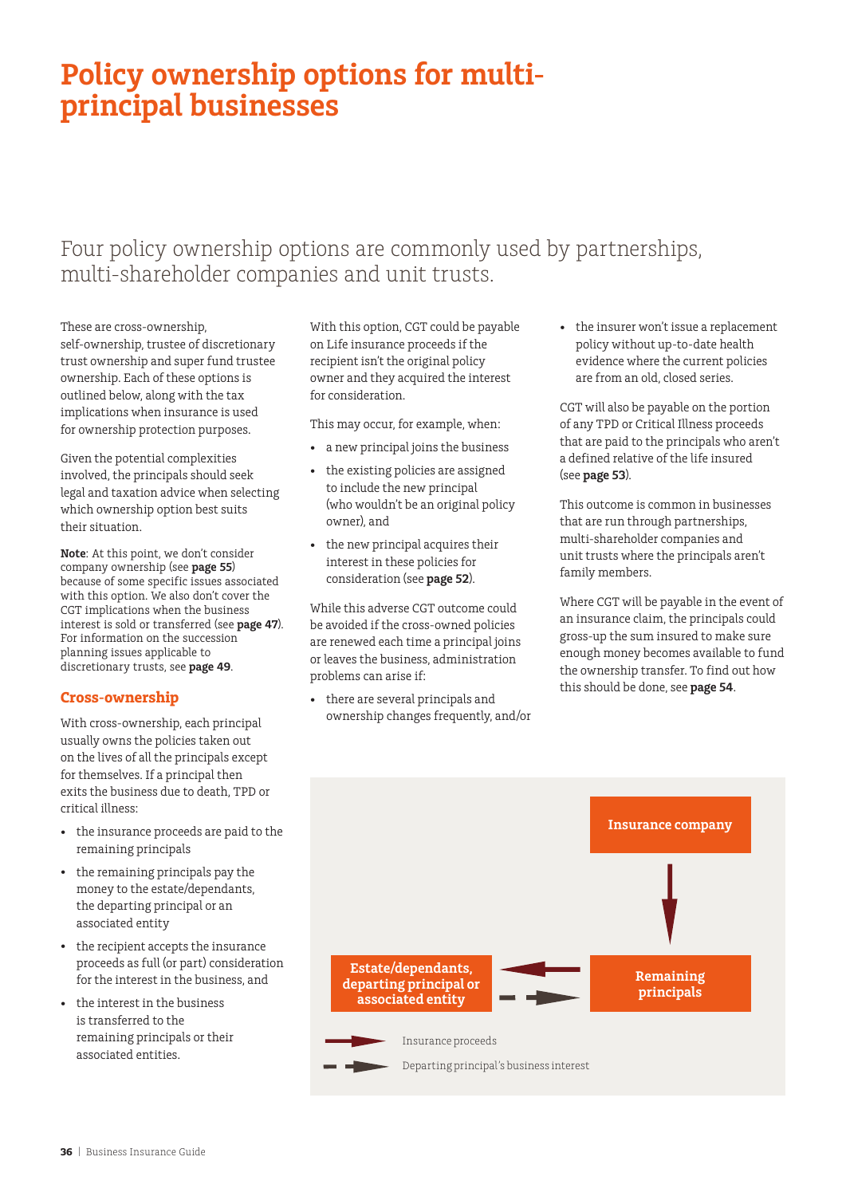# Policy ownership options for multi-principal businesses

Four policy ownership options are commonly used by partnerships, multi-shareholder companies and unit trusts.

These are cross-ownership, self-ownership, trustee of discretionary trust ownership and super fund trustee ownership. Each of these options is outlined below, along with the tax implications when insurance is used for ownership protection purposes.

Given the potential complexities involved, the principals should seek legal and taxation advice when selecting which ownership option best suits their situation.

**Note**: At this point, we don't consider company ownership (see **page 55**) because of some specific issues associated with this option. We also don't cover the CGT implications when the business interest is sold or transferred (see **page 47**). For information on the succession planning issues applicable to discretionary trusts, see **page 49**.

## Cross-ownership

With cross-ownership, each principal usually owns the policies taken out on the lives of all the principals except for themselves. If a principal then exits the business due to death, TPD or critical illness:

- the insurance proceeds are paid to the remaining principals
- the remaining principals pay the money to the estate/dependants, the departing principal or an associated entity
- the recipient accepts the insurance proceeds as full (or part) consideration for the interest in the business, and
- the interest in the business is transferred to the remaining principals or their associated entities.

With this option, CGT could be payable on Life insurance proceeds if the recipient isn't the original policy owner and they acquired the interest for consideration.

This may occur, for example, when:

- a new principal joins the business
- the existing policies are assigned to include the new principal (who wouldn't be an original policy owner), and
- the new principal acquires their interest in these policies for consideration (see **page 52**).

While this adverse CGT outcome could be avoided if the cross-owned policies are renewed each time a principal joins or leaves the business, administration problems can arise if:

- there are several principals and ownership changes frequently, and/or
- the insurer won't issue a replacement policy without up-to-date health evidence where the current policies are from an old, closed series.

CGT will also be payable on the portion of any TPD or Critical Illness proceeds that are paid to the principals who aren't a defined relative of the life insured (see **page 53**).

This outcome is common in businesses that are run through partnerships, multi-shareholder companies and unit trusts where the principals aren't family members.

Where CGT will be payable in the event of an insurance claim, the principals could gross-up the sum insured to make sure enough money becomes available to fund the ownership transfer. To find out how this should be done, see **page 54**.

Insurance company → Remaining principals → Estate/dependants, departing principal or associated entity (insurance proceeds)

Estate/dependants, departing principal or associated entity → Remaining principals (departing principal's business interest)

Legend: solid arrow — Insurance proceeds; dashed arrow — Departing principal's business interest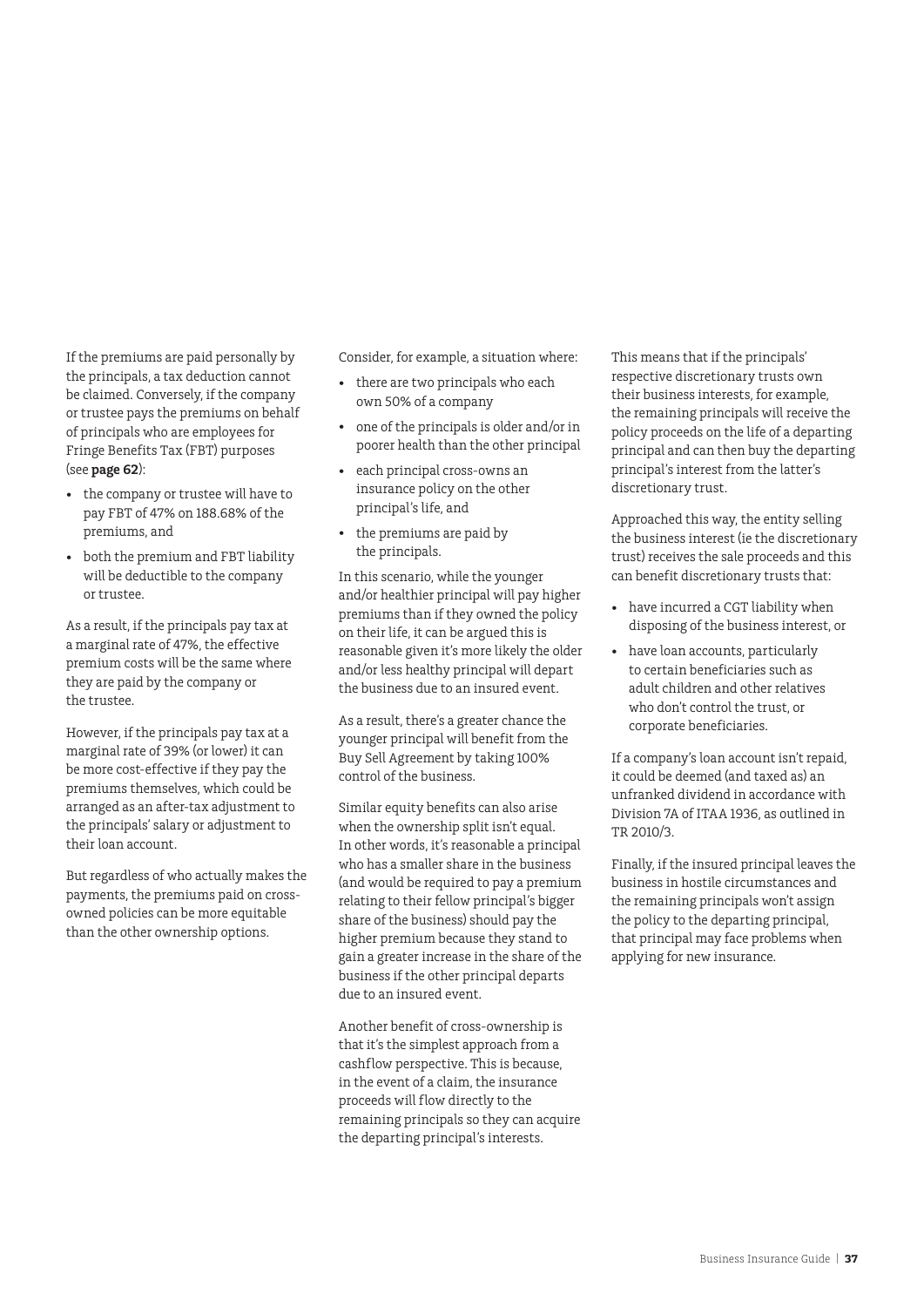If the premiums are paid personally by the principals, a tax deduction cannot be claimed. Conversely, if the company or trustee pays the premiums on behalf of principals who are employees for Fringe Benefits Tax (FBT) purposes (see **page 62**):

- the company or trustee will have to pay FBT of 47% on 188.68% of the premiums, and
- both the premium and FBT liability will be deductible to the company or trustee.

As a result, if the principals pay tax at a marginal rate of 47%, the effective premium costs will be the same where they are paid by the company or the trustee.

However, if the principals pay tax at a marginal rate of 39% (or lower) it can be more cost-effective if they pay the premiums themselves, which could be arranged as an after-tax adjustment to the principals' salary or adjustment to their loan account.

But regardless of who actually makes the payments, the premiums paid on cross-owned policies can be more equitable than the other ownership options.

Consider, for example, a situation where:

- there are two principals who each own 50% of a company
- one of the principals is older and/or in poorer health than the other principal
- each principal cross-owns an insurance policy on the other principal's life, and
- the premiums are paid by the principals.

In this scenario, while the younger and/or healthier principal will pay higher premiums than if they owned the policy on their life, it can be argued this is reasonable given it's more likely the older and/or less healthy principal will depart the business due to an insured event.

As a result, there's a greater chance the younger principal will benefit from the Buy Sell Agreement by taking 100% control of the business.

Similar equity benefits can also arise when the ownership split isn't equal. In other words, it's reasonable a principal who has a smaller share in the business (and would be required to pay a premium relating to their fellow principal's bigger share of the business) should pay the higher premium because they stand to gain a greater increase in the share of the business if the other principal departs due to an insured event.

Another benefit of cross-ownership is that it's the simplest approach from a cashflow perspective. This is because, in the event of a claim, the insurance proceeds will flow directly to the remaining principals so they can acquire the departing principal's interests.

This means that if the principals' respective discretionary trusts own their business interests, for example, the remaining principals will receive the policy proceeds on the life of a departing principal and can then buy the departing principal's interest from the latter's discretionary trust.

Approached this way, the entity selling the business interest (ie the discretionary trust) receives the sale proceeds and this can benefit discretionary trusts that:

- have incurred a CGT liability when disposing of the business interest, or
- have loan accounts, particularly to certain beneficiaries such as adult children and other relatives who don't control the trust, or corporate beneficiaries.

If a company's loan account isn't repaid, it could be deemed (and taxed as) an unfranked dividend in accordance with Division 7A of ITAA 1936, as outlined in TR 2010/3.

Finally, if the insured principal leaves the business in hostile circumstances and the remaining principals won't assign the policy to the departing principal, that principal may face problems when applying for new insurance.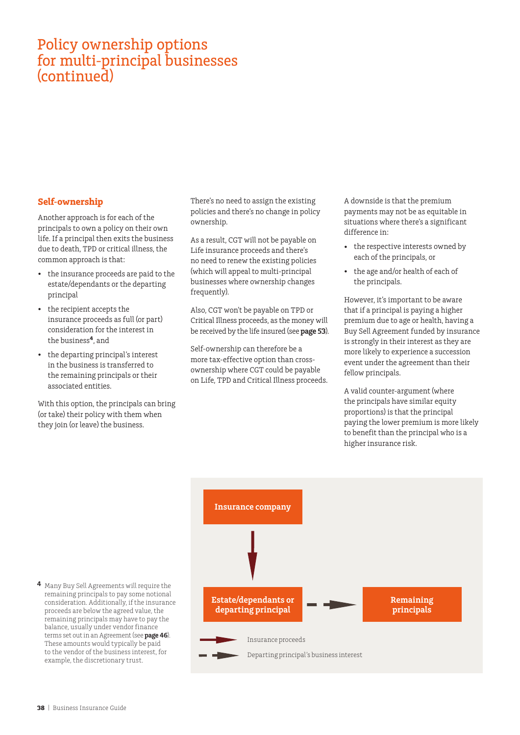# Policy ownership options for multi-principal businesses (continued)

## Self-ownership

Another approach is for each of the principals to own a policy on their own life. If a principal then exits the business due to death, TPD or critical illness, the common approach is that:

- the insurance proceeds are paid to the estate/dependants or the departing principal
- the recipient accepts the insurance proceeds as full (or part) consideration for the interest in the business[4], and
- the departing principal's interest in the business is transferred to the remaining principals or their associated entities.

With this option, the principals can bring (or take) their policy with them when they join (or leave) the business.

There's no need to assign the existing policies and there's no change in policy ownership.

As a result, CGT will not be payable on Life insurance proceeds and there's no need to renew the existing policies (which will appeal to multi-principal businesses where ownership changes frequently).

Also, CGT won't be payable on TPD or Critical Illness proceeds, as the money will be received by the life insured (see **page 53**).

Self-ownership can therefore be a more tax-effective option than cross-ownership where CGT could be payable on Life, TPD and Critical Illness proceeds.

A downside is that the premium payments may not be as equitable in situations where there's a significant difference in:

- the respective interests owned by each of the principals, or
- the age and/or health of each of the principals.

However, it's important to be aware that if a principal is paying a higher premium due to age or health, having a Buy Sell Agreement funded by insurance is strongly in their interest as they are more likely to experience a succession event under the agreement than their fellow principals.

A valid counter-argument (where the principals have similar equity proportions) is that the principal paying the lower premium is more likely to benefit than the principal who is a higher insurance risk.

Insurance company → Estate/dependants or departing principal - - → Remaining principals

→ Insurance proceeds

- - → Departing principal's business interest

[4] Many Buy Sell Agreements will require the remaining principals to pay some notional consideration. Additionally, if the insurance proceeds are below the agreed value, the remaining principals may have to pay the balance, usually under vendor finance terms set out in an Agreement (see **page 46**). These amounts would typically be paid to the vendor of the business interest, for example, the discretionary trust.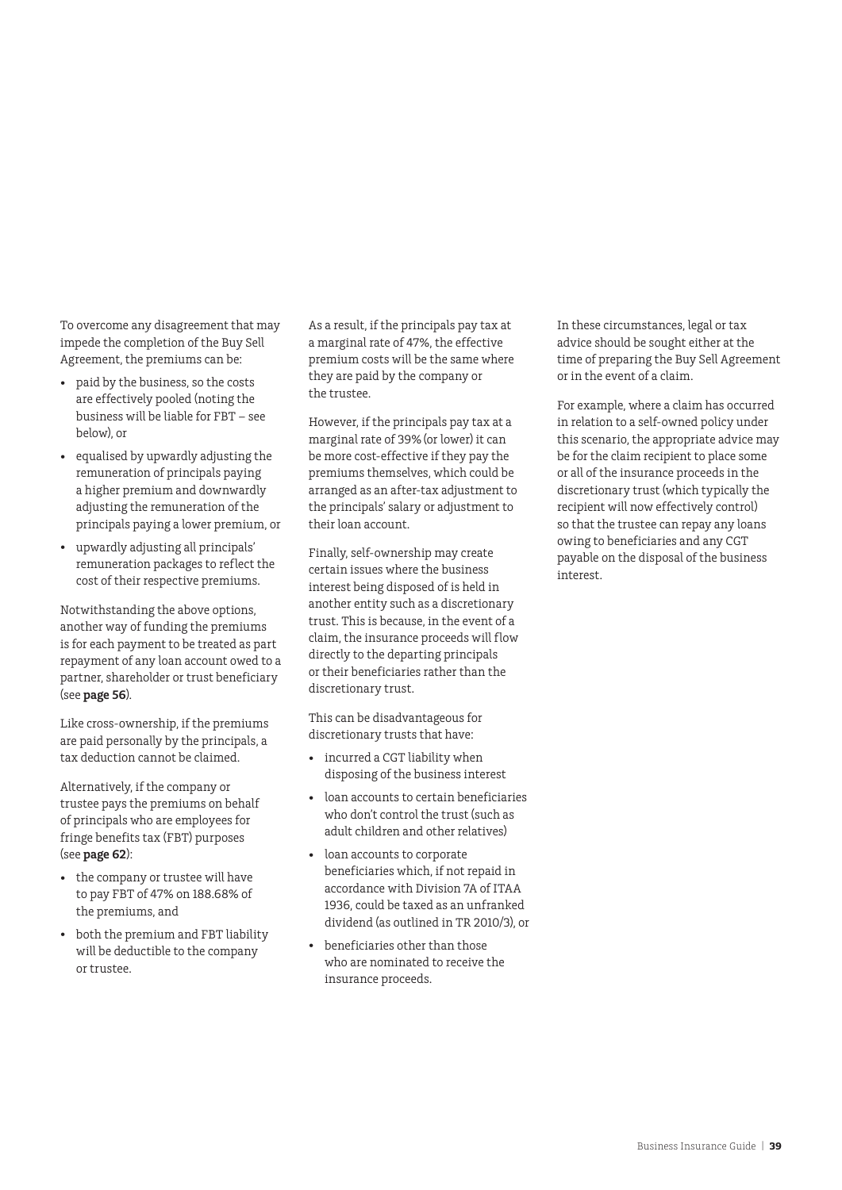To overcome any disagreement that may impede the completion of the Buy Sell Agreement, the premiums can be:

- paid by the business, so the costs are effectively pooled (noting the business will be liable for FBT – see below), or
- equalised by upwardly adjusting the remuneration of principals paying a higher premium and downwardly adjusting the remuneration of the principals paying a lower premium, or
- upwardly adjusting all principals' remuneration packages to reflect the cost of their respective premiums.

Notwithstanding the above options, another way of funding the premiums is for each payment to be treated as part repayment of any loan account owed to a partner, shareholder or trust beneficiary (see **page 56**).

Like cross-ownership, if the premiums are paid personally by the principals, a tax deduction cannot be claimed.

Alternatively, if the company or trustee pays the premiums on behalf of principals who are employees for fringe benefits tax (FBT) purposes (see **page 62**):

- the company or trustee will have to pay FBT of 47% on 188.68% of the premiums, and
- both the premium and FBT liability will be deductible to the company or trustee.

As a result, if the principals pay tax at a marginal rate of 47%, the effective premium costs will be the same where they are paid by the company or the trustee.

However, if the principals pay tax at a marginal rate of 39% (or lower) it can be more cost-effective if they pay the premiums themselves, which could be arranged as an after-tax adjustment to the principals' salary or adjustment to their loan account.

Finally, self-ownership may create certain issues where the business interest being disposed of is held in another entity such as a discretionary trust. This is because, in the event of a claim, the insurance proceeds will flow directly to the departing principals or their beneficiaries rather than the discretionary trust.

This can be disadvantageous for discretionary trusts that have:

- incurred a CGT liability when disposing of the business interest
- loan accounts to certain beneficiaries who don't control the trust (such as adult children and other relatives)
- loan accounts to corporate beneficiaries which, if not repaid in accordance with Division 7A of ITAA 1936, could be taxed as an unfranked dividend (as outlined in TR 2010/3), or
- beneficiaries other than those who are nominated to receive the insurance proceeds.

In these circumstances, legal or tax advice should be sought either at the time of preparing the Buy Sell Agreement or in the event of a claim.

For example, where a claim has occurred in relation to a self-owned policy under this scenario, the appropriate advice may be for the claim recipient to place some or all of the insurance proceeds in the discretionary trust (which typically the recipient will now effectively control) so that the trustee can repay any loans owing to beneficiaries and any CGT payable on the disposal of the business interest.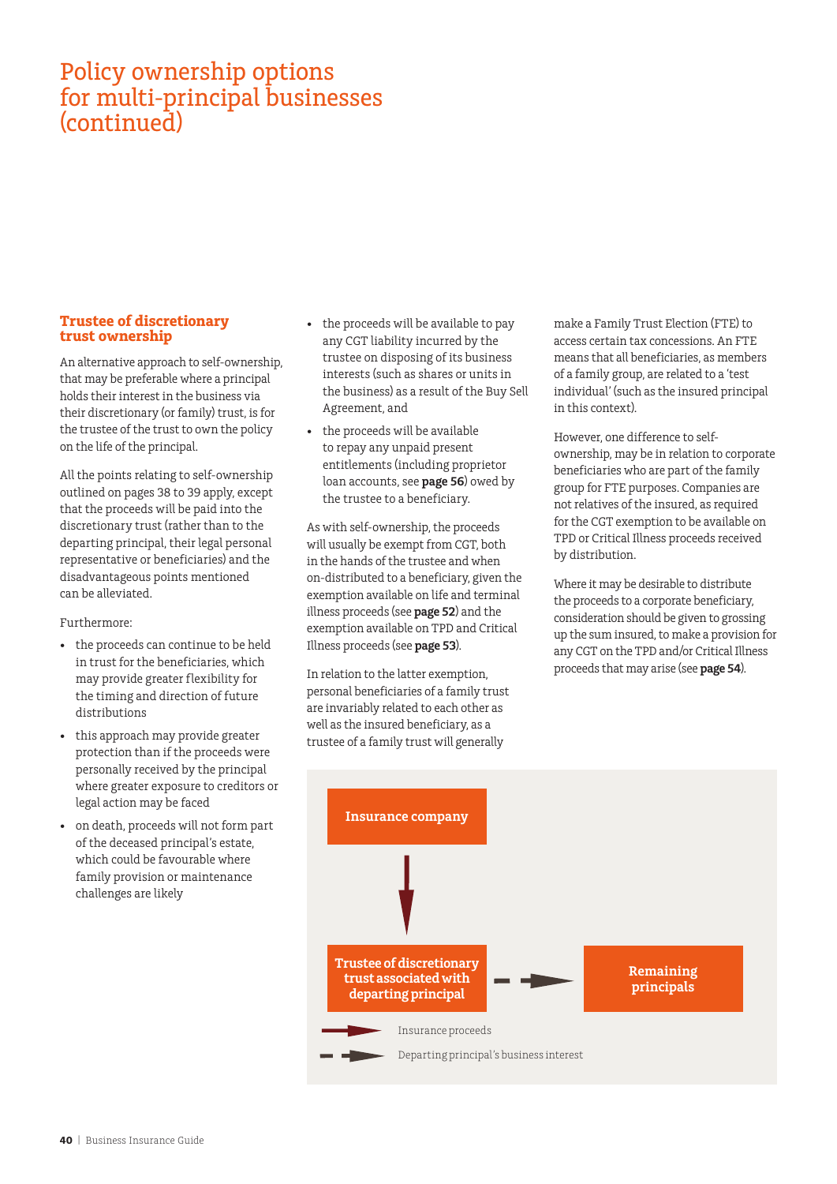# Policy ownership options for multi-principal businesses (continued)

## Trustee of discretionary trust ownership

An alternative approach to self-ownership, that may be preferable where a principal holds their interest in the business via their discretionary (or family) trust, is for the trustee of the trust to own the policy on the life of the principal.

All the points relating to self-ownership outlined on pages 38 to 39 apply, except that the proceeds will be paid into the discretionary trust (rather than to the departing principal, their legal personal representative or beneficiaries) and the disadvantageous points mentioned can be alleviated.

Furthermore:

- the proceeds can continue to be held in trust for the beneficiaries, which may provide greater flexibility for the timing and direction of future distributions
- this approach may provide greater protection than if the proceeds were personally received by the principal where greater exposure to creditors or legal action may be faced
- on death, proceeds will not form part of the deceased principal's estate, which could be favourable where family provision or maintenance challenges are likely
- the proceeds will be available to pay any CGT liability incurred by the trustee on disposing of its business interests (such as shares or units in the business) as a result of the Buy Sell Agreement, and
- the proceeds will be available to repay any unpaid present entitlements (including proprietor loan accounts, see **page 56**) owed by the trustee to a beneficiary.

As with self-ownership, the proceeds will usually be exempt from CGT, both in the hands of the trustee and when on-distributed to a beneficiary, given the exemption available on life and terminal illness proceeds (see **page 52**) and the exemption available on TPD and Critical Illness proceeds (see **page 53**).

In relation to the latter exemption, personal beneficiaries of a family trust are invariably related to each other as well as the insured beneficiary, as a trustee of a family trust will generally make a Family Trust Election (FTE) to access certain tax concessions. An FTE means that all beneficiaries, as members of a family group, are related to a 'test individual' (such as the insured principal in this context).

However, one difference to self-ownership, may be in relation to corporate beneficiaries who are part of the family group for FTE purposes. Companies are not relatives of the insured, as required for the CGT exemption to be available on TPD or Critical Illness proceeds received by distribution.

Where it may be desirable to distribute the proceeds to a corporate beneficiary, consideration should be given to grossing up the sum insured, to make a provision for any CGT on the TPD and/or Critical Illness proceeds that may arise (see **page 54**).

Insurance company → Trustee of discretionary trust associated with departing principal - - → Remaining principals

→ Insurance proceeds

- - → Departing principal's business interest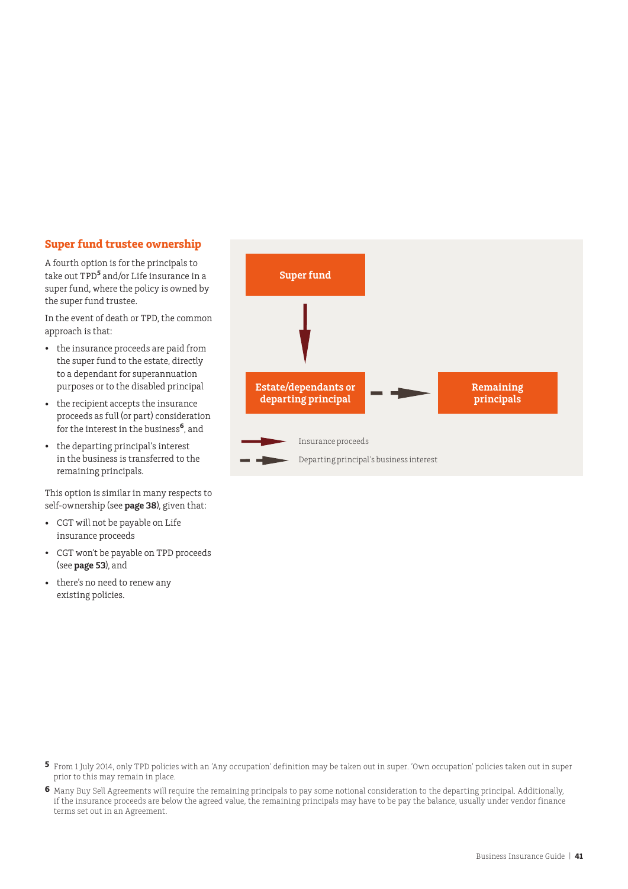## Super fund trustee ownership

A fourth option is for the principals to take out TPD[5] and/or Life insurance in a super fund, where the policy is owned by the super fund trustee.

In the event of death or TPD, the common approach is that:

- the insurance proceeds are paid from the super fund to the estate, directly to a dependant for superannuation purposes or to the disabled principal
- the recipient accepts the insurance proceeds as full (or part) consideration for the interest in the business[6], and
- the departing principal's interest in the business is transferred to the remaining principals.

This option is similar in many respects to self-ownership (see **page 38**), given that:

- CGT will not be payable on Life insurance proceeds
- CGT won't be payable on TPD proceeds (see **page 53**), and
- there's no need to renew any existing policies.

Super fund

Estate/dependants or departing principal

Remaining principals

Insurance proceeds

Departing principal's business interest

[5] From 1 July 2014, only TPD policies with an 'Any occupation' definition may be taken out in super. 'Own occupation' policies taken out in super prior to this may remain in place.

[6] Many Buy Sell Agreements will require the remaining principals to pay some notional consideration to the departing principal. Additionally, if the insurance proceeds are below the agreed value, the remaining principals may have to be pay the balance, usually under vendor finance terms set out in an Agreement.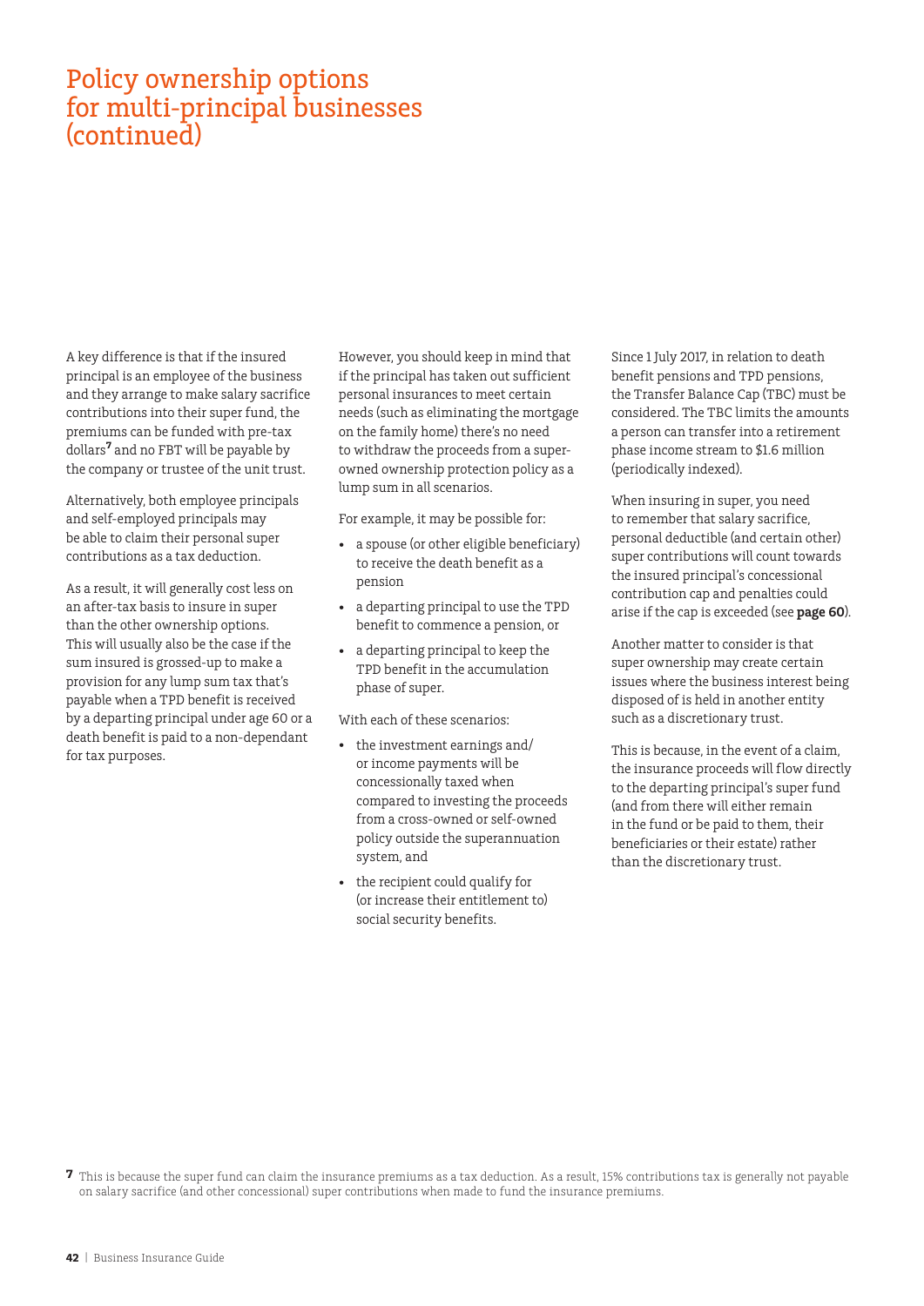# Policy ownership options for multi-principal businesses (continued)

A key difference is that if the insured principal is an employee of the business and they arrange to make salary sacrifice contributions into their super fund, the premiums can be funded with pre-tax dollars[7] and no FBT will be payable by the company or trustee of the unit trust.

Alternatively, both employee principals and self-employed principals may be able to claim their personal super contributions as a tax deduction.

As a result, it will generally cost less on an after-tax basis to insure in super than the other ownership options. This will usually also be the case if the sum insured is grossed-up to make a provision for any lump sum tax that's payable when a TPD benefit is received by a departing principal under age 60 or a death benefit is paid to a non-dependant for tax purposes.

However, you should keep in mind that if the principal has taken out sufficient personal insurances to meet certain needs (such as eliminating the mortgage on the family home) there's no need to withdraw the proceeds from a super-owned ownership protection policy as a lump sum in all scenarios.

For example, it may be possible for:

- a spouse (or other eligible beneficiary) to receive the death benefit as a pension
- a departing principal to use the TPD benefit to commence a pension, or
- a departing principal to keep the TPD benefit in the accumulation phase of super.

With each of these scenarios:

- the investment earnings and/or income payments will be concessionally taxed when compared to investing the proceeds from a cross-owned or self-owned policy outside the superannuation system, and
- the recipient could qualify for (or increase their entitlement to) social security benefits.

Since 1 July 2017, in relation to death benefit pensions and TPD pensions, the Transfer Balance Cap (TBC) must be considered. The TBC limits the amounts a person can transfer into a retirement phase income stream to $1.6 million (periodically indexed).

When insuring in super, you need to remember that salary sacrifice, personal deductible (and certain other) super contributions will count towards the insured principal's concessional contribution cap and penalties could arise if the cap is exceeded (see **page 60**).

Another matter to consider is that super ownership may create certain issues where the business interest being disposed of is held in another entity such as a discretionary trust.

This is because, in the event of a claim, the insurance proceeds will flow directly to the departing principal's super fund (and from there will either remain in the fund or be paid to them, their beneficiaries or their estate) rather than the discretionary trust.

[7] This is because the super fund can claim the insurance premiums as a tax deduction. As a result, 15% contributions tax is generally not payable on salary sacrifice (and other concessional) super contributions when made to fund the insurance premiums.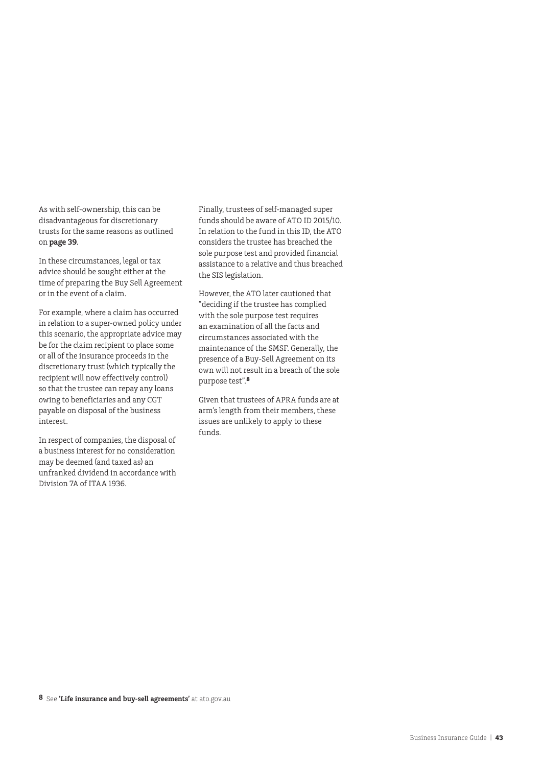As with self-ownership, this can be disadvantageous for discretionary trusts for the same reasons as outlined on **page 39**.

In these circumstances, legal or tax advice should be sought either at the time of preparing the Buy Sell Agreement or in the event of a claim.

For example, where a claim has occurred in relation to a super-owned policy under this scenario, the appropriate advice may be for the claim recipient to place some or all of the insurance proceeds in the discretionary trust (which typically the recipient will now effectively control) so that the trustee can repay any loans owing to beneficiaries and any CGT payable on disposal of the business interest.

In respect of companies, the disposal of a business interest for no consideration may be deemed (and taxed as) an unfranked dividend in accordance with Division 7A of ITAA 1936.

Finally, trustees of self-managed super funds should be aware of ATO ID 2015/10. In relation to the fund in this ID, the ATO considers the trustee has breached the sole purpose test and provided financial assistance to a relative and thus breached the SIS legislation.

However, the ATO later cautioned that "deciding if the trustee has complied with the sole purpose test requires an examination of all the facts and circumstances associated with the maintenance of the SMSF. Generally, the presence of a Buy-Sell Agreement on its own will not result in a breach of the sole purpose test".[8]

Given that trustees of APRA funds are at arm's length from their members, these issues are unlikely to apply to these funds.

[8] See **'Life insurance and buy-sell agreements'** at ato.gov.au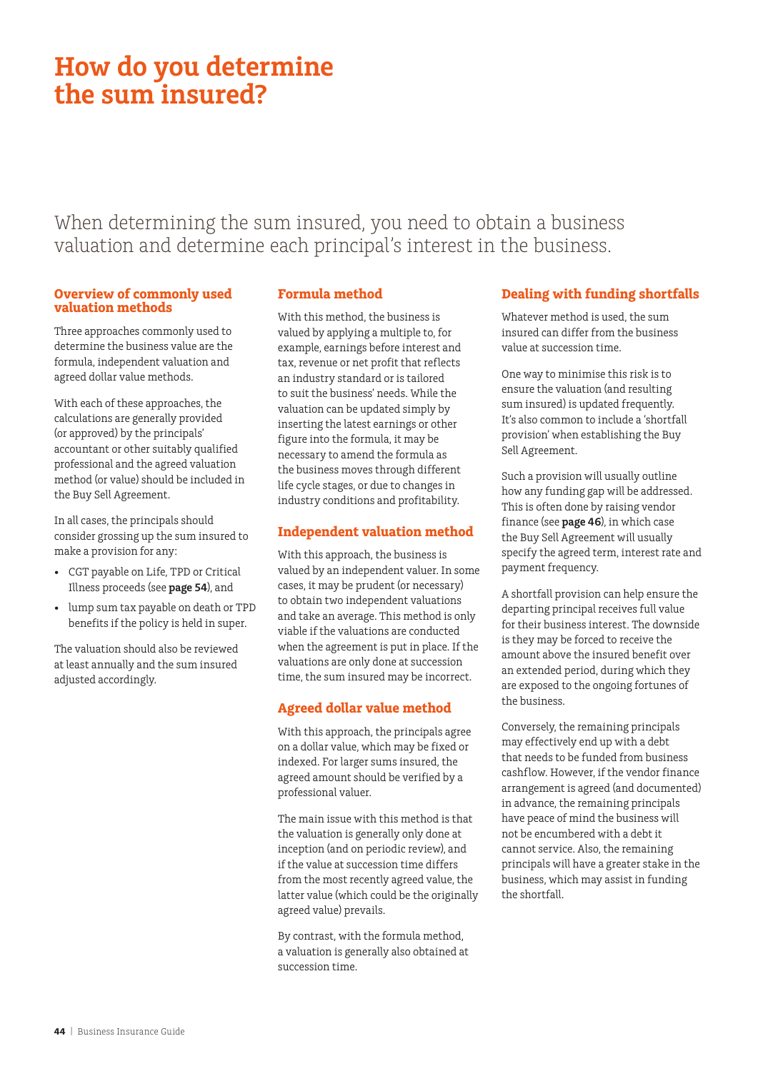# How do you determine the sum insured?

When determining the sum insured, you need to obtain a business valuation and determine each principal's interest in the business.

## Overview of commonly used valuation methods

Three approaches commonly used to determine the business value are the formula, independent valuation and agreed dollar value methods.

With each of these approaches, the calculations are generally provided (or approved) by the principals' accountant or other suitably qualified professional and the agreed valuation method (or value) should be included in the Buy Sell Agreement.

In all cases, the principals should consider grossing up the sum insured to make a provision for any:

- CGT payable on Life, TPD or Critical Illness proceeds (see **page 54**), and
- lump sum tax payable on death or TPD benefits if the policy is held in super.

The valuation should also be reviewed at least annually and the sum insured adjusted accordingly.

## Formula method

With this method, the business is valued by applying a multiple to, for example, earnings before interest and tax, revenue or net profit that reflects an industry standard or is tailored to suit the business' needs. While the valuation can be updated simply by inserting the latest earnings or other figure into the formula, it may be necessary to amend the formula as the business moves through different life cycle stages, or due to changes in industry conditions and profitability.

## Independent valuation method

With this approach, the business is valued by an independent valuer. In some cases, it may be prudent (or necessary) to obtain two independent valuations and take an average. This method is only viable if the valuations are conducted when the agreement is put in place. If the valuations are only done at succession time, the sum insured may be incorrect.

## Agreed dollar value method

With this approach, the principals agree on a dollar value, which may be fixed or indexed. For larger sums insured, the agreed amount should be verified by a professional valuer.

The main issue with this method is that the valuation is generally only done at inception (and on periodic review), and if the value at succession time differs from the most recently agreed value, the latter value (which could be the originally agreed value) prevails.

By contrast, with the formula method, a valuation is generally also obtained at succession time.

## Dealing with funding shortfalls

Whatever method is used, the sum insured can differ from the business value at succession time.

One way to minimise this risk is to ensure the valuation (and resulting sum insured) is updated frequently. It's also common to include a 'shortfall provision' when establishing the Buy Sell Agreement.

Such a provision will usually outline how any funding gap will be addressed. This is often done by raising vendor finance (see **page 46**), in which case the Buy Sell Agreement will usually specify the agreed term, interest rate and payment frequency.

A shortfall provision can help ensure the departing principal receives full value for their business interest. The downside is they may be forced to receive the amount above the insured benefit over an extended period, during which they are exposed to the ongoing fortunes of the business.

Conversely, the remaining principals may effectively end up with a debt that needs to be funded from business cashflow. However, if the vendor finance arrangement is agreed (and documented) in advance, the remaining principals have peace of mind the business will not be encumbered with a debt it cannot service. Also, the remaining principals will have a greater stake in the business, which may assist in funding the shortfall.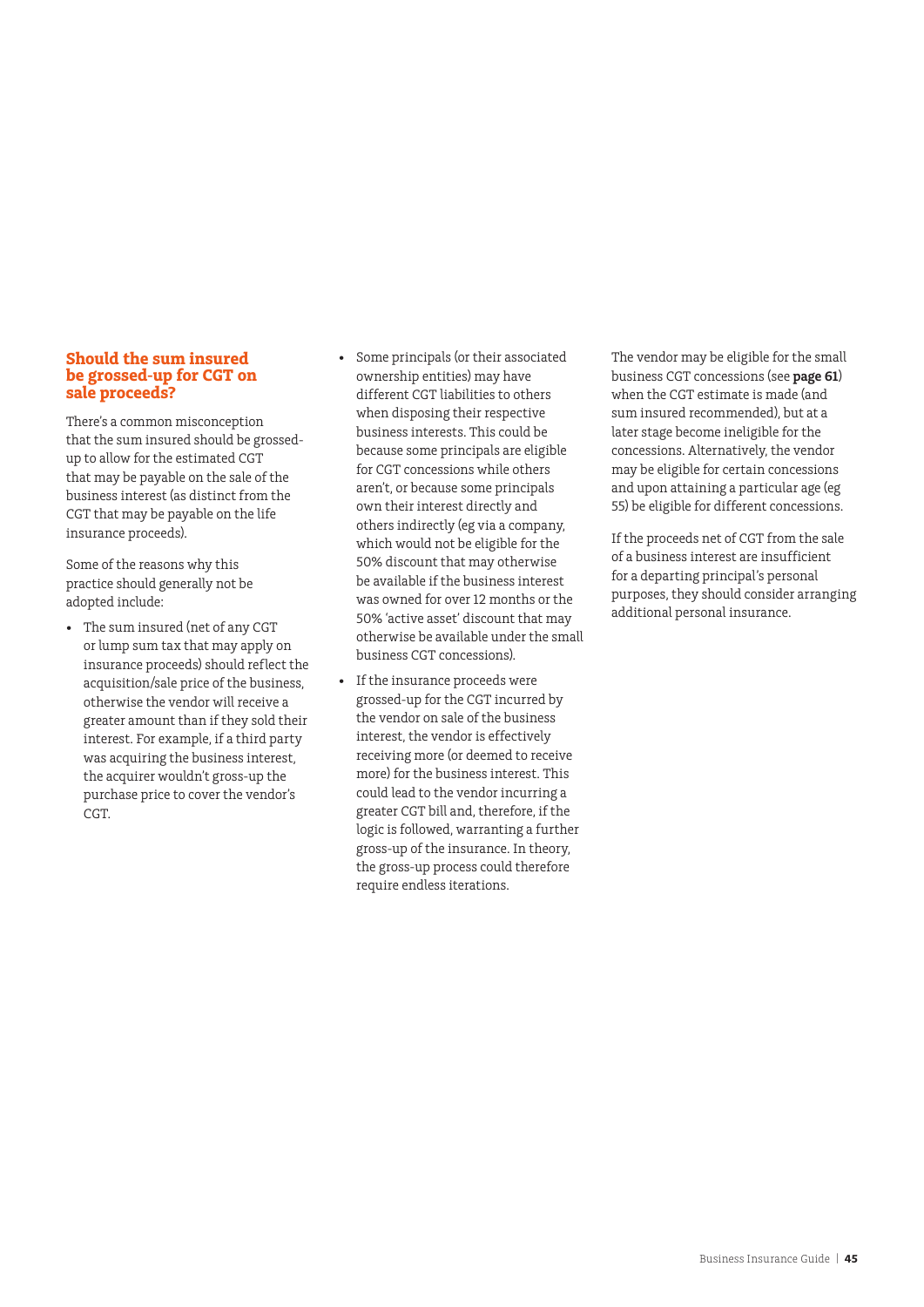## Should the sum insured be grossed-up for CGT on sale proceeds?

There's a common misconception that the sum insured should be grossed-up to allow for the estimated CGT that may be payable on the sale of the business interest (as distinct from the CGT that may be payable on the life insurance proceeds).

Some of the reasons why this practice should generally not be adopted include:

- The sum insured (net of any CGT or lump sum tax that may apply on insurance proceeds) should reflect the acquisition/sale price of the business, otherwise the vendor will receive a greater amount than if they sold their interest. For example, if a third party was acquiring the business interest, the acquirer wouldn't gross-up the purchase price to cover the vendor's CGT.
- Some principals (or their associated ownership entities) may have different CGT liabilities to others when disposing their respective business interests. This could be because some principals are eligible for CGT concessions while others aren't, or because some principals own their interest directly and others indirectly (eg via a company, which would not be eligible for the 50% discount that may otherwise be available if the business interest was owned for over 12 months or the 50% 'active asset' discount that may otherwise be available under the small business CGT concessions).
- If the insurance proceeds were grossed-up for the CGT incurred by the vendor on sale of the business interest, the vendor is effectively receiving more (or deemed to receive more) for the business interest. This could lead to the vendor incurring a greater CGT bill and, therefore, if the logic is followed, warranting a further gross-up of the insurance. In theory, the gross-up process could therefore require endless iterations.

The vendor may be eligible for the small business CGT concessions (see **page 61**) when the CGT estimate is made (and sum insured recommended), but at a later stage become ineligible for the concessions. Alternatively, the vendor may be eligible for certain concessions and upon attaining a particular age (eg 55) be eligible for different concessions.

If the proceeds net of CGT from the sale of a business interest are insufficient for a departing principal's personal purposes, they should consider arranging additional personal insurance.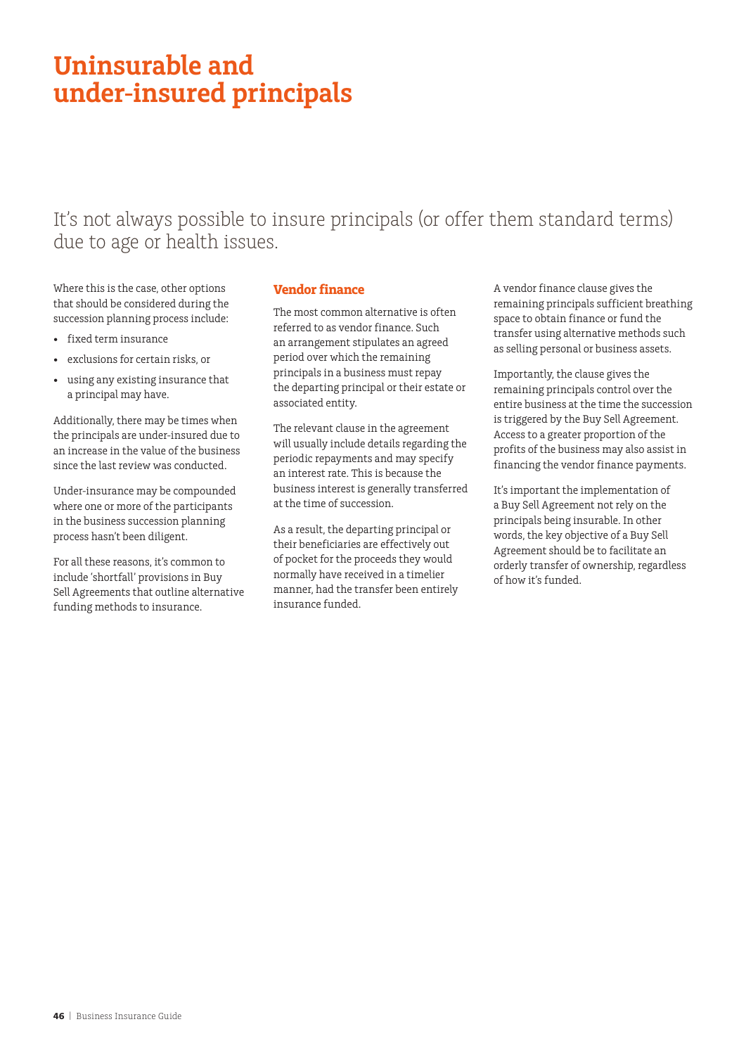# Uninsurable and under-insured principals

It's not always possible to insure principals (or offer them standard terms) due to age or health issues.

Where this is the case, other options that should be considered during the succession planning process include:

- fixed term insurance
- exclusions for certain risks, or
- using any existing insurance that a principal may have.

Additionally, there may be times when the principals are under-insured due to an increase in the value of the business since the last review was conducted.

Under-insurance may be compounded where one or more of the participants in the business succession planning process hasn't been diligent.

For all these reasons, it's common to include 'shortfall' provisions in Buy Sell Agreements that outline alternative funding methods to insurance.

## Vendor finance

The most common alternative is often referred to as vendor finance. Such an arrangement stipulates an agreed period over which the remaining principals in a business must repay the departing principal or their estate or associated entity.

The relevant clause in the agreement will usually include details regarding the periodic repayments and may specify an interest rate. This is because the business interest is generally transferred at the time of succession.

As a result, the departing principal or their beneficiaries are effectively out of pocket for the proceeds they would normally have received in a timelier manner, had the transfer been entirely insurance funded.

A vendor finance clause gives the remaining principals sufficient breathing space to obtain finance or fund the transfer using alternative methods such as selling personal or business assets.

Importantly, the clause gives the remaining principals control over the entire business at the time the succession is triggered by the Buy Sell Agreement. Access to a greater proportion of the profits of the business may also assist in financing the vendor finance payments.

It's important the implementation of a Buy Sell Agreement not rely on the principals being insurable. In other words, the key objective of a Buy Sell Agreement should be to facilitate an orderly transfer of ownership, regardless of how it's funded.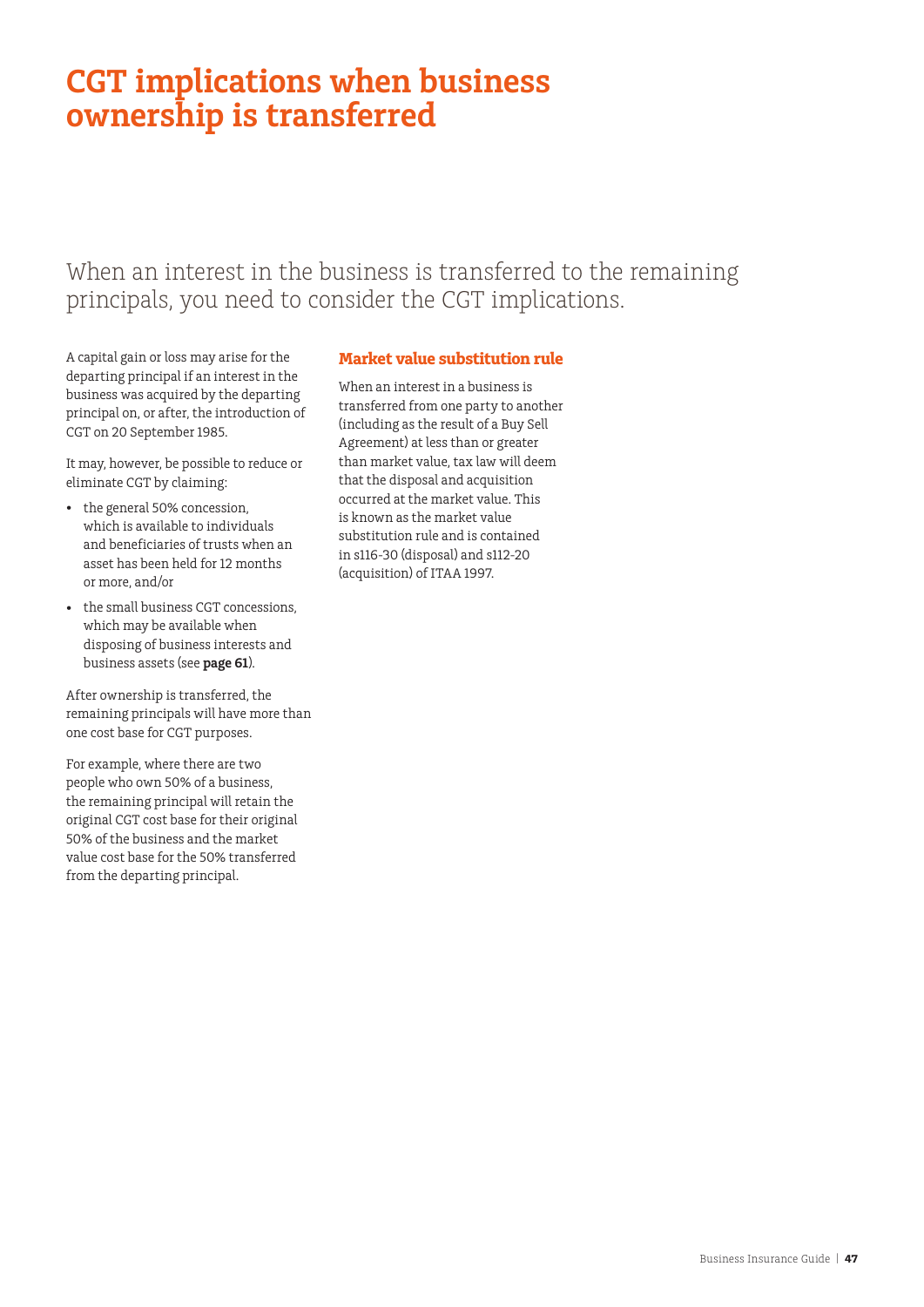# CGT implications when business ownership is transferred

When an interest in the business is transferred to the remaining principals, you need to consider the CGT implications.

A capital gain or loss may arise for the departing principal if an interest in the business was acquired by the departing principal on, or after, the introduction of CGT on 20 September 1985.

It may, however, be possible to reduce or eliminate CGT by claiming:

- the general 50% concession, which is available to individuals and beneficiaries of trusts when an asset has been held for 12 months or more, and/or
- the small business CGT concessions, which may be available when disposing of business interests and business assets (see **page 61**).

After ownership is transferred, the remaining principals will have more than one cost base for CGT purposes.

For example, where there are two people who own 50% of a business, the remaining principal will retain the original CGT cost base for their original 50% of the business and the market value cost base for the 50% transferred from the departing principal.

## Market value substitution rule

When an interest in a business is transferred from one party to another (including as the result of a Buy Sell Agreement) at less than or greater than market value, tax law will deem that the disposal and acquisition occurred at the market value. This is known as the market value substitution rule and is contained in s116-30 (disposal) and s112-20 (acquisition) of ITAA 1997.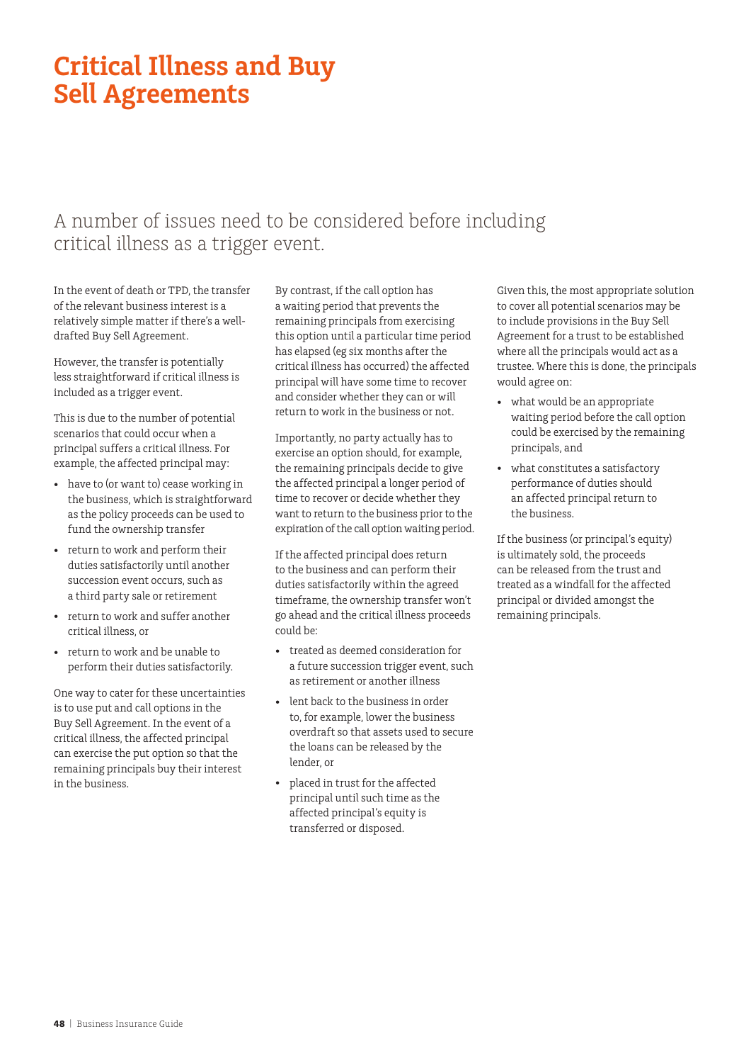# Critical Illness and Buy Sell Agreements

## A number of issues need to be considered before including critical illness as a trigger event.

In the event of death or TPD, the transfer of the relevant business interest is a relatively simple matter if there's a well-drafted Buy Sell Agreement.

However, the transfer is potentially less straightforward if critical illness is included as a trigger event.

This is due to the number of potential scenarios that could occur when a principal suffers a critical illness. For example, the affected principal may:

- have to (or want to) cease working in the business, which is straightforward as the policy proceeds can be used to fund the ownership transfer
- return to work and perform their duties satisfactorily until another succession event occurs, such as a third party sale or retirement
- return to work and suffer another critical illness, or
- return to work and be unable to perform their duties satisfactorily.

One way to cater for these uncertainties is to use put and call options in the Buy Sell Agreement. In the event of a critical illness, the affected principal can exercise the put option so that the remaining principals buy their interest in the business.

By contrast, if the call option has a waiting period that prevents the remaining principals from exercising this option until a particular time period has elapsed (eg six months after the critical illness has occurred) the affected principal will have some time to recover and consider whether they can or will return to work in the business or not.

Importantly, no party actually has to exercise an option should, for example, the remaining principals decide to give the affected principal a longer period of time to recover or decide whether they want to return to the business prior to the expiration of the call option waiting period.

If the affected principal does return to the business and can perform their duties satisfactorily within the agreed timeframe, the ownership transfer won't go ahead and the critical illness proceeds could be:

- treated as deemed consideration for a future succession trigger event, such as retirement or another illness
- lent back to the business in order to, for example, lower the business overdraft so that assets used to secure the loans can be released by the lender, or
- placed in trust for the affected principal until such time as the affected principal's equity is transferred or disposed.

Given this, the most appropriate solution to cover all potential scenarios may be to include provisions in the Buy Sell Agreement for a trust to be established where all the principals would act as a trustee. Where this is done, the principals would agree on:

- what would be an appropriate waiting period before the call option could be exercised by the remaining principals, and
- what constitutes a satisfactory performance of duties should an affected principal return to the business.

If the business (or principal's equity) is ultimately sold, the proceeds can be released from the trust and treated as a windfall for the affected principal or divided amongst the remaining principals.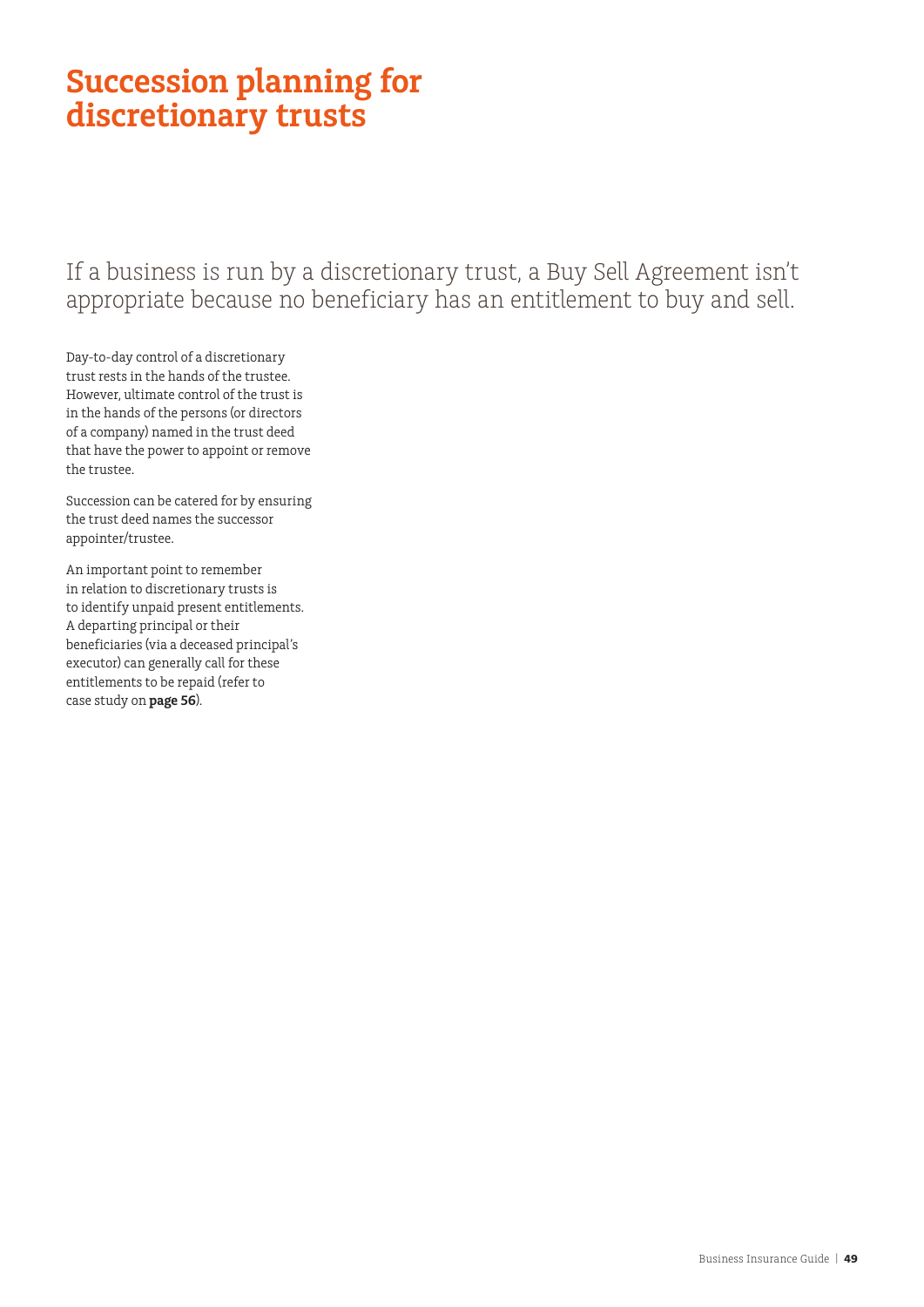# Succession planning for discretionary trusts

If a business is run by a discretionary trust, a Buy Sell Agreement isn't appropriate because no beneficiary has an entitlement to buy and sell.

Day-to-day control of a discretionary trust rests in the hands of the trustee. However, ultimate control of the trust is in the hands of the persons (or directors of a company) named in the trust deed that have the power to appoint or remove the trustee.

Succession can be catered for by ensuring the trust deed names the successor appointer/trustee.

An important point to remember in relation to discretionary trusts is to identify unpaid present entitlements. A departing principal or their beneficiaries (via a deceased principal's executor) can generally call for these entitlements to be repaid (refer to case study on **page 56**).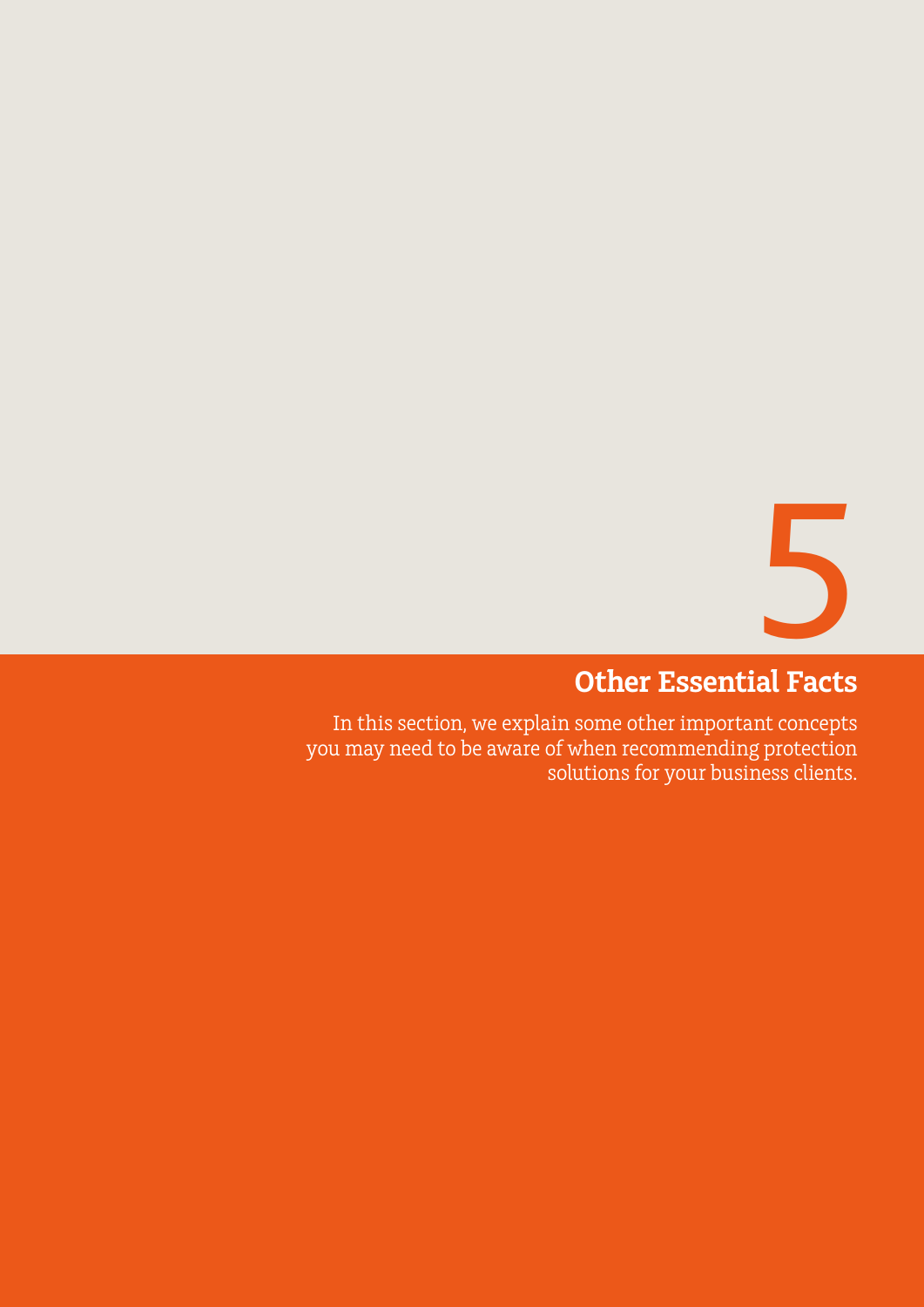# 5

## Other Essential Facts

In this section, we explain some other important concepts you may need to be aware of when recommending protection solutions for your business clients.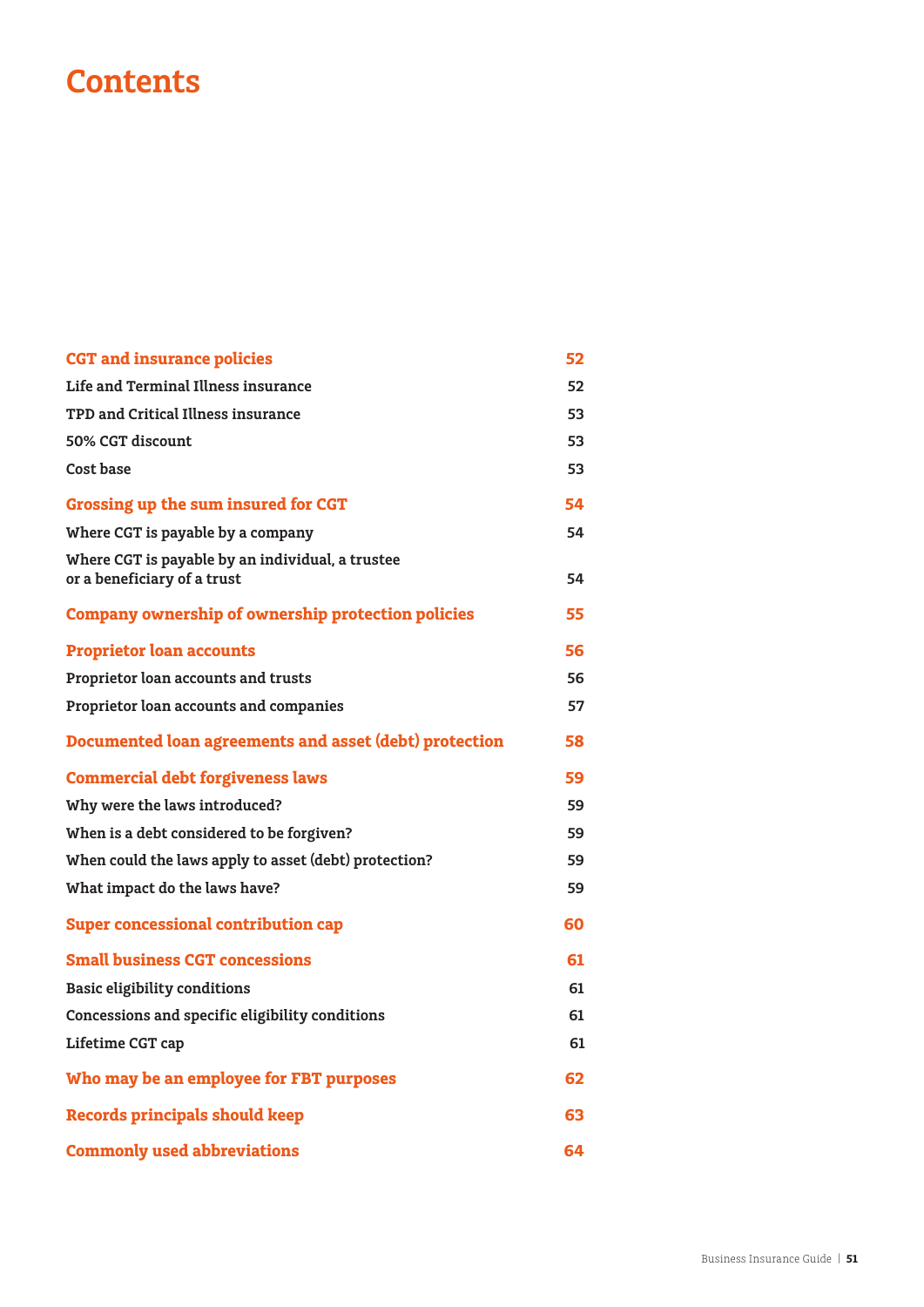# Contents

| | |
|---|---|
| **CGT and insurance policies** | **52** |
| Life and Terminal Illness insurance | 52 |
| TPD and Critical Illness insurance | 53 |
| 50% CGT discount | 53 |
| Cost base | 53 |
| **Grossing up the sum insured for CGT** | **54** |
| Where CGT is payable by a company | 54 |
| Where CGT is payable by an individual, a trustee or a beneficiary of a trust | 54 |
| **Company ownership of ownership protection policies** | **55** |
| **Proprietor loan accounts** | **56** |
| Proprietor loan accounts and trusts | 56 |
| Proprietor loan accounts and companies | 57 |
| **Documented loan agreements and asset (debt) protection** | **58** |
| **Commercial debt forgiveness laws** | **59** |
| Why were the laws introduced? | 59 |
| When is a debt considered to be forgiven? | 59 |
| When could the laws apply to asset (debt) protection? | 59 |
| What impact do the laws have? | 59 |
| **Super concessional contribution cap** | **60** |
| **Small business CGT concessions** | **61** |
| Basic eligibility conditions | 61 |
| Concessions and specific eligibility conditions | 61 |
| Lifetime CGT cap | 61 |
| **Who may be an employee for FBT purposes** | **62** |
| **Records principals should keep** | **63** |
| **Commonly used abbreviations** | **64** |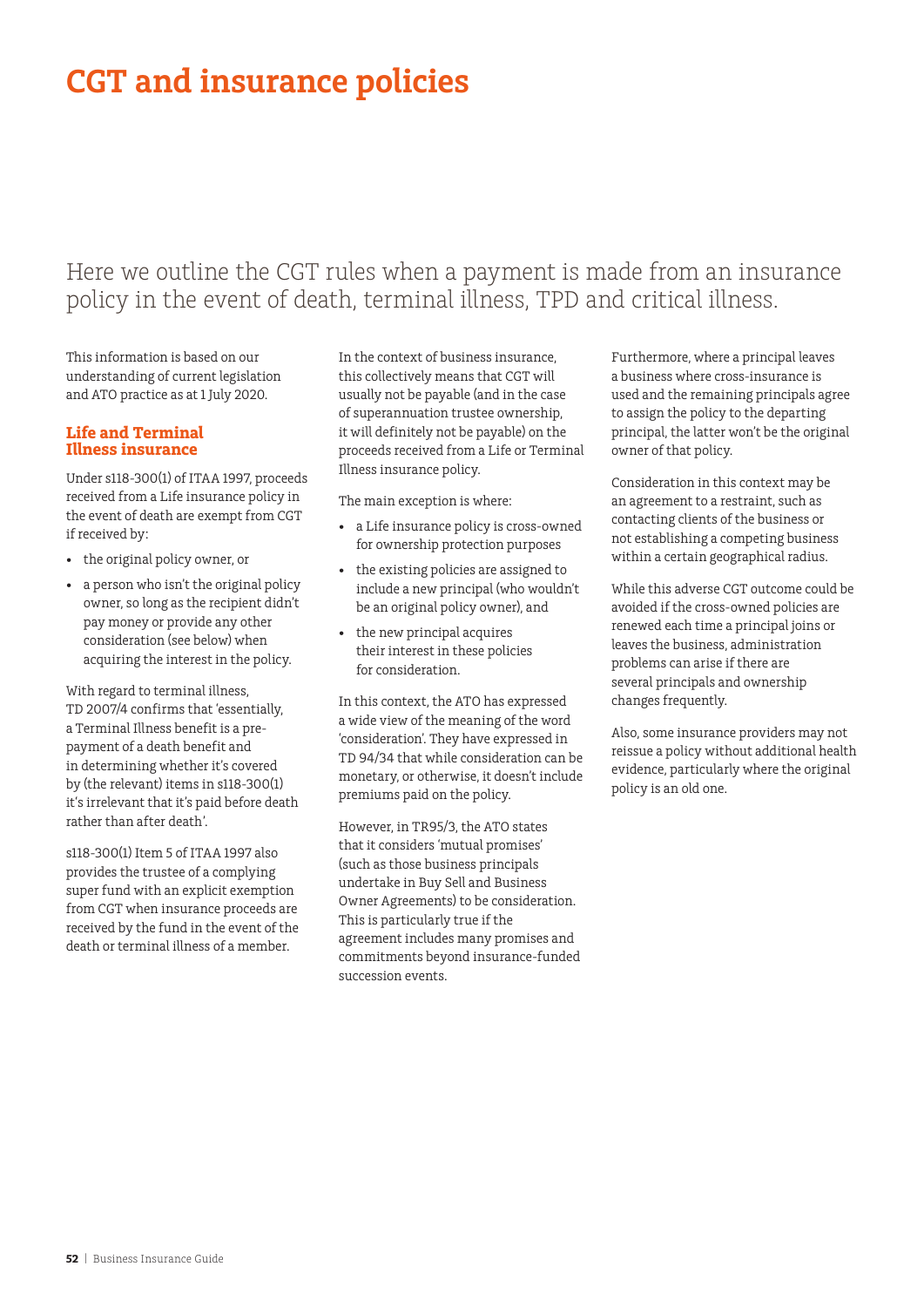# CGT and insurance policies

Here we outline the CGT rules when a payment is made from an insurance policy in the event of death, terminal illness, TPD and critical illness.

This information is based on our understanding of current legislation and ATO practice as at 1 July 2020.

## Life and Terminal Illness insurance

Under s118-300(1) of ITAA 1997, proceeds received from a Life insurance policy in the event of death are exempt from CGT if received by:

- the original policy owner, or
- a person who isn't the original policy owner, so long as the recipient didn't pay money or provide any other consideration (see below) when acquiring the interest in the policy.

With regard to terminal illness, TD 2007/4 confirms that 'essentially, a Terminal Illness benefit is a pre-payment of a death benefit and in determining whether it's covered by (the relevant) items in s118-300(1) it's irrelevant that it's paid before death rather than after death'.

s118-300(1) Item 5 of ITAA 1997 also provides the trustee of a complying super fund with an explicit exemption from CGT when insurance proceeds are received by the fund in the event of the death or terminal illness of a member.

In the context of business insurance, this collectively means that CGT will usually not be payable (and in the case of superannuation trustee ownership, it will definitely not be payable) on the proceeds received from a Life or Terminal Illness insurance policy.

The main exception is where:

- a Life insurance policy is cross-owned for ownership protection purposes
- the existing policies are assigned to include a new principal (who wouldn't be an original policy owner), and
- the new principal acquires their interest in these policies for consideration.

In this context, the ATO has expressed a wide view of the meaning of the word 'consideration'. They have expressed in TD 94/34 that while consideration can be monetary, or otherwise, it doesn't include premiums paid on the policy.

However, in TR95/3, the ATO states that it considers 'mutual promises' (such as those business principals undertake in Buy Sell and Business Owner Agreements) to be consideration. This is particularly true if the agreement includes many promises and commitments beyond insurance-funded succession events.

Furthermore, where a principal leaves a business where cross-insurance is used and the remaining principals agree to assign the policy to the departing principal, the latter won't be the original owner of that policy.

Consideration in this context may be an agreement to a restraint, such as contacting clients of the business or not establishing a competing business within a certain geographical radius.

While this adverse CGT outcome could be avoided if the cross-owned policies are renewed each time a principal joins or leaves the business, administration problems can arise if there are several principals and ownership changes frequently.

Also, some insurance providers may not reissue a policy without additional health evidence, particularly where the original policy is an old one.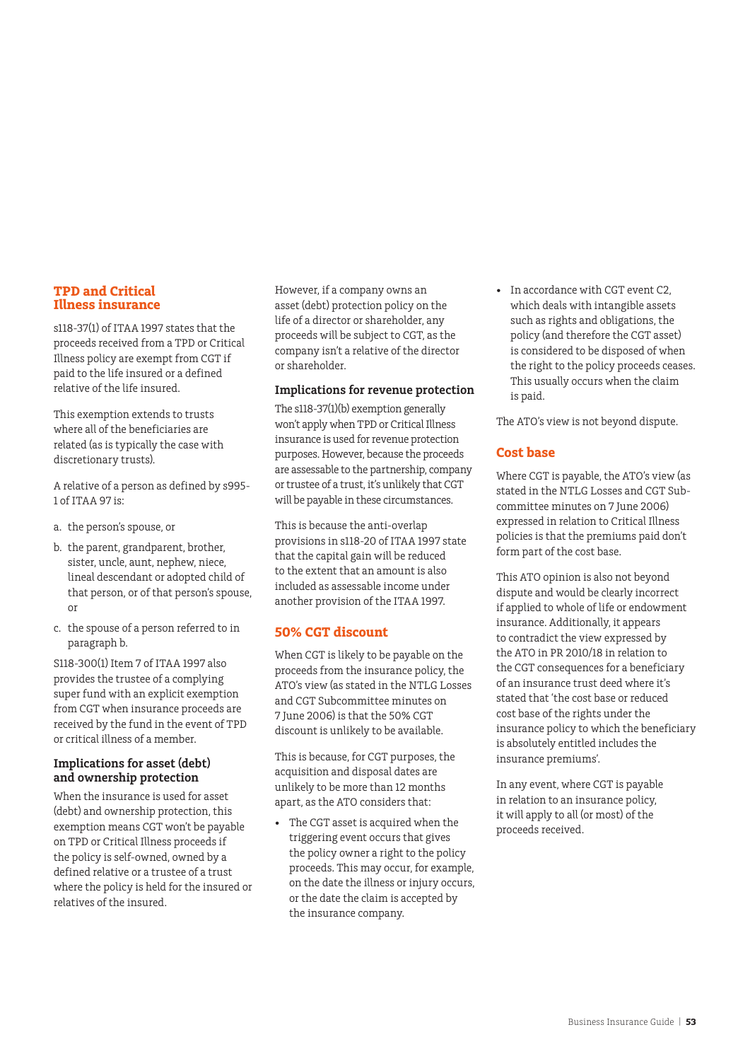## TPD and Critical Illness insurance

s118-37(1) of ITAA 1997 states that the proceeds received from a TPD or Critical Illness policy are exempt from CGT if paid to the life insured or a defined relative of the life insured.

This exemption extends to trusts where all of the beneficiaries are related (as is typically the case with discretionary trusts).

A relative of a person as defined by s995-1 of ITAA 97 is:

a. the person's spouse, or
b. the parent, grandparent, brother, sister, uncle, aunt, nephew, niece, lineal descendant or adopted child of that person, or of that person's spouse, or
c. the spouse of a person referred to in paragraph b.

S118-300(1) Item 7 of ITAA 1997 also provides the trustee of a complying super fund with an explicit exemption from CGT when insurance proceeds are received by the fund in the event of TPD or critical illness of a member.

### Implications for asset (debt) and ownership protection

When the insurance is used for asset (debt) and ownership protection, this exemption means CGT won't be payable on TPD or Critical Illness proceeds if the policy is self-owned, owned by a defined relative or a trustee of a trust where the policy is held for the insured or relatives of the insured.

However, if a company owns an asset (debt) protection policy on the life of a director or shareholder, any proceeds will be subject to CGT, as the company isn't a relative of the director or shareholder.

### Implications for revenue protection

The s118-37(1)(b) exemption generally won't apply when TPD or Critical Illness insurance is used for revenue protection purposes. However, because the proceeds are assessable to the partnership, company or trustee of a trust, it's unlikely that CGT will be payable in these circumstances.

This is because the anti-overlap provisions in s118-20 of ITAA 1997 state that the capital gain will be reduced to the extent that an amount is also included as assessable income under another provision of the ITAA 1997.

## 50% CGT discount

When CGT is likely to be payable on the proceeds from the insurance policy, the ATO's view (as stated in the NTLG Losses and CGT Subcommittee minutes on 7 June 2006) is that the 50% CGT discount is unlikely to be available.

This is because, for CGT purposes, the acquisition and disposal dates are unlikely to be more than 12 months apart, as the ATO considers that:

- The CGT asset is acquired when the triggering event occurs that gives the policy owner a right to the policy proceeds. This may occur, for example, on the date the illness or injury occurs, or the date the claim is accepted by the insurance company.
- In accordance with CGT event C2, which deals with intangible assets such as rights and obligations, the policy (and therefore the CGT asset) is considered to be disposed of when the right to the policy proceeds ceases. This usually occurs when the claim is paid.

The ATO's view is not beyond dispute.

## Cost base

Where CGT is payable, the ATO's view (as stated in the NTLG Losses and CGT Sub-committee minutes on 7 June 2006) expressed in relation to Critical Illness policies is that the premiums paid don't form part of the cost base.

This ATO opinion is also not beyond dispute and would be clearly incorrect if applied to whole of life or endowment insurance. Additionally, it appears to contradict the view expressed by the ATO in PR 2010/18 in relation to the CGT consequences for a beneficiary of an insurance trust deed where it's stated that 'the cost base or reduced cost base of the rights under the insurance policy to which the beneficiary is absolutely entitled includes the insurance premiums'.

In any event, where CGT is payable in relation to an insurance policy, it will apply to all (or most) of the proceeds received.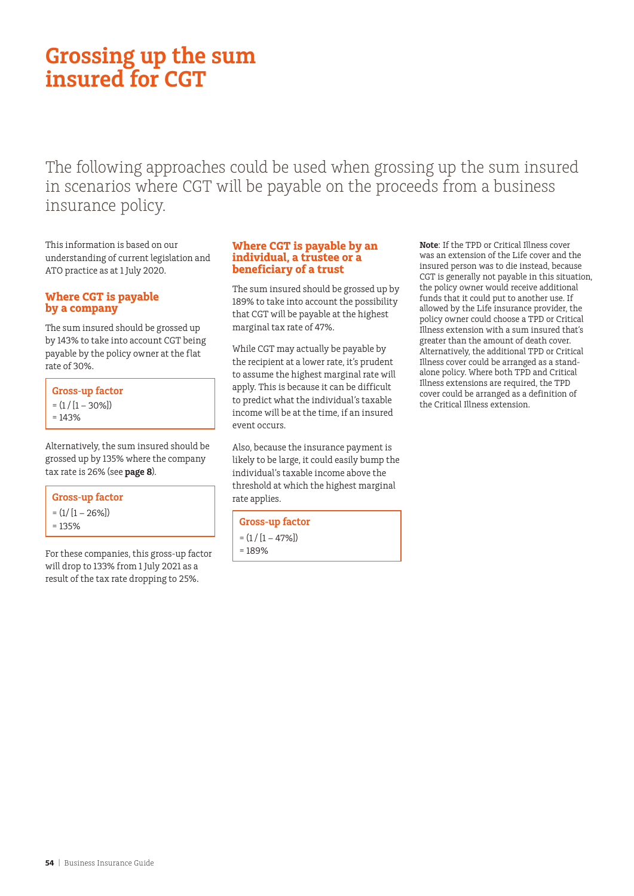# Grossing up the sum insured for CGT

The following approaches could be used when grossing up the sum insured in scenarios where CGT will be payable on the proceeds from a business insurance policy.

This information is based on our understanding of current legislation and ATO practice as at 1 July 2020.

## Where CGT is payable by a company

The sum insured should be grossed up by 143% to take into account CGT being payable by the policy owner at the flat rate of 30%.

**Gross-up factor**

= (1 / [1 – 30%])

= 143%

Alternatively, the sum insured should be grossed up by 135% where the company tax rate is 26% (see **page 8**).

**Gross-up factor**

= (1/ [1 – 26%])

= 135%

For these companies, this gross-up factor will drop to 133% from 1 July 2021 as a result of the tax rate dropping to 25%.

## Where CGT is payable by an individual, a trustee or a beneficiary of a trust

The sum insured should be grossed up by 189% to take into account the possibility that CGT will be payable at the highest marginal tax rate of 47%.

While CGT may actually be payable by the recipient at a lower rate, it's prudent to assume the highest marginal rate will apply. This is because it can be difficult to predict what the individual's taxable income will be at the time, if an insured event occurs.

Also, because the insurance payment is likely to be large, it could easily bump the individual's taxable income above the threshold at which the highest marginal rate applies.

**Gross-up factor**

= (1 / [1 – 47%])

= 189%

**Note**: If the TPD or Critical Illness cover was an extension of the Life cover and the insured person was to die instead, because CGT is generally not payable in this situation, the policy owner would receive additional funds that it could put to another use. If allowed by the Life insurance provider, the policy owner could choose a TPD or Critical Illness extension with a sum insured that's greater than the amount of death cover. Alternatively, the additional TPD or Critical Illness cover could be arranged as a stand-alone policy. Where both TPD and Critical Illness extensions are required, the TPD cover could be arranged as a definition of the Critical Illness extension.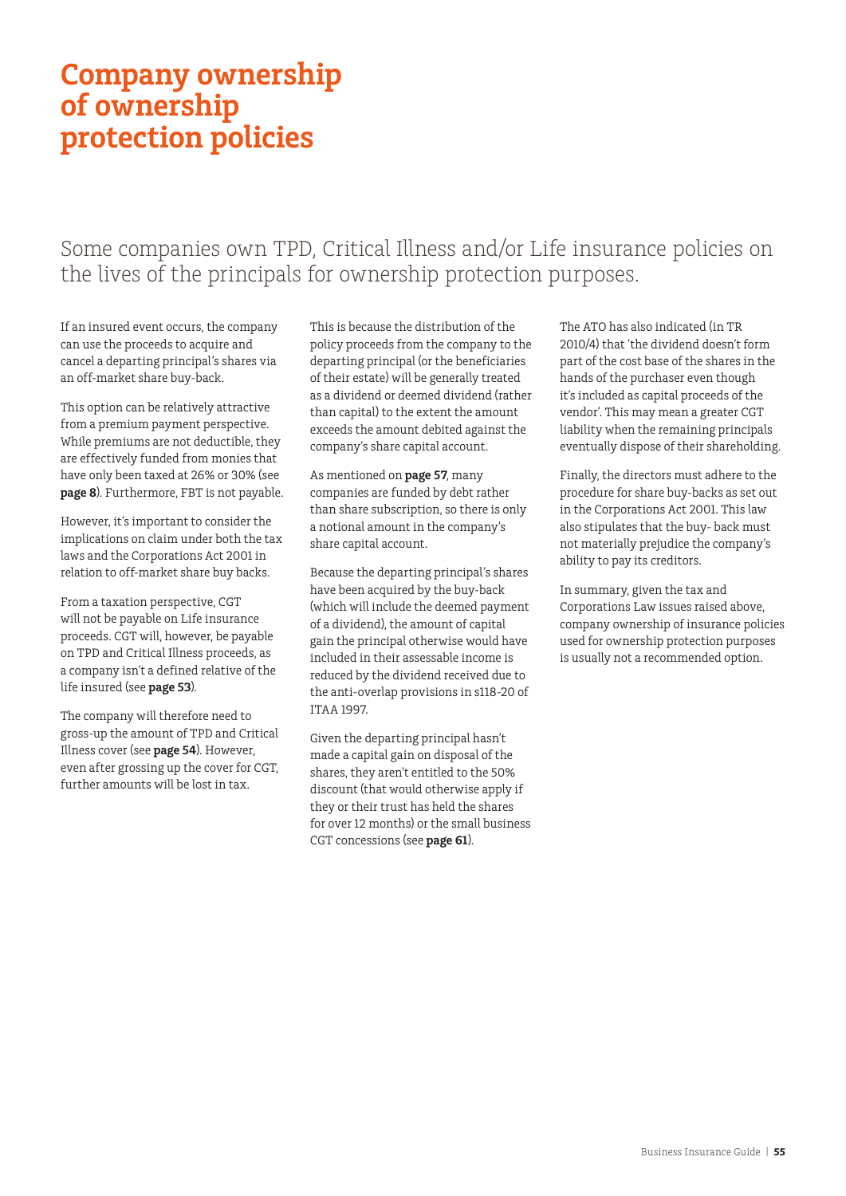# Company ownership of ownership protection policies

Some companies own TPD, Critical Illness and/or Life insurance policies on the lives of the principals for ownership protection purposes.

If an insured event occurs, the company can use the proceeds to acquire and cancel a departing principal's shares via an off-market share buy-back.

This option can be relatively attractive from a premium payment perspective. While premiums are not deductible, they are effectively funded from monies that have only been taxed at 26% or 30% (see **page 8**). Furthermore, FBT is not payable.

However, it's important to consider the implications on claim under both the tax laws and the Corporations Act 2001 in relation to off-market share buy backs.

From a taxation perspective, CGT will not be payable on Life insurance proceeds. CGT will, however, be payable on TPD and Critical Illness proceeds, as a company isn't a defined relative of the life insured (see **page 53**).

The company will therefore need to gross-up the amount of TPD and Critical Illness cover (see **page 54**). However, even after grossing up the cover for CGT, further amounts will be lost in tax.

This is because the distribution of the policy proceeds from the company to the departing principal (or the beneficiaries of their estate) will be generally treated as a dividend or deemed dividend (rather than capital) to the extent the amount exceeds the amount debited against the company's share capital account.

As mentioned on **page 57**, many companies are funded by debt rather than share subscription, so there is only a notional amount in the company's share capital account.

Because the departing principal's shares have been acquired by the buy-back (which will include the deemed payment of a dividend), the amount of capital gain the principal otherwise would have included in their assessable income is reduced by the dividend received due to the anti-overlap provisions in s118-20 of ITAA 1997.

Given the departing principal hasn't made a capital gain on disposal of the shares, they aren't entitled to the 50% discount (that would otherwise apply if they or their trust has held the shares for over 12 months) or the small business CGT concessions (see **page 61**).

The ATO has also indicated (in TR 2010/4) that 'the dividend doesn't form part of the cost base of the shares in the hands of the purchaser even though it's included as capital proceeds of the vendor'. This may mean a greater CGT liability when the remaining principals eventually dispose of their shareholding.

Finally, the directors must adhere to the procedure for share buy-backs as set out in the Corporations Act 2001. This law also stipulates that the buy- back must not materially prejudice the company's ability to pay its creditors.

In summary, given the tax and Corporations Law issues raised above, company ownership of insurance policies used for ownership protection purposes is usually not a recommended option.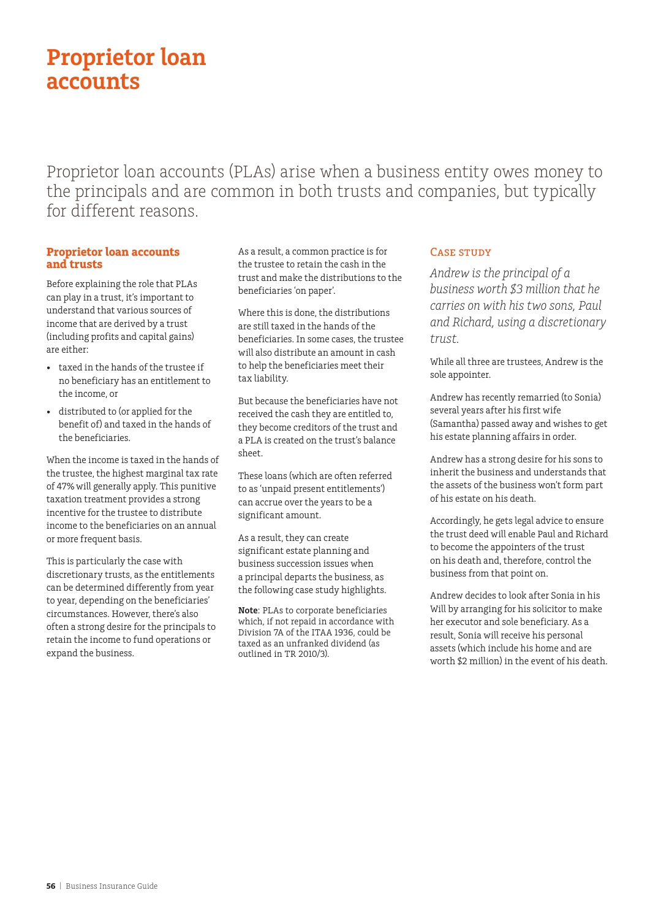# Proprietor loan accounts

Proprietor loan accounts (PLAs) arise when a business entity owes money to the principals and are common in both trusts and companies, but typically for different reasons.

## Proprietor loan accounts and trusts

Before explaining the role that PLAs can play in a trust, it's important to understand that various sources of income that are derived by a trust (including profits and capital gains) are either:

- taxed in the hands of the trustee if no beneficiary has an entitlement to the income, or
- distributed to (or applied for the benefit of) and taxed in the hands of the beneficiaries.

When the income is taxed in the hands of the trustee, the highest marginal tax rate of 47% will generally apply. This punitive taxation treatment provides a strong incentive for the trustee to distribute income to the beneficiaries on an annual or more frequent basis.

This is particularly the case with discretionary trusts, as the entitlements can be determined differently from year to year, depending on the beneficiaries' circumstances. However, there's also often a strong desire for the principals to retain the income to fund operations or expand the business.

As a result, a common practice is for the trustee to retain the cash in the trust and make the distributions to the beneficiaries 'on paper'.

Where this is done, the distributions are still taxed in the hands of the beneficiaries. In some cases, the trustee will also distribute an amount in cash to help the beneficiaries meet their tax liability.

But because the beneficiaries have not received the cash they are entitled to, they become creditors of the trust and a PLA is created on the trust's balance sheet.

These loans (which are often referred to as 'unpaid present entitlements') can accrue over the years to be a significant amount.

As a result, they can create significant estate planning and business succession issues when a principal departs the business, as the following case study highlights.

**Note**: PLAs to corporate beneficiaries which, if not repaid in accordance with Division 7A of the ITAA 1936, could be taxed as an unfranked dividend (as outlined in TR 2010/3).

### Case study

*Andrew is the principal of a business worth $3 million that he carries on with his two sons, Paul and Richard, using a discretionary trust.*

While all three are trustees, Andrew is the sole appointer.

Andrew has recently remarried (to Sonia) several years after his first wife (Samantha) passed away and wishes to get his estate planning affairs in order.

Andrew has a strong desire for his sons to inherit the business and understands that the assets of the business won't form part of his estate on his death.

Accordingly, he gets legal advice to ensure the trust deed will enable Paul and Richard to become the appointers of the trust on his death and, therefore, control the business from that point on.

Andrew decides to look after Sonia in his Will by arranging for his solicitor to make her executor and sole beneficiary. As a result, Sonia will receive his personal assets (which include his home and are worth $2 million) in the event of his death.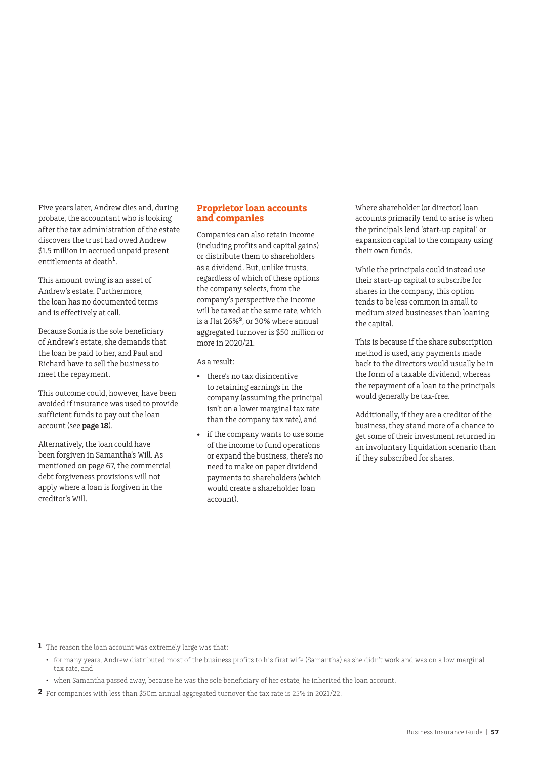Five years later, Andrew dies and, during probate, the accountant who is looking after the tax administration of the estate discovers the trust had owed Andrew $1.5 million in accrued unpaid present entitlements at death[1].

This amount owing is an asset of Andrew's estate. Furthermore, the loan has no documented terms and is effectively at call.

Because Sonia is the sole beneficiary of Andrew's estate, she demands that the loan be paid to her, and Paul and Richard have to sell the business to meet the repayment.

This outcome could, however, have been avoided if insurance was used to provide sufficient funds to pay out the loan account (see **page 18**).

Alternatively, the loan could have been forgiven in Samantha's Will. As mentioned on page 67, the commercial debt forgiveness provisions will not apply where a loan is forgiven in the creditor's Will.

## Proprietor loan accounts and companies

Companies can also retain income (including profits and capital gains) or distribute them to shareholders as a dividend. But, unlike trusts, regardless of which of these options the company selects, from the company's perspective the income will be taxed at the same rate, which is a flat 26%[2], or 30% where annual aggregated turnover is $50 million or more in 2020/21.

As a result:

- there's no tax disincentive to retaining earnings in the company (assuming the principal isn't on a lower marginal tax rate than the company tax rate), and
- if the company wants to use some of the income to fund operations or expand the business, there's no need to make on paper dividend payments to shareholders (which would create a shareholder loan account).

Where shareholder (or director) loan accounts primarily tend to arise is when the principals lend 'start-up capital' or expansion capital to the company using their own funds.

While the principals could instead use their start-up capital to subscribe for shares in the company, this option tends to be less common in small to medium sized businesses than loaning the capital.

This is because if the share subscription method is used, any payments made back to the directors would usually be in the form of a taxable dividend, whereas the repayment of a loan to the principals would generally be tax-free.

Additionally, if they are a creditor of the business, they stand more of a chance to get some of their investment returned in an involuntary liquidation scenario than if they subscribed for shares.

---

[1] The reason the loan account was extremely large was that:

- for many years, Andrew distributed most of the business profits to his first wife (Samantha) as she didn't work and was on a low marginal tax rate, and
- when Samantha passed away, because he was the sole beneficiary of her estate, he inherited the loan account.

[2] For companies with less than $50m annual aggregated turnover the tax rate is 25% in 2021/22.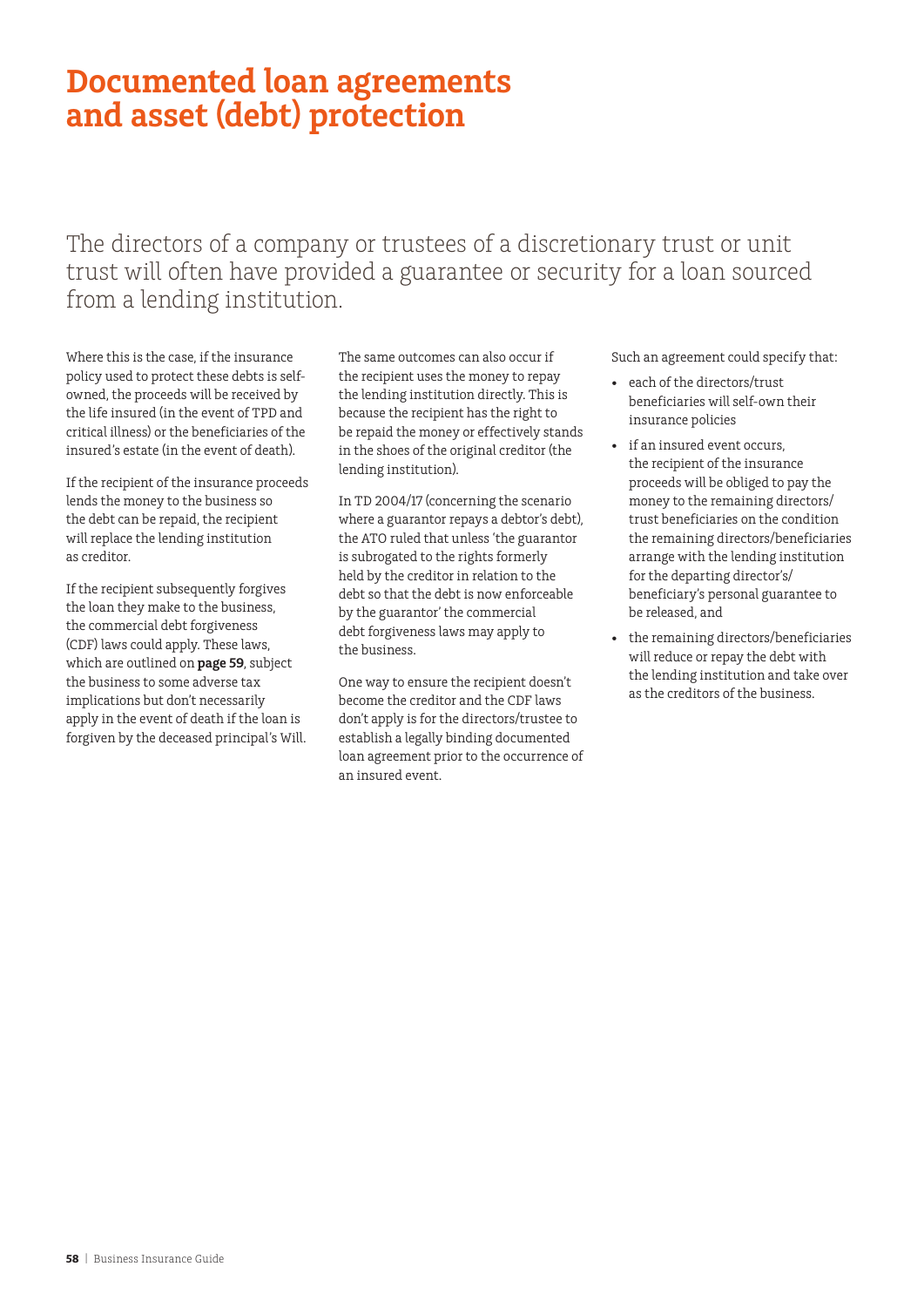# Documented loan agreements and asset (debt) protection

The directors of a company or trustees of a discretionary trust or unit trust will often have provided a guarantee or security for a loan sourced from a lending institution.

Where this is the case, if the insurance policy used to protect these debts is self-owned, the proceeds will be received by the life insured (in the event of TPD and critical illness) or the beneficiaries of the insured's estate (in the event of death).

If the recipient of the insurance proceeds lends the money to the business so the debt can be repaid, the recipient will replace the lending institution as creditor.

If the recipient subsequently forgives the loan they make to the business, the commercial debt forgiveness (CDF) laws could apply. These laws, which are outlined on **page 59**, subject the business to some adverse tax implications but don't necessarily apply in the event of death if the loan is forgiven by the deceased principal's Will.

The same outcomes can also occur if the recipient uses the money to repay the lending institution directly. This is because the recipient has the right to be repaid the money or effectively stands in the shoes of the original creditor (the lending institution).

In TD 2004/17 (concerning the scenario where a guarantor repays a debtor's debt), the ATO ruled that unless 'the guarantor is subrogated to the rights formerly held by the creditor in relation to the debt so that the debt is now enforceable by the guarantor' the commercial debt forgiveness laws may apply to the business.

One way to ensure the recipient doesn't become the creditor and the CDF laws don't apply is for the directors/trustee to establish a legally binding documented loan agreement prior to the occurrence of an insured event.

Such an agreement could specify that:

- each of the directors/trust beneficiaries will self-own their insurance policies
- if an insured event occurs, the recipient of the insurance proceeds will be obliged to pay the money to the remaining directors/trust beneficiaries on the condition the remaining directors/beneficiaries arrange with the lending institution for the departing director's/beneficiary's personal guarantee to be released, and
- the remaining directors/beneficiaries will reduce or repay the debt with the lending institution and take over as the creditors of the business.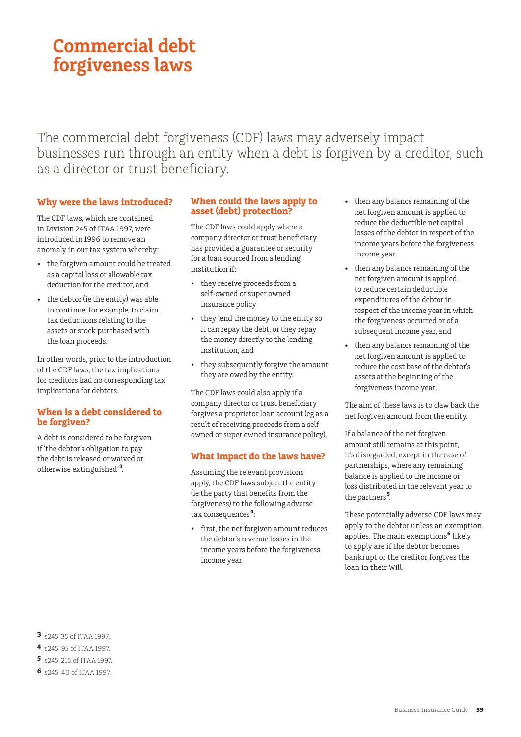# Commercial debt forgiveness laws

The commercial debt forgiveness (CDF) laws may adversely impact businesses run through an entity when a debt is forgiven by a creditor, such as a director or trust beneficiary.

## Why were the laws introduced?

The CDF laws, which are contained in Division 245 of ITAA 1997, were introduced in 1996 to remove an anomaly in our tax system whereby:

- the forgiven amount could be treated as a capital loss or allowable tax deduction for the creditor, and
- the debtor (ie the entity) was able to continue, for example, to claim tax deductions relating to the assets or stock purchased with the loan proceeds.

In other words, prior to the introduction of the CDF laws, the tax implications for creditors had no corresponding tax implications for debtors.

## When is a debt considered to be forgiven?

A debt is considered to be forgiven if 'the debtor's obligation to pay the debt is released or waived or otherwise extinguished'[3].

## When could the laws apply to asset (debt) protection?

The CDF laws could apply where a company director or trust beneficiary has provided a guarantee or security for a loan sourced from a lending institution if:

- they receive proceeds from a self-owned or super owned insurance policy
- they lend the money to the entity so it can repay the debt, or they repay the money directly to the lending institution, and
- they subsequently forgive the amount they are owed by the entity.

The CDF laws could also apply if a company director or trust beneficiary forgives a proprietor loan account (eg as a result of receiving proceeds from a self-owned or super owned insurance policy).

## What impact do the laws have?

Assuming the relevant provisions apply, the CDF laws subject the entity (ie the party that benefits from the forgiveness) to the following adverse tax consequences[4]:

- first, the net forgiven amount reduces the debtor's revenue losses in the income years before the forgiveness income year
- then any balance remaining of the net forgiven amount is applied to reduce the deductible net capital losses of the debtor in respect of the income years before the forgiveness income year
- then any balance remaining of the net forgiven amount is applied to reduce certain deductible expenditures of the debtor in respect of the income year in which the forgiveness occurred or of a subsequent income year, and
- then any balance remaining of the net forgiven amount is applied to reduce the cost base of the debtor's assets at the beginning of the forgiveness income year.

The aim of these laws is to claw back the net forgiven amount from the entity.

If a balance of the net forgiven amount still remains at this point, it's disregarded, except in the case of partnerships, where any remaining balance is applied to the income or loss distributed in the relevant year to the partners[5].

These potentially adverse CDF laws may apply to the debtor unless an exemption applies. The main exemptions[6] likely to apply are if the debtor becomes bankrupt or the creditor forgives the loan in their Will.

[3] s245-35 of ITAA 1997.
[4] s245-95 of ITAA 1997.
[5] s245-215 of ITAA 1997.
[6] s245-40 of ITAA 1997.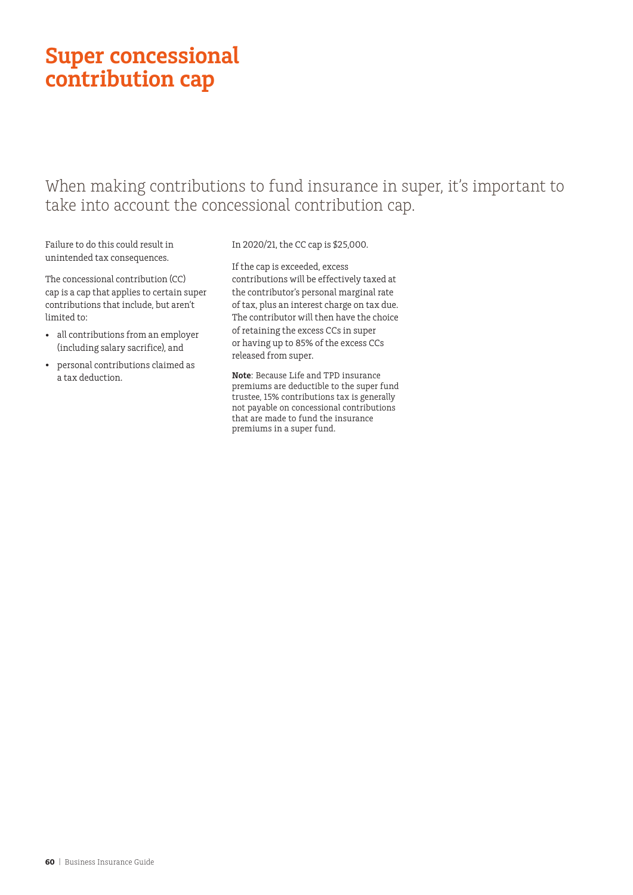# Super concessional contribution cap

When making contributions to fund insurance in super, it's important to take into account the concessional contribution cap.

Failure to do this could result in unintended tax consequences.

The concessional contribution (CC) cap is a cap that applies to certain super contributions that include, but aren't limited to:

- all contributions from an employer (including salary sacrifice), and
- personal contributions claimed as a tax deduction.

In 2020/21, the CC cap is $25,000.

If the cap is exceeded, excess contributions will be effectively taxed at the contributor's personal marginal rate of tax, plus an interest charge on tax due. The contributor will then have the choice of retaining the excess CCs in super or having up to 85% of the excess CCs released from super.

**Note**: Because Life and TPD insurance premiums are deductible to the super fund trustee, 15% contributions tax is generally not payable on concessional contributions that are made to fund the insurance premiums in a super fund.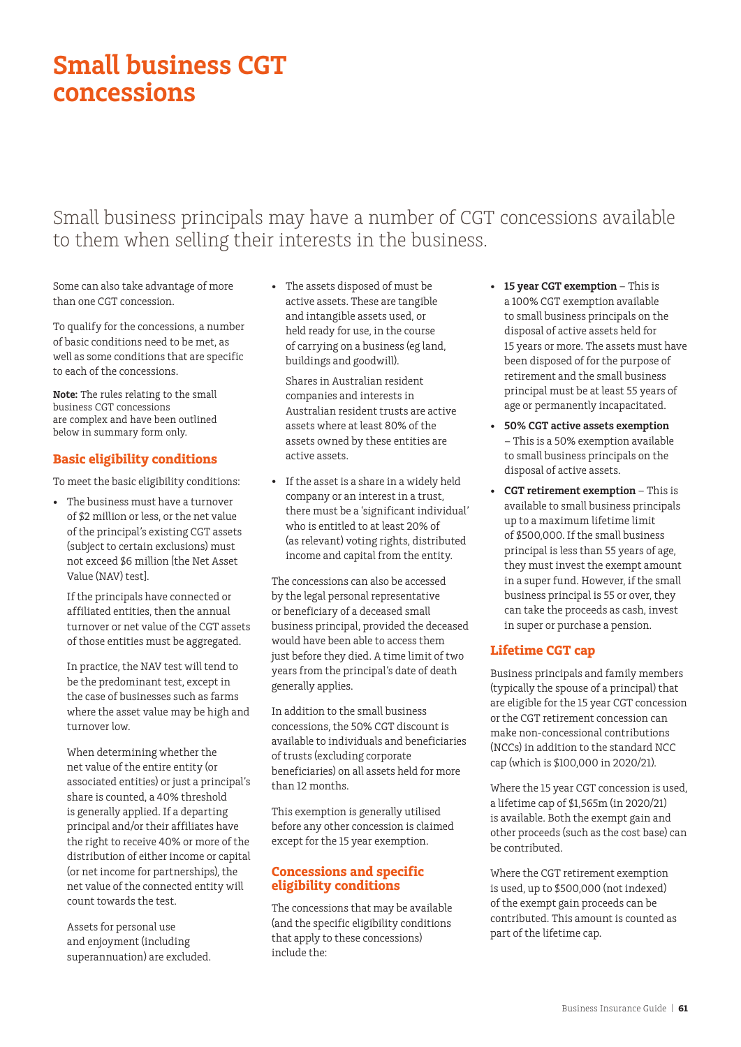# Small business CGT concessions

Small business principals may have a number of CGT concessions available to them when selling their interests in the business.

Some can also take advantage of more than one CGT concession.

To qualify for the concessions, a number of basic conditions need to be met, as well as some conditions that are specific to each of the concessions.

**Note:** The rules relating to the small business CGT concessions are complex and have been outlined below in summary form only.

## Basic eligibility conditions

To meet the basic eligibility conditions:

- The business must have a turnover of $2 million or less, or the net value of the principal's existing CGT assets (subject to certain exclusions) must not exceed $6 million [the Net Asset Value (NAV) test].

  If the principals have connected or affiliated entities, then the annual turnover or net value of the CGT assets of those entities must be aggregated.

  In practice, the NAV test will tend to be the predominant test, except in the case of businesses such as farms where the asset value may be high and turnover low.

  When determining whether the net value of the entire entity (or associated entities) or just a principal's share is counted, a 40% threshold is generally applied. If a departing principal and/or their affiliates have the right to receive 40% or more of the distribution of either income or capital (or net income for partnerships), the net value of the connected entity will count towards the test.

  Assets for personal use and enjoyment (including superannuation) are excluded.

- The assets disposed of must be active assets. These are tangible and intangible assets used, or held ready for use, in the course of carrying on a business (eg land, buildings and goodwill).

  Shares in Australian resident companies and interests in Australian resident trusts are active assets where at least 80% of the assets owned by these entities are active assets.

- If the asset is a share in a widely held company or an interest in a trust, there must be a 'significant individual' who is entitled to at least 20% of (as relevant) voting rights, distributed income and capital from the entity.

The concessions can also be accessed by the legal personal representative or beneficiary of a deceased small business principal, provided the deceased would have been able to access them just before they died. A time limit of two years from the principal's date of death generally applies.

In addition to the small business concessions, the 50% CGT discount is available to individuals and beneficiaries of trusts (excluding corporate beneficiaries) on all assets held for more than 12 months.

This exemption is generally utilised before any other concession is claimed except for the 15 year exemption.

## Concessions and specific eligibility conditions

The concessions that may be available (and the specific eligibility conditions that apply to these concessions) include the:

- **15 year CGT exemption** – This is a 100% CGT exemption available to small business principals on the disposal of active assets held for 15 years or more. The assets must have been disposed of for the purpose of retirement and the small business principal must be at least 55 years of age or permanently incapacitated.
- **50% CGT active assets exemption** – This is a 50% exemption available to small business principals on the disposal of active assets.
- **CGT retirement exemption** – This is available to small business principals up to a maximum lifetime limit of $500,000. If the small business principal is less than 55 years of age, they must invest the exempt amount in a super fund. However, if the small business principal is 55 or over, they can take the proceeds as cash, invest in super or purchase a pension.

## Lifetime CGT cap

Business principals and family members (typically the spouse of a principal) that are eligible for the 15 year CGT concession or the CGT retirement concession can make non-concessional contributions (NCCs) in addition to the standard NCC cap (which is $100,000 in 2020/21).

Where the 15 year CGT concession is used, a lifetime cap of $1,565m (in 2020/21) is available. Both the exempt gain and other proceeds (such as the cost base) can be contributed.

Where the CGT retirement exemption is used, up to $500,000 (not indexed) of the exempt gain proceeds can be contributed. This amount is counted as part of the lifetime cap.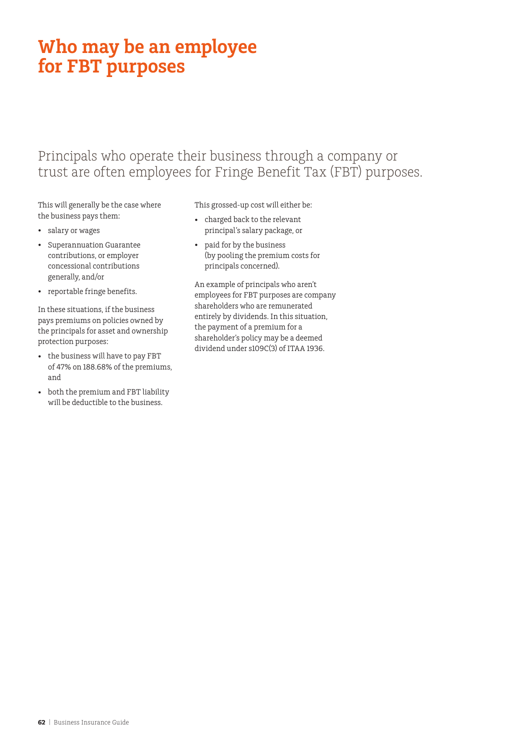# Who may be an employee for FBT purposes

Principals who operate their business through a company or trust are often employees for Fringe Benefit Tax (FBT) purposes.

This will generally be the case where the business pays them:

- salary or wages
- Superannuation Guarantee contributions, or employer concessional contributions generally, and/or
- reportable fringe benefits.

In these situations, if the business pays premiums on policies owned by the principals for asset and ownership protection purposes:

- the business will have to pay FBT of 47% on 188.68% of the premiums, and
- both the premium and FBT liability will be deductible to the business.

This grossed-up cost will either be:

- charged back to the relevant principal's salary package, or
- paid for by the business (by pooling the premium costs for principals concerned).

An example of principals who aren't employees for FBT purposes are company shareholders who are remunerated entirely by dividends. In this situation, the payment of a premium for a shareholder's policy may be a deemed dividend under s109C(3) of ITAA 1936.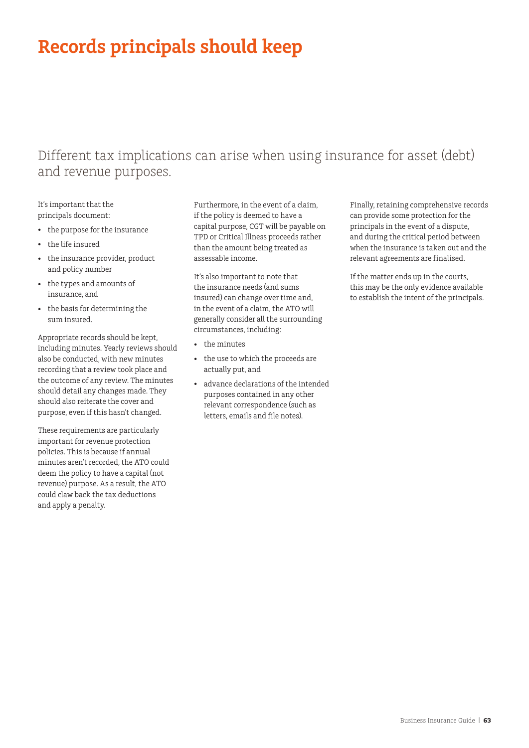# Records principals should keep

## Different tax implications can arise when using insurance for asset (debt) and revenue purposes.

It's important that the principals document:

- the purpose for the insurance
- the life insured
- the insurance provider, product and policy number
- the types and amounts of insurance, and
- the basis for determining the sum insured.

Appropriate records should be kept, including minutes. Yearly reviews should also be conducted, with new minutes recording that a review took place and the outcome of any review. The minutes should detail any changes made. They should also reiterate the cover and purpose, even if this hasn't changed.

These requirements are particularly important for revenue protection policies. This is because if annual minutes aren't recorded, the ATO could deem the policy to have a capital (not revenue) purpose. As a result, the ATO could claw back the tax deductions and apply a penalty.

Furthermore, in the event of a claim, if the policy is deemed to have a capital purpose, CGT will be payable on TPD or Critical Illness proceeds rather than the amount being treated as assessable income.

It's also important to note that the insurance needs (and sums insured) can change over time and, in the event of a claim, the ATO will generally consider all the surrounding circumstances, including:

- the minutes
- the use to which the proceeds are actually put, and
- advance declarations of the intended purposes contained in any other relevant correspondence (such as letters, emails and file notes).

Finally, retaining comprehensive records can provide some protection for the principals in the event of a dispute, and during the critical period between when the insurance is taken out and the relevant agreements are finalised.

If the matter ends up in the courts, this may be the only evidence available to establish the intent of the principals.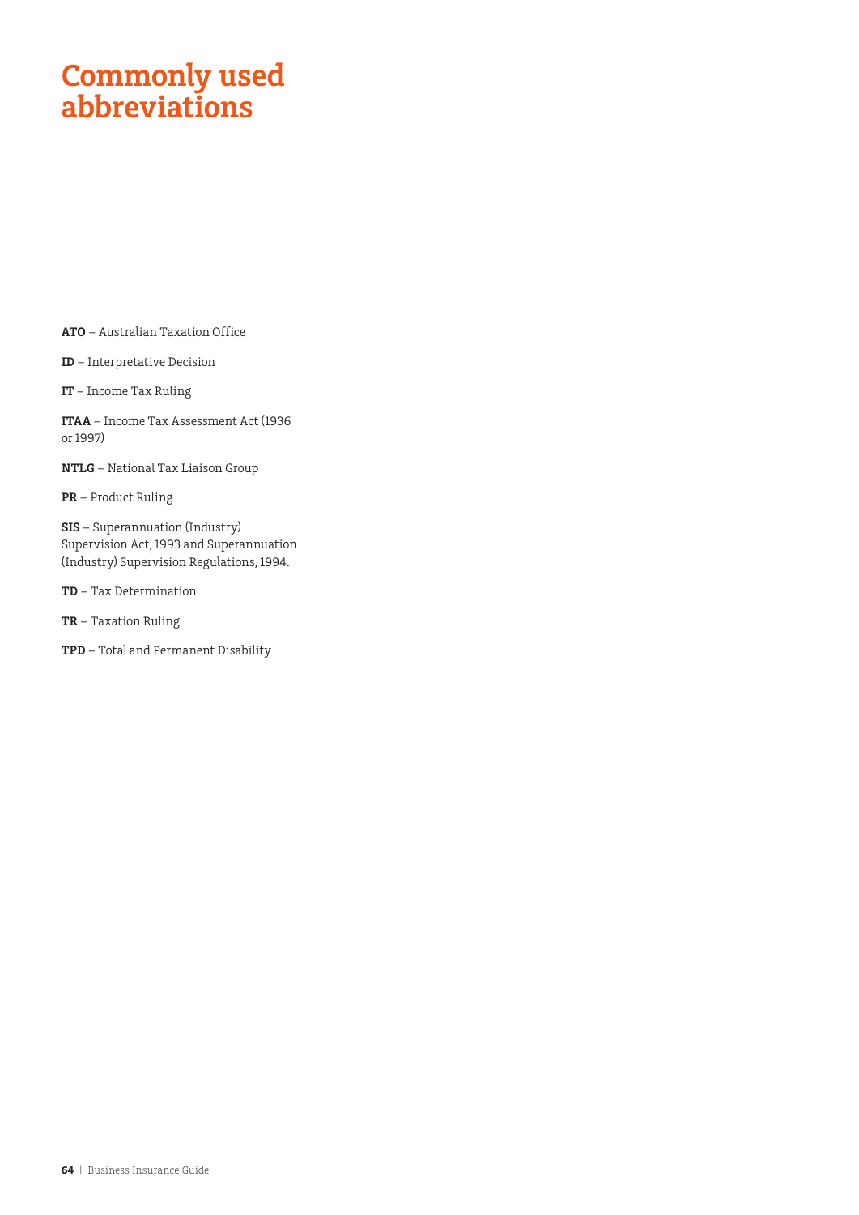# Commonly used abbreviations

**ATO** – Australian Taxation Office

**ID** – Interpretative Decision

**IT** – Income Tax Ruling

**ITAA** – Income Tax Assessment Act (1936 or 1997)

**NTLG** – National Tax Liaison Group

**PR** – Product Ruling

**SIS** – Superannuation (Industry) Supervision Act, 1993 and Superannuation (Industry) Supervision Regulations, 1994.

**TD** – Tax Determination

**TR** – Taxation Ruling

**TPD** – Total and Permanent Disability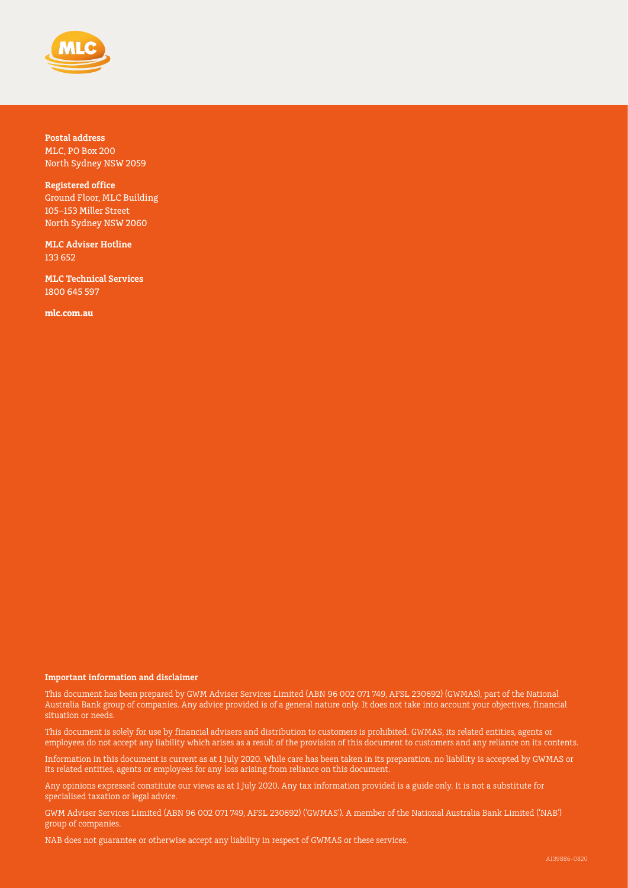**Postal address**
MLC, PO Box 200
North Sydney NSW 2059

**Registered office**
Ground Floor, MLC Building
105–153 Miller Street
North Sydney NSW 2060

**MLC Adviser Hotline**
133 652

**MLC Technical Services**
1800 645 597

**mlc.com.au**

**Important information and disclaimer**

This document has been prepared by GWM Adviser Services Limited (ABN 96 002 071 749, AFSL 230692) (GWMAS), part of the National Australia Bank group of companies. Any advice provided is of a general nature only. It does not take into account your objectives, financial situation or needs.

This document is solely for use by financial advisers and distribution to customers is prohibited. GWMAS, its related entities, agents or employees do not accept any liability which arises as a result of the provision of this document to customers and any reliance on its contents.

Information in this document is current as at 1 July 2020. While care has been taken in its preparation, no liability is accepted by GWMAS or its related entities, agents or employees for any loss arising from reliance on this document.

Any opinions expressed constitute our views as at 1 July 2020. Any tax information provided is a guide only. It is not a substitute for specialised taxation or legal advice.

GWM Adviser Services Limited (ABN 96 002 071 749, AFSL 230692) ('GWMAS'). A member of the National Australia Bank Limited ('NAB') group of companies.

NAB does not guarantee or otherwise accept any liability in respect of GWMAS or these services.

A139886-0820